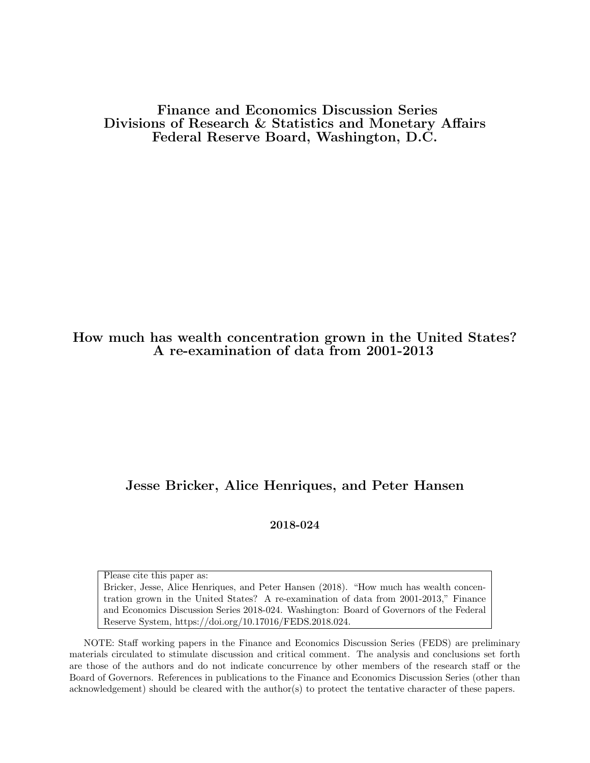**Finance and Economics Discussion Series**
**Divisions of Research & Statistics and Monetary Affairs**
**Federal Reserve Board, Washington, D.C.**

# How much has wealth concentration grown in the United States? A re-examination of data from 2001-2013

**Jesse Bricker, Alice Henriques, and Peter Hansen**

**2018-024**

Please cite this paper as:
Bricker, Jesse, Alice Henriques, and Peter Hansen (2018). "How much has wealth concentration grown in the United States? A re-examination of data from 2001-2013," Finance and Economics Discussion Series 2018-024. Washington: Board of Governors of the Federal Reserve System, https://doi.org/10.17016/FEDS.2018.024.

NOTE: Staff working papers in the Finance and Economics Discussion Series (FEDS) are preliminary materials circulated to stimulate discussion and critical comment. The analysis and conclusions set forth are those of the authors and do not indicate concurrence by other members of the research staff or the Board of Governors. References in publications to the Finance and Economics Discussion Series (other than acknowledgement) should be cleared with the author(s) to protect the tentative character of these papers.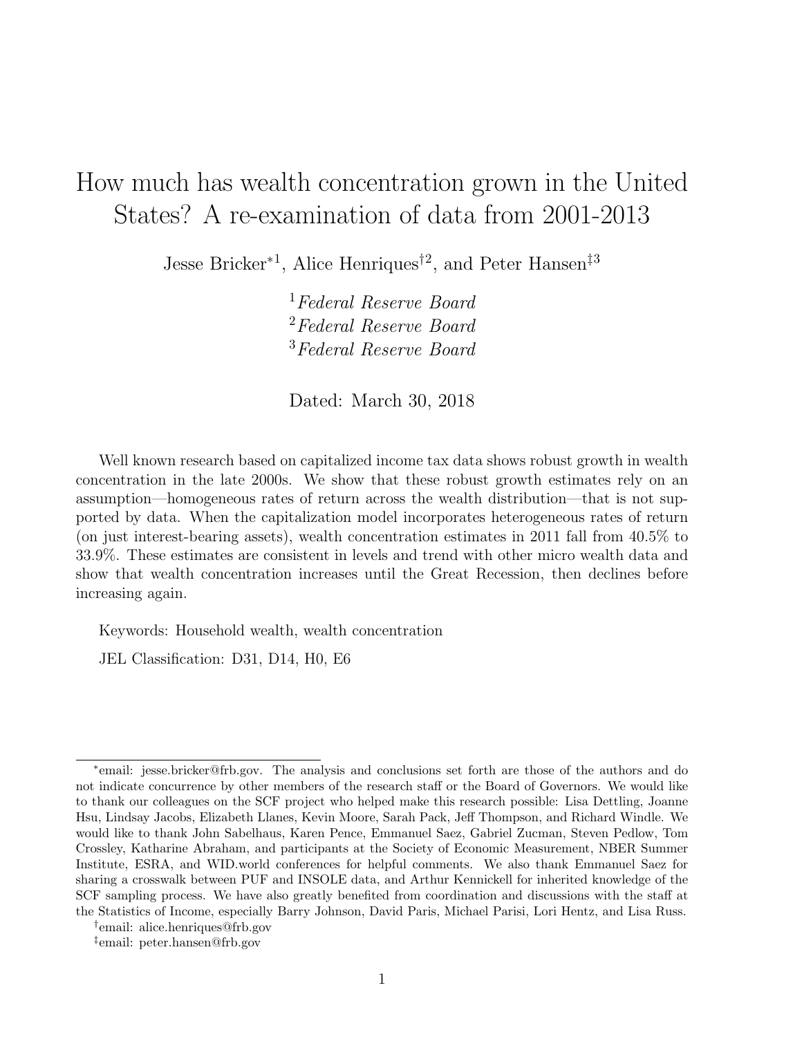# How much has wealth concentration grown in the United States? A re-examination of data from 2001-2013

Jesse Bricker*[1], Alice Henriques†[2], and Peter Hansen‡[3]

[1] *Federal Reserve Board*
[2] *Federal Reserve Board*
[3] *Federal Reserve Board*

Dated: March 30, 2018

Well known research based on capitalized income tax data shows robust growth in wealth concentration in the late 2000s. We show that these robust growth estimates rely on an assumption—homogeneous rates of return across the wealth distribution—that is not supported by data. When the capitalization model incorporates heterogeneous rates of return (on just interest-bearing assets), wealth concentration estimates in 2011 fall from 40.5% to 33.9%. These estimates are consistent in levels and trend with other micro wealth data and show that wealth concentration increases until the Great Recession, then declines before increasing again.

Keywords: Household wealth, wealth concentration

JEL Classification: D31, D14, H0, E6

---

*email: jesse.bricker@frb.gov. The analysis and conclusions set forth are those of the authors and do not indicate concurrence by other members of the research staff or the Board of Governors. We would like to thank our colleagues on the SCF project who helped make this research possible: Lisa Dettling, Joanne Hsu, Lindsay Jacobs, Elizabeth Llanes, Kevin Moore, Sarah Pack, Jeff Thompson, and Richard Windle. We would like to thank John Sabelhaus, Karen Pence, Emmanuel Saez, Gabriel Zucman, Steven Pedlow, Tom Crossley, Katharine Abraham, and participants at the Society of Economic Measurement, NBER Summer Institute, ESRA, and WID.world conferences for helpful comments. We also thank Emmanuel Saez for sharing a crosswalk between PUF and INSOLE data, and Arthur Kennickell for inherited knowledge of the SCF sampling process. We have also greatly benefited from coordination and discussions with the staff at the Statistics of Income, especially Barry Johnson, David Paris, Michael Parisi, Lori Hentz, and Lisa Russ.

†email: alice.henriques@frb.gov

‡email: peter.hansen@frb.gov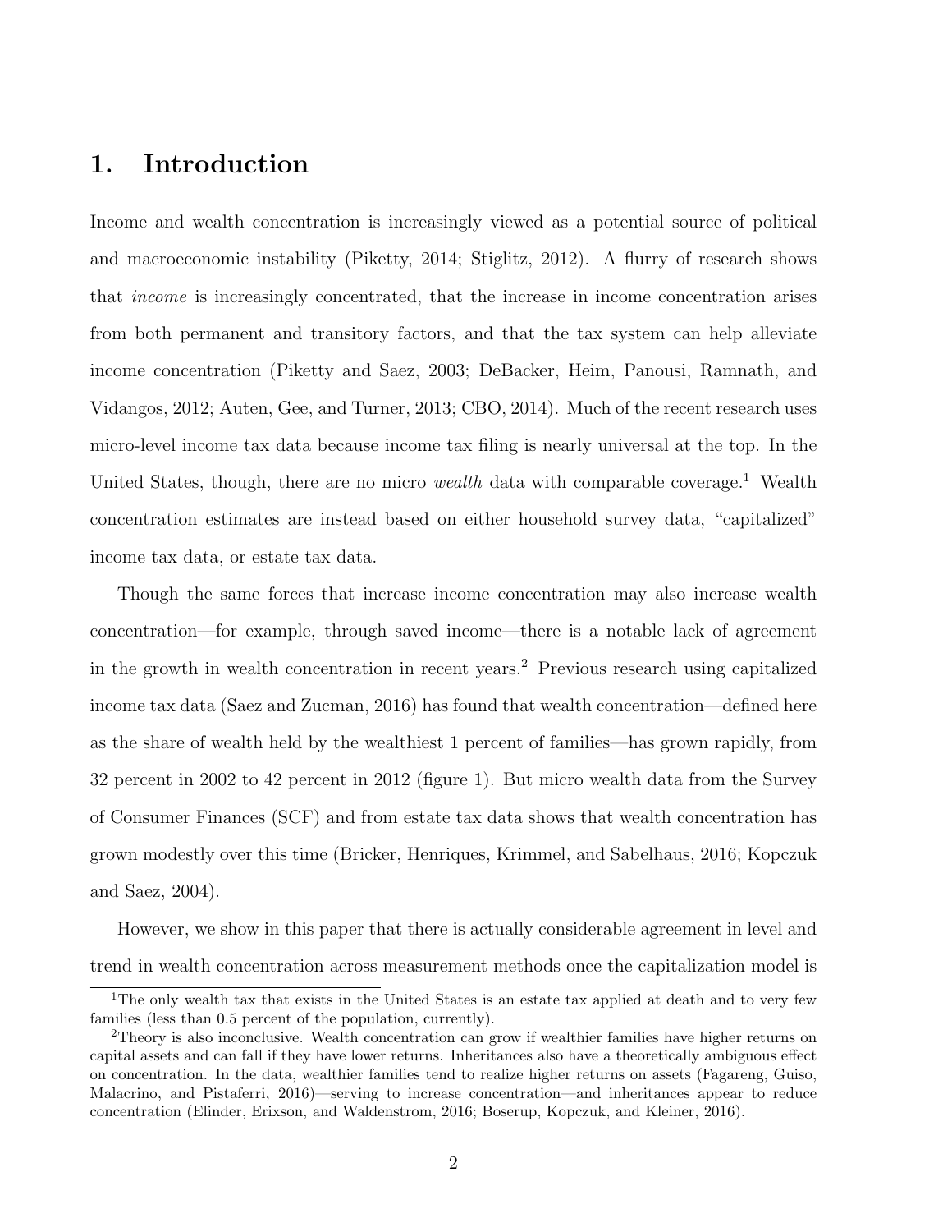# 1. Introduction

Income and wealth concentration is increasingly viewed as a potential source of political and macroeconomic instability (Piketty, 2014; Stiglitz, 2012). A flurry of research shows that *income* is increasingly concentrated, that the increase in income concentration arises from both permanent and transitory factors, and that the tax system can help alleviate income concentration (Piketty and Saez, 2003; DeBacker, Heim, Panousi, Ramnath, and Vidangos, 2012; Auten, Gee, and Turner, 2013; CBO, 2014). Much of the recent research uses micro-level income tax data because income tax filing is nearly universal at the top. In the United States, though, there are no micro *wealth* data with comparable coverage.[1] Wealth concentration estimates are instead based on either household survey data, "capitalized" income tax data, or estate tax data.

Though the same forces that increase income concentration may also increase wealth concentration—for example, through saved income—there is a notable lack of agreement in the growth in wealth concentration in recent years.[2] Previous research using capitalized income tax data (Saez and Zucman, 2016) has found that wealth concentration—defined here as the share of wealth held by the wealthiest 1 percent of families—has grown rapidly, from 32 percent in 2002 to 42 percent in 2012 (figure 1). But micro wealth data from the Survey of Consumer Finances (SCF) and from estate tax data shows that wealth concentration has grown modestly over this time (Bricker, Henriques, Krimmel, and Sabelhaus, 2016; Kopczuk and Saez, 2004).

However, we show in this paper that there is actually considerable agreement in level and trend in wealth concentration across measurement methods once the capitalization model is

[1] The only wealth tax that exists in the United States is an estate tax applied at death and to very few families (less than 0.5 percent of the population, currently).

[2] Theory is also inconclusive. Wealth concentration can grow if wealthier families have higher returns on capital assets and can fall if they have lower returns. Inheritances also have a theoretically ambiguous effect on concentration. In the data, wealthier families tend to realize higher returns on assets (Fagareng, Guiso, Malacrino, and Pistaferri, 2016)—serving to increase concentration—and inheritances appear to reduce concentration (Elinder, Erixson, and Waldenstrom, 2016; Boserup, Kopczuk, and Kleiner, 2016).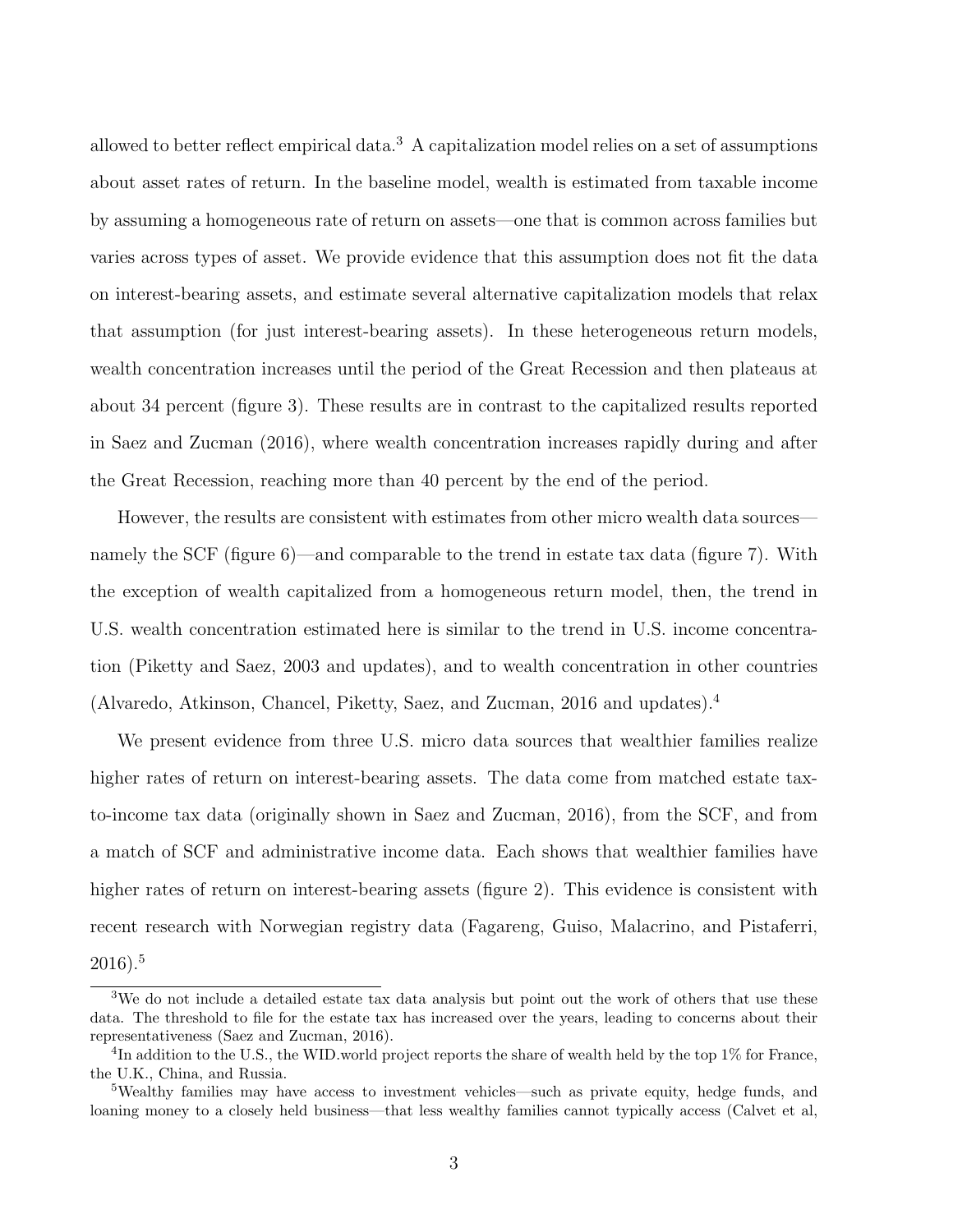allowed to better reflect empirical data.[3] A capitalization model relies on a set of assumptions about asset rates of return. In the baseline model, wealth is estimated from taxable income by assuming a homogeneous rate of return on assets—one that is common across families but varies across types of asset. We provide evidence that this assumption does not fit the data on interest-bearing assets, and estimate several alternative capitalization models that relax that assumption (for just interest-bearing assets). In these heterogeneous return models, wealth concentration increases until the period of the Great Recession and then plateaus at about 34 percent (figure 3). These results are in contrast to the capitalized results reported in Saez and Zucman (2016), where wealth concentration increases rapidly during and after the Great Recession, reaching more than 40 percent by the end of the period.

However, the results are consistent with estimates from other micro wealth data sources—namely the SCF (figure 6)—and comparable to the trend in estate tax data (figure 7). With the exception of wealth capitalized from a homogeneous return model, then, the trend in U.S. wealth concentration estimated here is similar to the trend in U.S. income concentration (Piketty and Saez, 2003 and updates), and to wealth concentration in other countries (Alvaredo, Atkinson, Chancel, Piketty, Saez, and Zucman, 2016 and updates).[4]

We present evidence from three U.S. micro data sources that wealthier families realize higher rates of return on interest-bearing assets. The data come from matched estate tax-to-income tax data (originally shown in Saez and Zucman, 2016), from the SCF, and from a match of SCF and administrative income data. Each shows that wealthier families have higher rates of return on interest-bearing assets (figure 2). This evidence is consistent with recent research with Norwegian registry data (Fagareng, Guiso, Malacrino, and Pistaferri, 2016).[5]

---

[3] We do not include a detailed estate tax data analysis but point out the work of others that use these data. The threshold to file for the estate tax has increased over the years, leading to concerns about their representativeness (Saez and Zucman, 2016).

[4] In addition to the U.S., the WID.world project reports the share of wealth held by the top 1% for France, the U.K., China, and Russia.

[5] Wealthy families may have access to investment vehicles—such as private equity, hedge funds, and loaning money to a closely held business—that less wealthy families cannot typically access (Calvet et al,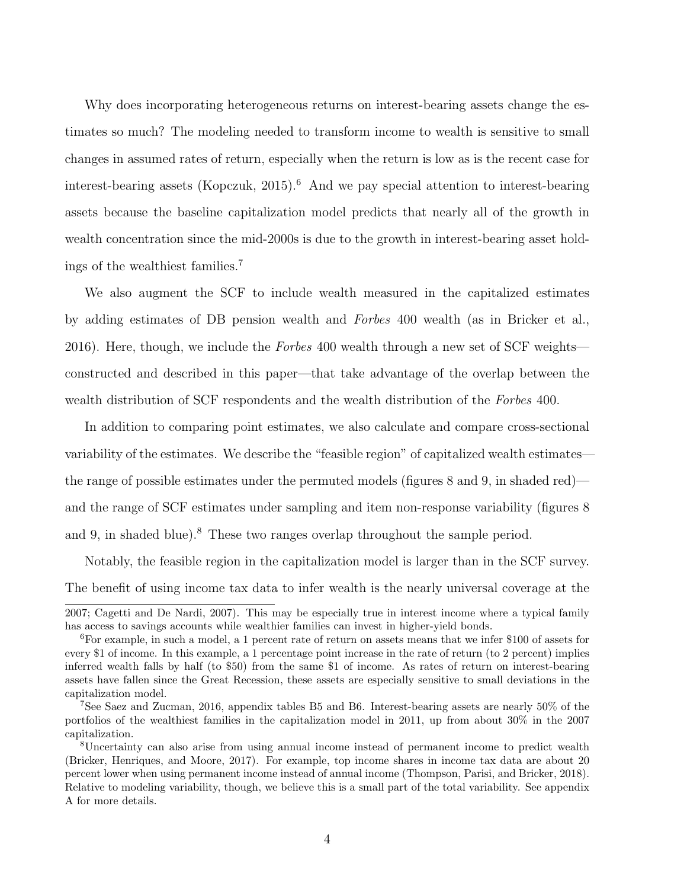Why does incorporating heterogeneous returns on interest-bearing assets change the estimates so much? The modeling needed to transform income to wealth is sensitive to small changes in assumed rates of return, especially when the return is low as is the recent case for interest-bearing assets (Kopczuk, 2015).[6] And we pay special attention to interest-bearing assets because the baseline capitalization model predicts that nearly all of the growth in wealth concentration since the mid-2000s is due to the growth in interest-bearing asset holdings of the wealthiest families.[7]

We also augment the SCF to include wealth measured in the capitalized estimates by adding estimates of DB pension wealth and *Forbes* 400 wealth (as in Bricker et al., 2016). Here, though, we include the *Forbes* 400 wealth through a new set of SCF weights—constructed and described in this paper—that take advantage of the overlap between the wealth distribution of SCF respondents and the wealth distribution of the *Forbes* 400.

In addition to comparing point estimates, we also calculate and compare cross-sectional variability of the estimates. We describe the "feasible region" of capitalized wealth estimates—the range of possible estimates under the permuted models (figures 8 and 9, in shaded red)—and the range of SCF estimates under sampling and item non-response variability (figures 8 and 9, in shaded blue).[8] These two ranges overlap throughout the sample period.

Notably, the feasible region in the capitalization model is larger than in the SCF survey. The benefit of using income tax data to infer wealth is the nearly universal coverage at the

---

2007; Cagetti and De Nardi, 2007). This may be especially true in interest income where a typical family has access to savings accounts while wealthier families can invest in higher-yield bonds.

[6] For example, in such a model, a 1 percent rate of return on assets means that we infer \$100 of assets for every \$1 of income. In this example, a 1 percentage point increase in the rate of return (to 2 percent) implies inferred wealth falls by half (to \$50) from the same \$1 of income. As rates of return on interest-bearing assets have fallen since the Great Recession, these assets are especially sensitive to small deviations in the capitalization model.

[7] See Saez and Zucman, 2016, appendix tables B5 and B6. Interest-bearing assets are nearly 50% of the portfolios of the wealthiest families in the capitalization model in 2011, up from about 30% in the 2007 capitalization.

[8] Uncertainty can also arise from using annual income instead of permanent income to predict wealth (Bricker, Henriques, and Moore, 2017). For example, top income shares in income tax data are about 20 percent lower when using permanent income instead of annual income (Thompson, Parisi, and Bricker, 2018). Relative to modeling variability, though, we believe this is a small part of the total variability. See appendix A for more details.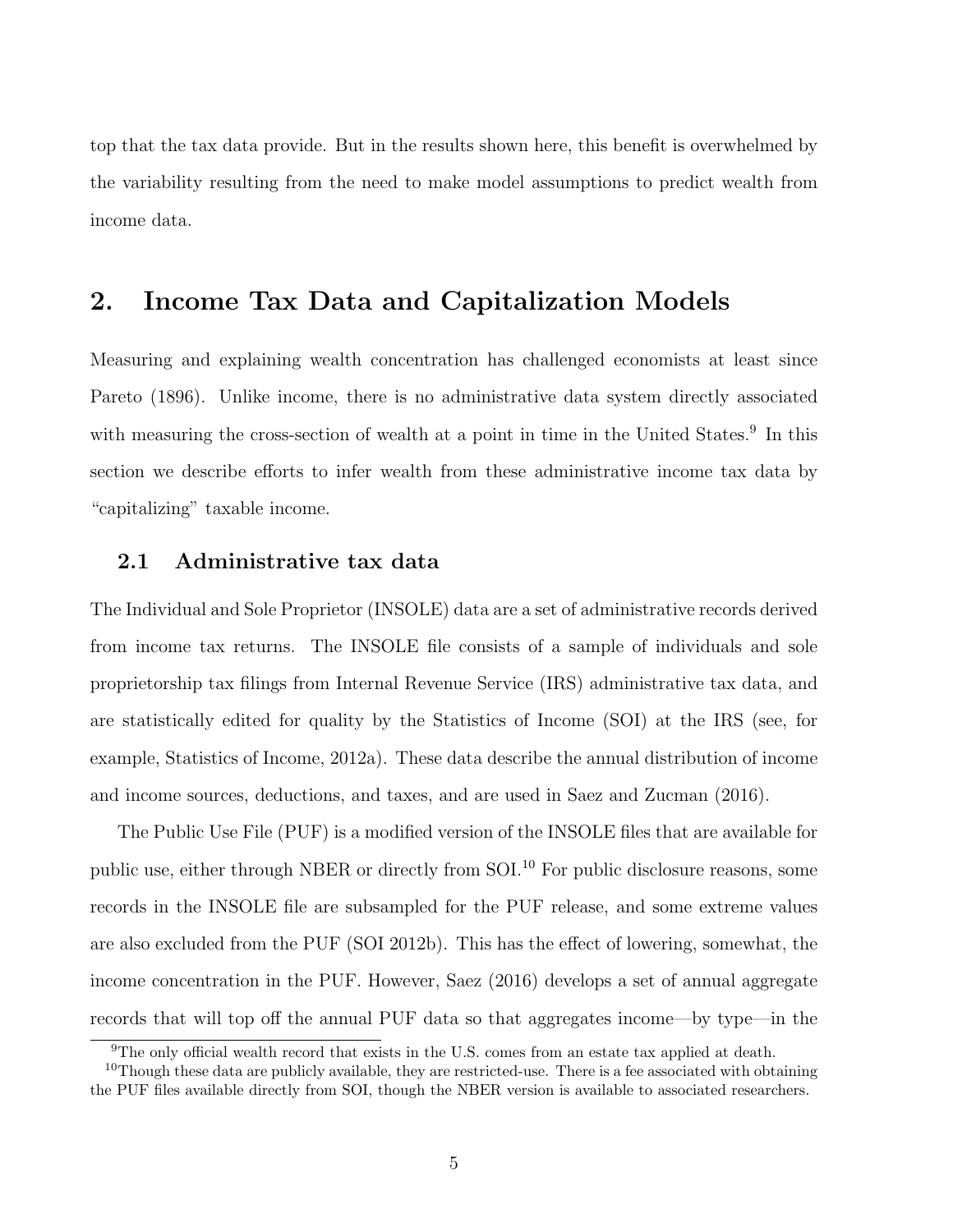top that the tax data provide. But in the results shown here, this benefit is overwhelmed by the variability resulting from the need to make model assumptions to predict wealth from income data.

## 2. Income Tax Data and Capitalization Models

Measuring and explaining wealth concentration has challenged economists at least since Pareto (1896). Unlike income, there is no administrative data system directly associated with measuring the cross-section of wealth at a point in time in the United States.[9] In this section we describe efforts to infer wealth from these administrative income tax data by "capitalizing" taxable income.

### 2.1 Administrative tax data

The Individual and Sole Proprietor (INSOLE) data are a set of administrative records derived from income tax returns. The INSOLE file consists of a sample of individuals and sole proprietorship tax filings from Internal Revenue Service (IRS) administrative tax data, and are statistically edited for quality by the Statistics of Income (SOI) at the IRS (see, for example, Statistics of Income, 2012a). These data describe the annual distribution of income and income sources, deductions, and taxes, and are used in Saez and Zucman (2016).

The Public Use File (PUF) is a modified version of the INSOLE files that are available for public use, either through NBER or directly from SOI.[10] For public disclosure reasons, some records in the INSOLE file are subsampled for the PUF release, and some extreme values are also excluded from the PUF (SOI 2012b). This has the effect of lowering, somewhat, the income concentration in the PUF. However, Saez (2016) develops a set of annual aggregate records that will top off the annual PUF data so that aggregates income—by type—in the

[9] The only official wealth record that exists in the U.S. comes from an estate tax applied at death.

[10] Though these data are publicly available, they are restricted-use. There is a fee associated with obtaining the PUF files available directly from SOI, though the NBER version is available to associated researchers.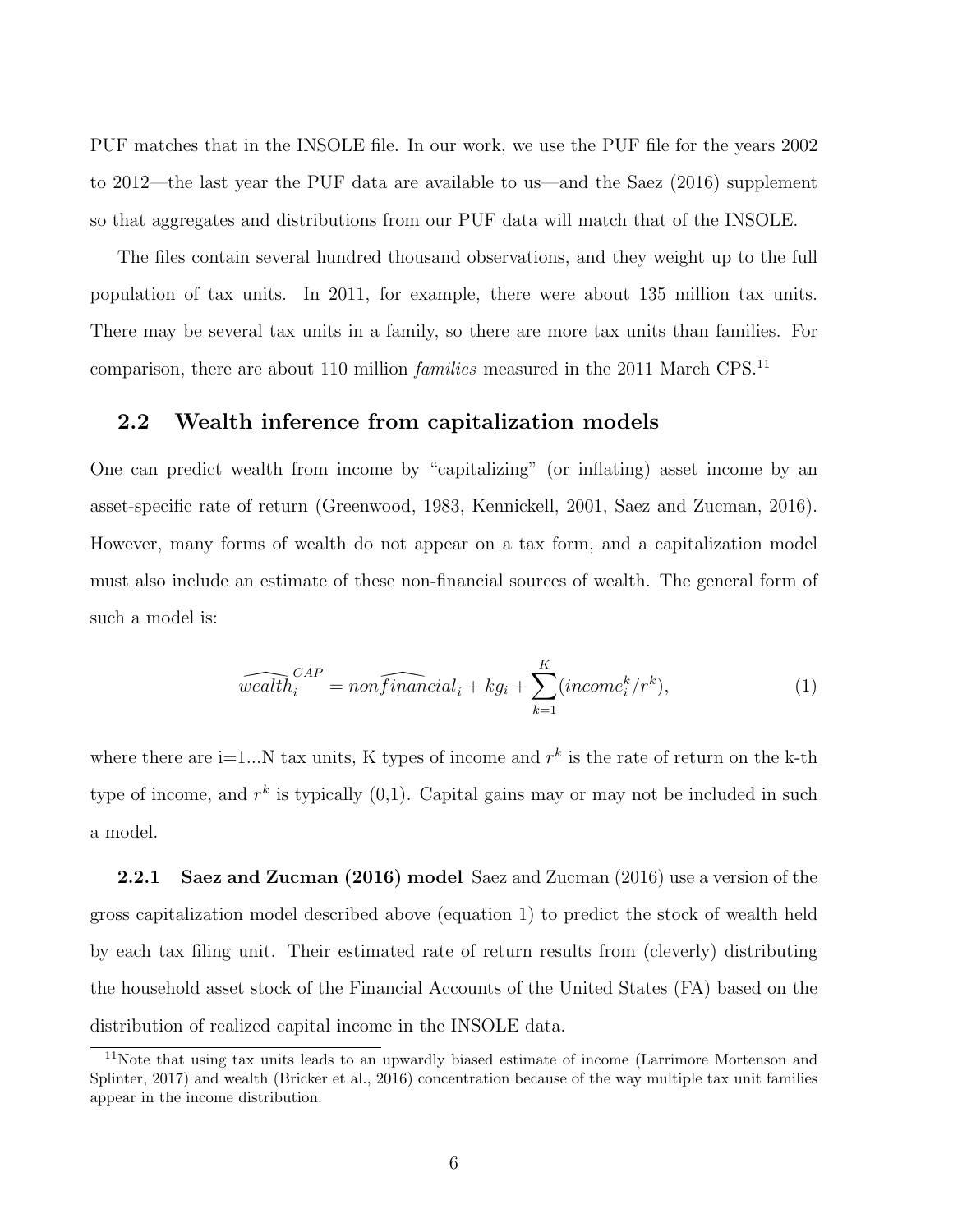PUF matches that in the INSOLE file. In our work, we use the PUF file for the years 2002 to 2012—the last year the PUF data are available to us—and the Saez (2016) supplement so that aggregates and distributions from our PUF data will match that of the INSOLE.

The files contain several hundred thousand observations, and they weight up to the full population of tax units. In 2011, for example, there were about 135 million tax units. There may be several tax units in a family, so there are more tax units than families. For comparison, there are about 110 million *families* measured in the 2011 March CPS.[11]

## 2.2 Wealth inference from capitalization models

One can predict wealth from income by "capitalizing" (or inflating) asset income by an asset-specific rate of return (Greenwood, 1983, Kennickell, 2001, Saez and Zucman, 2016). However, many forms of wealth do not appear on a tax form, and a capitalization model must also include an estimate of these non-financial sources of wealth. The general form of such a model is:

$$\widehat{wealth}_i^{CAP} = non\widehat{financial}_i + kg_i + \sum_{k=1}^{K}(income_i^k/r^k), \tag{1}$$

where there are i=1...N tax units, K types of income and $r^k$ is the rate of return on the k-th type of income, and $r^k$ is typically (0,1). Capital gains may or may not be included in such a model.

**2.2.1 Saez and Zucman (2016) model** Saez and Zucman (2016) use a version of the gross capitalization model described above (equation 1) to predict the stock of wealth held by each tax filing unit. Their estimated rate of return results from (cleverly) distributing the household asset stock of the Financial Accounts of the United States (FA) based on the distribution of realized capital income in the INSOLE data.

[11] Note that using tax units leads to an upwardly biased estimate of income (Larrimore Mortenson and Splinter, 2017) and wealth (Bricker et al., 2016) concentration because of the way multiple tax unit families appear in the income distribution.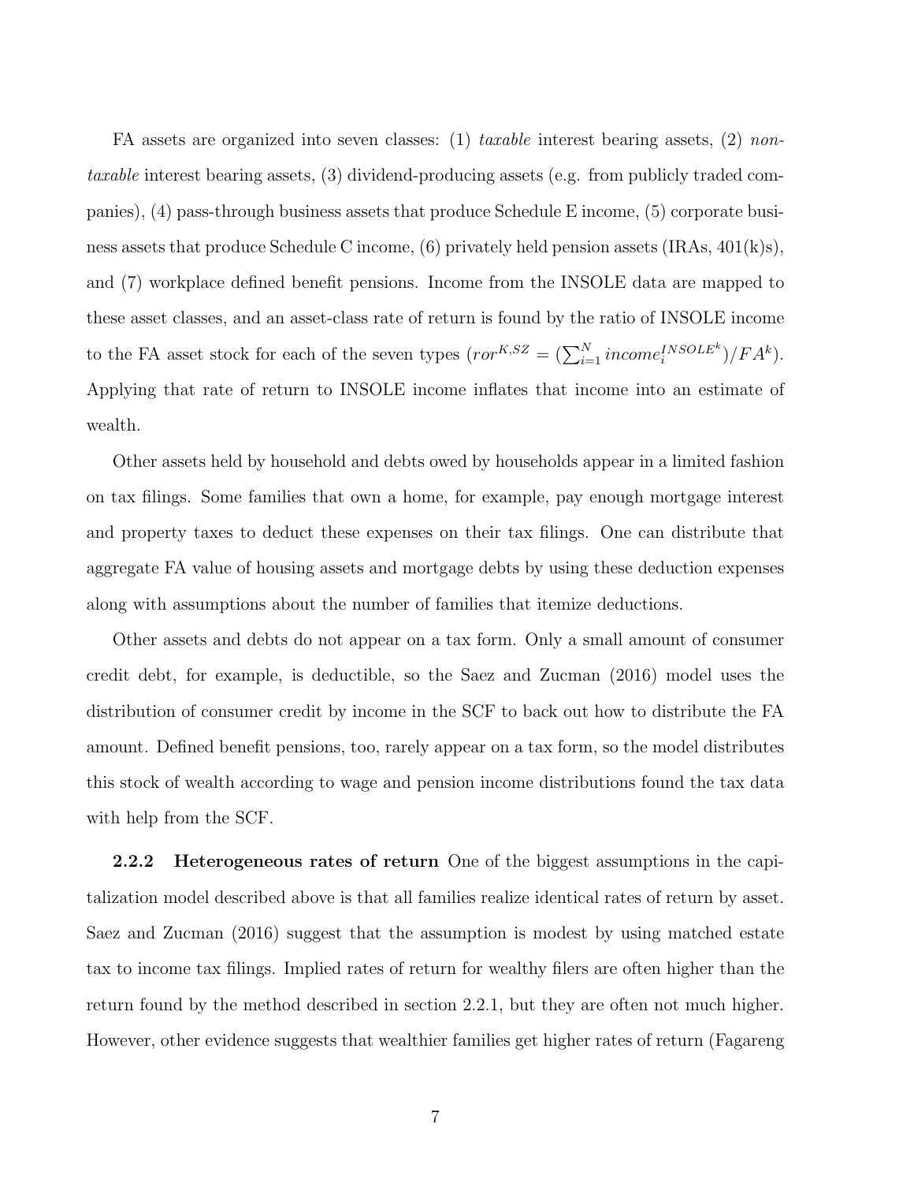FA assets are organized into seven classes: (1) *taxable* interest bearing assets, (2) *non-taxable* interest bearing assets, (3) dividend-producing assets (e.g. from publicly traded companies), (4) pass-through business assets that produce Schedule E income, (5) corporate business assets that produce Schedule C income, (6) privately held pension assets (IRAs, 401(k)s), and (7) workplace defined benefit pensions. Income from the INSOLE data are mapped to these asset classes, and an asset-class rate of return is found by the ratio of INSOLE income to the FA asset stock for each of the seven types ($ror^{K,SZ} = (\sum_{i=1}^{N} income_i^{INSOLE^k})/FA^k$). Applying that rate of return to INSOLE income inflates that income into an estimate of wealth.

Other assets held by household and debts owed by households appear in a limited fashion on tax filings. Some families that own a home, for example, pay enough mortgage interest and property taxes to deduct these expenses on their tax filings. One can distribute that aggregate FA value of housing assets and mortgage debts by using these deduction expenses along with assumptions about the number of families that itemize deductions.

Other assets and debts do not appear on a tax form. Only a small amount of consumer credit debt, for example, is deductible, so the Saez and Zucman (2016) model uses the distribution of consumer credit by income in the SCF to back out how to distribute the FA amount. Defined benefit pensions, too, rarely appear on a tax form, so the model distributes this stock of wealth according to wage and pension income distributions found the tax data with help from the SCF.

**2.2.2 Heterogeneous rates of return** One of the biggest assumptions in the capitalization model described above is that all families realize identical rates of return by asset. Saez and Zucman (2016) suggest that the assumption is modest by using matched estate tax to income tax filings. Implied rates of return for wealthy filers are often higher than the return found by the method described in section 2.2.1, but they are often not much higher. However, other evidence suggests that wealthier families get higher rates of return (Fagareng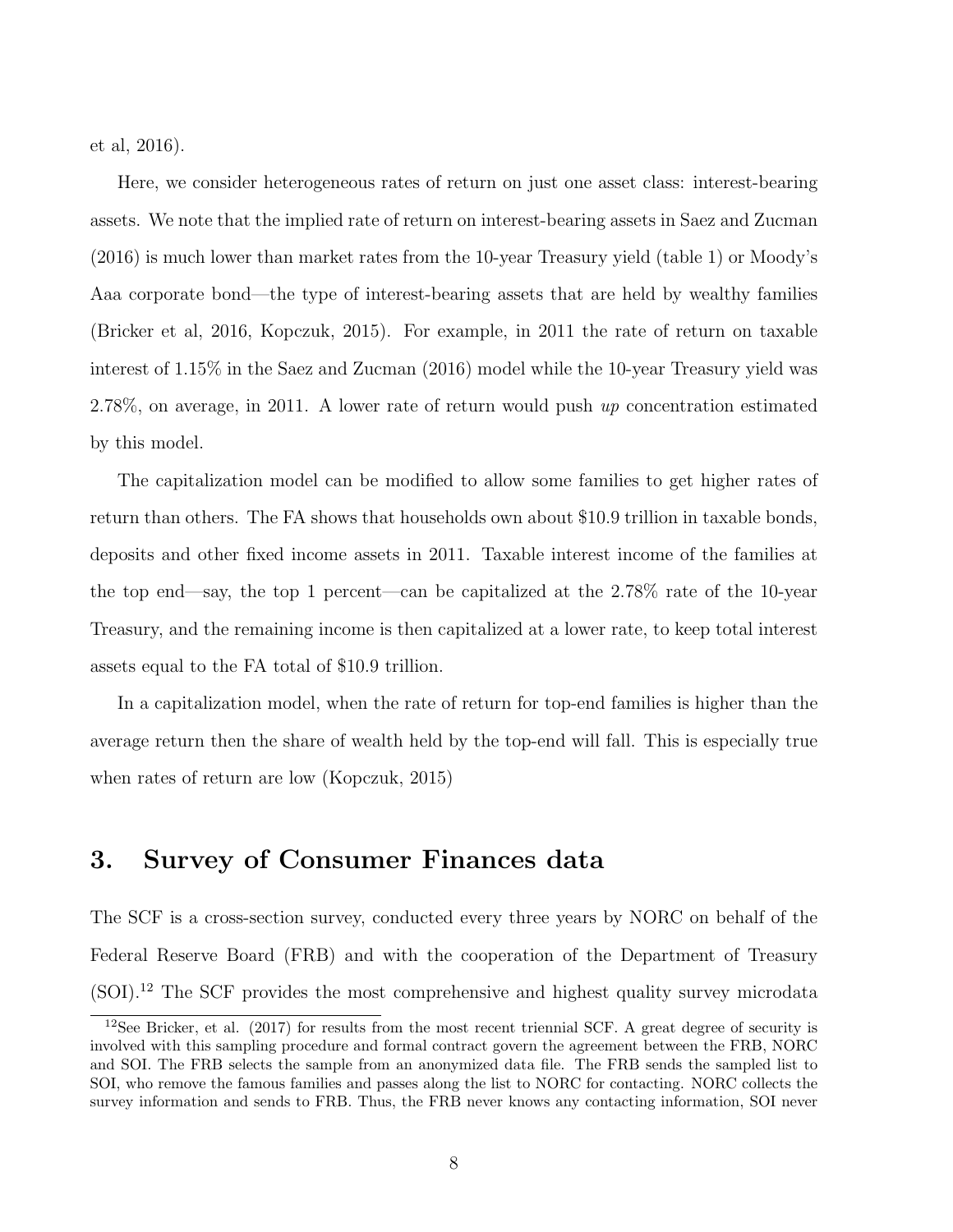et al, 2016).

Here, we consider heterogeneous rates of return on just one asset class: interest-bearing assets. We note that the implied rate of return on interest-bearing assets in Saez and Zucman (2016) is much lower than market rates from the 10-year Treasury yield (table 1) or Moody's Aaa corporate bond—the type of interest-bearing assets that are held by wealthy families (Bricker et al, 2016, Kopczuk, 2015). For example, in 2011 the rate of return on taxable interest of 1.15% in the Saez and Zucman (2016) model while the 10-year Treasury yield was 2.78%, on average, in 2011. A lower rate of return would push *up* concentration estimated by this model.

The capitalization model can be modified to allow some families to get higher rates of return than others. The FA shows that households own about $10.9 trillion in taxable bonds, deposits and other fixed income assets in 2011. Taxable interest income of the families at the top end—say, the top 1 percent—can be capitalized at the 2.78% rate of the 10-year Treasury, and the remaining income is then capitalized at a lower rate, to keep total interest assets equal to the FA total of $10.9 trillion.

In a capitalization model, when the rate of return for top-end families is higher than the average return then the share of wealth held by the top-end will fall. This is especially true when rates of return are low (Kopczuk, 2015)

## 3. Survey of Consumer Finances data

The SCF is a cross-section survey, conducted every three years by NORC on behalf of the Federal Reserve Board (FRB) and with the cooperation of the Department of Treasury (SOI).[12] The SCF provides the most comprehensive and highest quality survey microdata

[12] See Bricker, et al. (2017) for results from the most recent triennial SCF. A great degree of security is involved with this sampling procedure and formal contract govern the agreement between the FRB, NORC and SOI. The FRB selects the sample from an anonymized data file. The FRB sends the sampled list to SOI, who remove the famous families and passes along the list to NORC for contacting. NORC collects the survey information and sends to FRB. Thus, the FRB never knows any contacting information, SOI never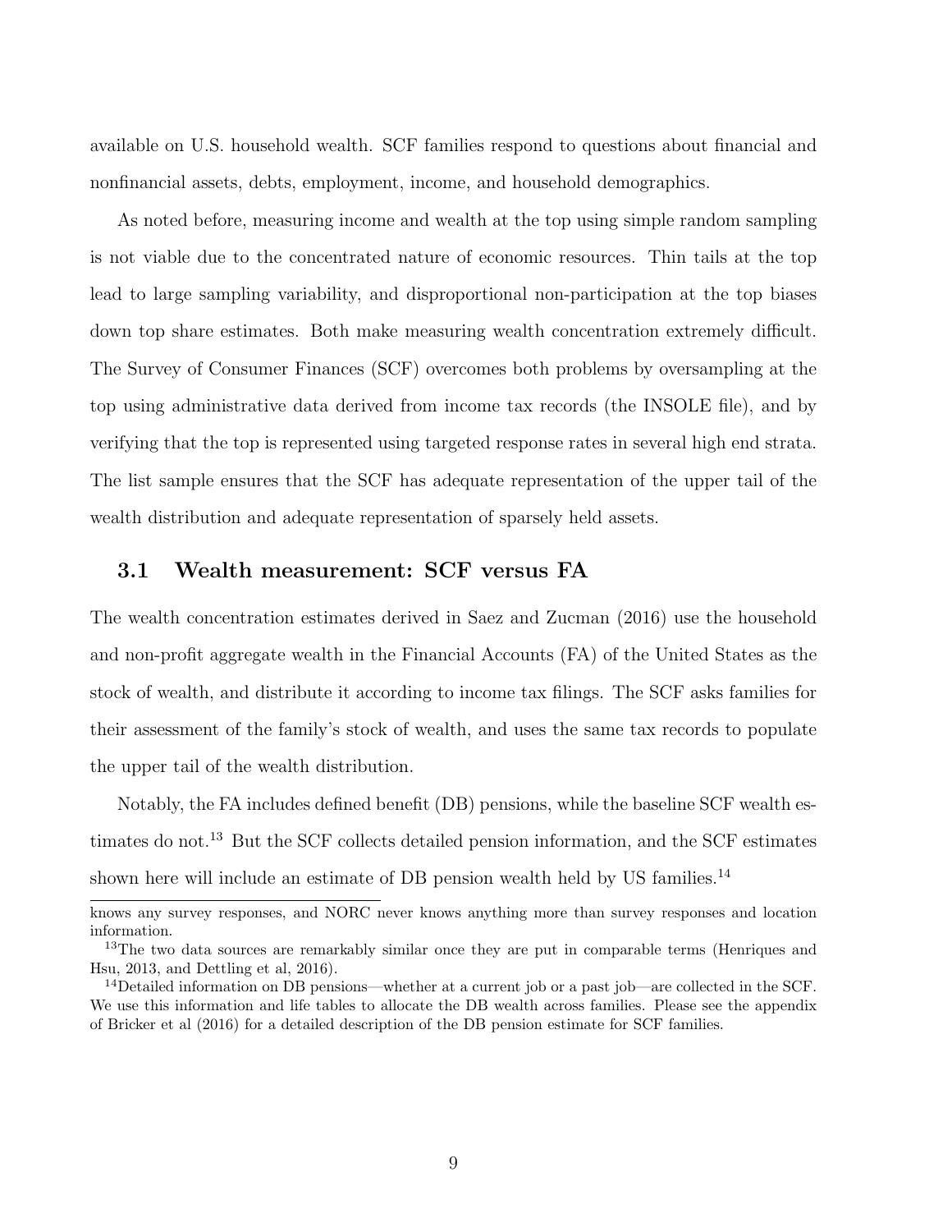available on U.S. household wealth. SCF families respond to questions about financial and nonfinancial assets, debts, employment, income, and household demographics.

As noted before, measuring income and wealth at the top using simple random sampling is not viable due to the concentrated nature of economic resources. Thin tails at the top lead to large sampling variability, and disproportional non-participation at the top biases down top share estimates. Both make measuring wealth concentration extremely difficult. The Survey of Consumer Finances (SCF) overcomes both problems by oversampling at the top using administrative data derived from income tax records (the INSOLE file), and by verifying that the top is represented using targeted response rates in several high end strata. The list sample ensures that the SCF has adequate representation of the upper tail of the wealth distribution and adequate representation of sparsely held assets.

### 3.1 Wealth measurement: SCF versus FA

The wealth concentration estimates derived in Saez and Zucman (2016) use the household and non-profit aggregate wealth in the Financial Accounts (FA) of the United States as the stock of wealth, and distribute it according to income tax filings. The SCF asks families for their assessment of the family's stock of wealth, and uses the same tax records to populate the upper tail of the wealth distribution.

Notably, the FA includes defined benefit (DB) pensions, while the baseline SCF wealth estimates do not.[13] But the SCF collects detailed pension information, and the SCF estimates shown here will include an estimate of DB pension wealth held by US families.[14]

---

knows any survey responses, and NORC never knows anything more than survey responses and location information.

[13]The two data sources are remarkably similar once they are put in comparable terms (Henriques and Hsu, 2013, and Dettling et al, 2016).

[14]Detailed information on DB pensions—whether at a current job or a past job—are collected in the SCF. We use this information and life tables to allocate the DB wealth across families. Please see the appendix of Bricker et al (2016) for a detailed description of the DB pension estimate for SCF families.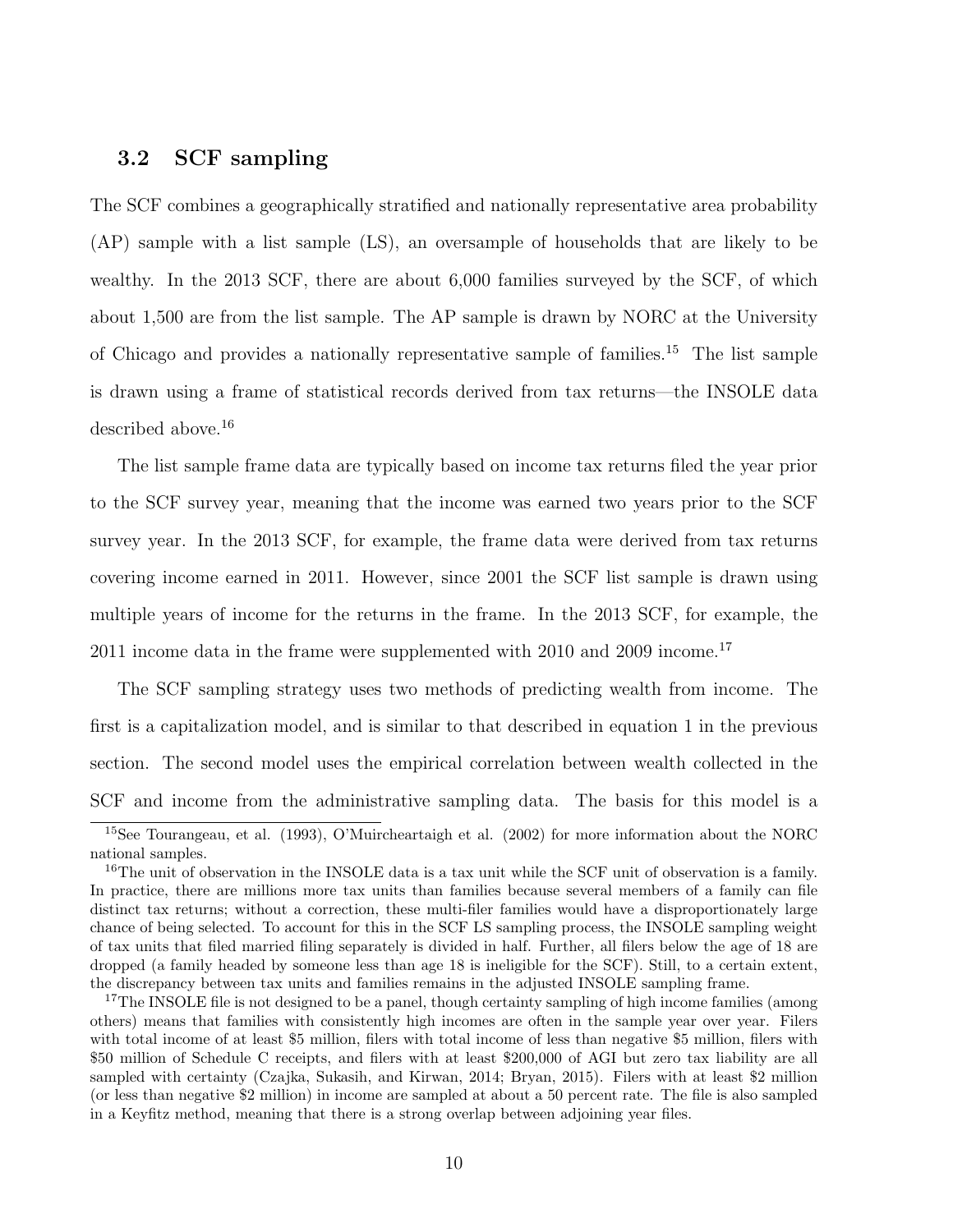### 3.2 SCF sampling

The SCF combines a geographically stratified and nationally representative area probability (AP) sample with a list sample (LS), an oversample of households that are likely to be wealthy. In the 2013 SCF, there are about 6,000 families surveyed by the SCF, of which about 1,500 are from the list sample. The AP sample is drawn by NORC at the University of Chicago and provides a nationally representative sample of families.[15] The list sample is drawn using a frame of statistical records derived from tax returns—the INSOLE data described above.[16]

The list sample frame data are typically based on income tax returns filed the year prior to the SCF survey year, meaning that the income was earned two years prior to the SCF survey year. In the 2013 SCF, for example, the frame data were derived from tax returns covering income earned in 2011. However, since 2001 the SCF list sample is drawn using multiple years of income for the returns in the frame. In the 2013 SCF, for example, the 2011 income data in the frame were supplemented with 2010 and 2009 income.[17]

The SCF sampling strategy uses two methods of predicting wealth from income. The first is a capitalization model, and is similar to that described in equation 1 in the previous section. The second model uses the empirical correlation between wealth collected in the SCF and income from the administrative sampling data. The basis for this model is a

[15] See Tourangeau, et al. (1993), O'Muircheartaigh et al. (2002) for more information about the NORC national samples.

[16] The unit of observation in the INSOLE data is a tax unit while the SCF unit of observation is a family. In practice, there are millions more tax units than families because several members of a family can file distinct tax returns; without a correction, these multi-filer families would have a disproportionately large chance of being selected. To account for this in the SCF LS sampling process, the INSOLE sampling weight of tax units that filed married filing separately is divided in half. Further, all filers below the age of 18 are dropped (a family headed by someone less than age 18 is ineligible for the SCF). Still, to a certain extent, the discrepancy between tax units and families remains in the adjusted INSOLE sampling frame.

[17] The INSOLE file is not designed to be a panel, though certainty sampling of high income families (among others) means that families with consistently high incomes are often in the sample year over year. Filers with total income of at least \$5 million, filers with total income of less than negative \$5 million, filers with \$50 million of Schedule C receipts, and filers with at least \$200,000 of AGI but zero tax liability are all sampled with certainty (Czajka, Sukasih, and Kirwan, 2014; Bryan, 2015). Filers with at least \$2 million (or less than negative \$2 million) in income are sampled at about a 50 percent rate. The file is also sampled in a Keyfitz method, meaning that there is a strong overlap between adjoining year files.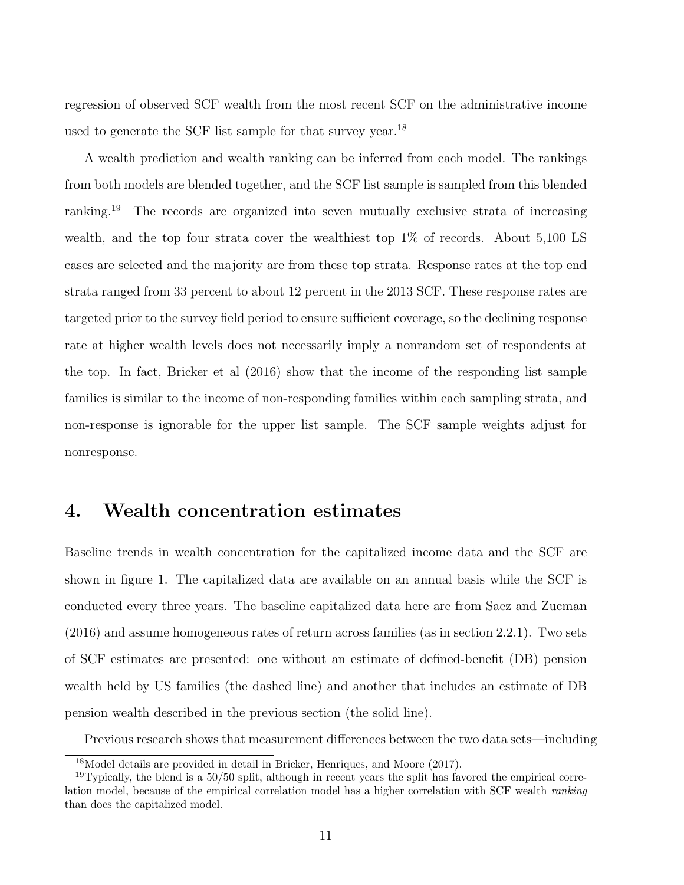regression of observed SCF wealth from the most recent SCF on the administrative income used to generate the SCF list sample for that survey year.[18]

A wealth prediction and wealth ranking can be inferred from each model. The rankings from both models are blended together, and the SCF list sample is sampled from this blended ranking.[19] The records are organized into seven mutually exclusive strata of increasing wealth, and the top four strata cover the wealthiest top 1% of records. About 5,100 LS cases are selected and the majority are from these top strata. Response rates at the top end strata ranged from 33 percent to about 12 percent in the 2013 SCF. These response rates are targeted prior to the survey field period to ensure sufficient coverage, so the declining response rate at higher wealth levels does not necessarily imply a nonrandom set of respondents at the top. In fact, Bricker et al (2016) show that the income of the responding list sample families is similar to the income of non-responding families within each sampling strata, and non-response is ignorable for the upper list sample. The SCF sample weights adjust for nonresponse.

## 4. Wealth concentration estimates

Baseline trends in wealth concentration for the capitalized income data and the SCF are shown in figure 1. The capitalized data are available on an annual basis while the SCF is conducted every three years. The baseline capitalized data here are from Saez and Zucman (2016) and assume homogeneous rates of return across families (as in section 2.2.1). Two sets of SCF estimates are presented: one without an estimate of defined-benefit (DB) pension wealth held by US families (the dashed line) and another that includes an estimate of DB pension wealth described in the previous section (the solid line).

Previous research shows that measurement differences between the two data sets—including

[18] Model details are provided in detail in Bricker, Henriques, and Moore (2017).

[19] Typically, the blend is a 50/50 split, although in recent years the split has favored the empirical correlation model, because of the empirical correlation model has a higher correlation with SCF wealth *ranking* than does the capitalized model.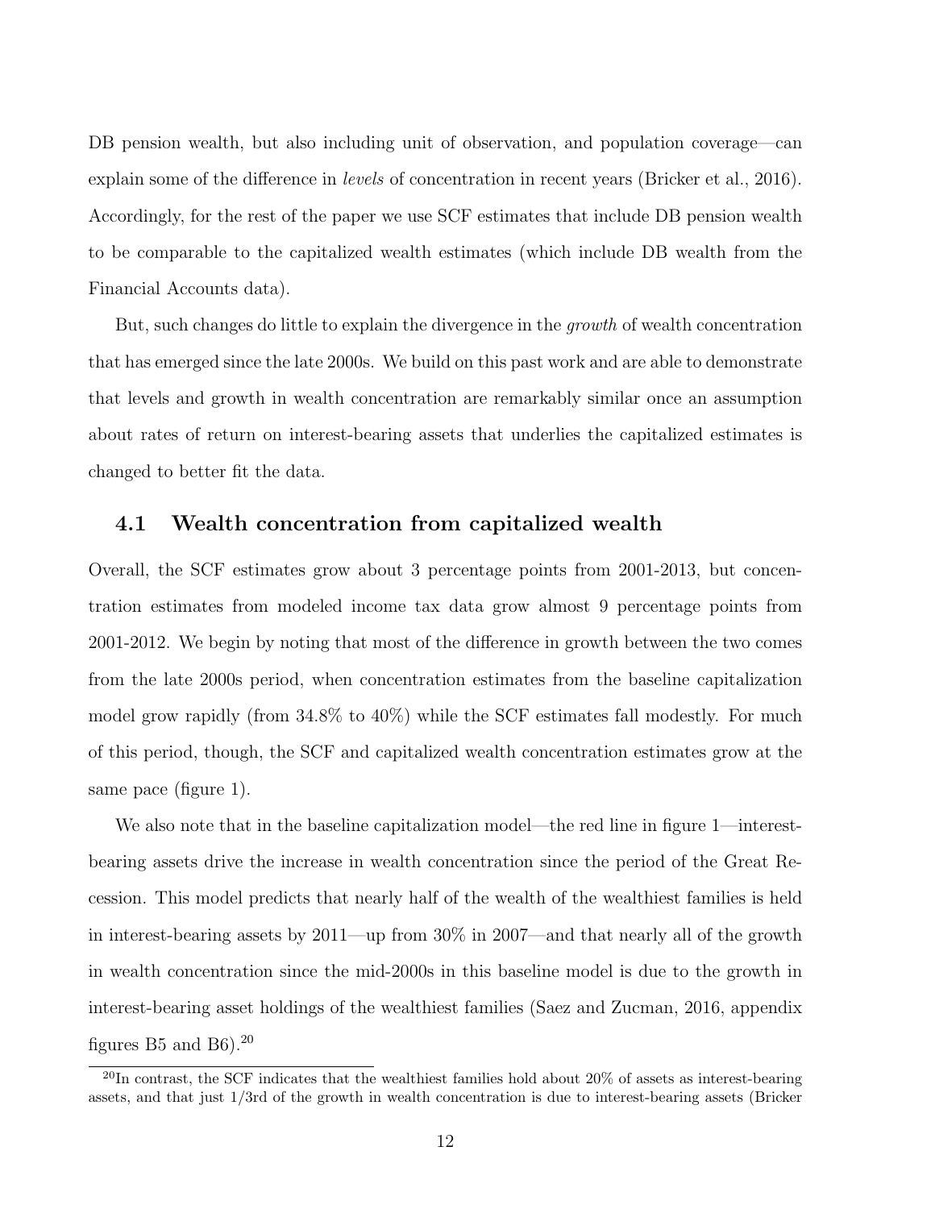DB pension wealth, but also including unit of observation, and population coverage—can explain some of the difference in *levels* of concentration in recent years (Bricker et al., 2016). Accordingly, for the rest of the paper we use SCF estimates that include DB pension wealth to be comparable to the capitalized wealth estimates (which include DB wealth from the Financial Accounts data).

But, such changes do little to explain the divergence in the *growth* of wealth concentration that has emerged since the late 2000s. We build on this past work and are able to demonstrate that levels and growth in wealth concentration are remarkably similar once an assumption about rates of return on interest-bearing assets that underlies the capitalized estimates is changed to better fit the data.

## 4.1 Wealth concentration from capitalized wealth

Overall, the SCF estimates grow about 3 percentage points from 2001-2013, but concentration estimates from modeled income tax data grow almost 9 percentage points from 2001-2012. We begin by noting that most of the difference in growth between the two comes from the late 2000s period, when concentration estimates from the baseline capitalization model grow rapidly (from 34.8% to 40%) while the SCF estimates fall modestly. For much of this period, though, the SCF and capitalized wealth concentration estimates grow at the same pace (figure 1).

We also note that in the baseline capitalization model—the red line in figure 1—interest-bearing assets drive the increase in wealth concentration since the period of the Great Recession. This model predicts that nearly half of the wealth of the wealthiest families is held in interest-bearing assets by 2011—up from 30% in 2007—and that nearly all of the growth in wealth concentration since the mid-2000s in this baseline model is due to the growth in interest-bearing asset holdings of the wealthiest families (Saez and Zucman, 2016, appendix figures B5 and B6).[20]

[20] In contrast, the SCF indicates that the wealthiest families hold about 20% of assets as interest-bearing assets, and that just 1/3rd of the growth in wealth concentration is due to interest-bearing assets (Bricker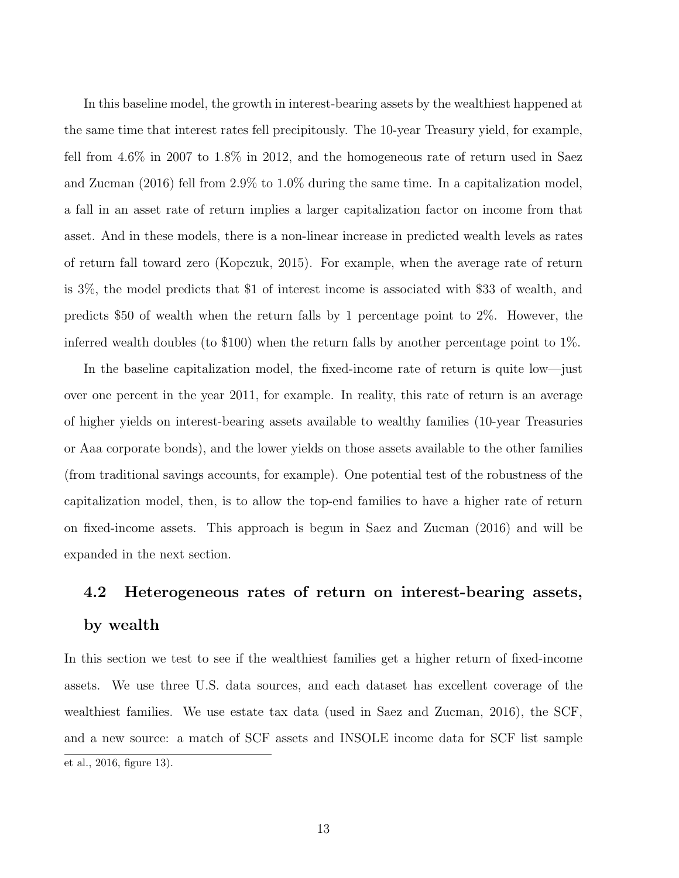In this baseline model, the growth in interest-bearing assets by the wealthiest happened at the same time that interest rates fell precipitously. The 10-year Treasury yield, for example, fell from 4.6% in 2007 to 1.8% in 2012, and the homogeneous rate of return used in Saez and Zucman (2016) fell from 2.9% to 1.0% during the same time. In a capitalization model, a fall in an asset rate of return implies a larger capitalization factor on income from that asset. And in these models, there is a non-linear increase in predicted wealth levels as rates of return fall toward zero (Kopczuk, 2015). For example, when the average rate of return is 3%, the model predicts that $1 of interest income is associated with $33 of wealth, and predicts $50 of wealth when the return falls by 1 percentage point to 2%. However, the inferred wealth doubles (to $100) when the return falls by another percentage point to 1%.

In the baseline capitalization model, the fixed-income rate of return is quite low—just over one percent in the year 2011, for example. In reality, this rate of return is an average of higher yields on interest-bearing assets available to wealthy families (10-year Treasuries or Aaa corporate bonds), and the lower yields on those assets available to the other families (from traditional savings accounts, for example). One potential test of the robustness of the capitalization model, then, is to allow the top-end families to have a higher rate of return on fixed-income assets. This approach is begun in Saez and Zucman (2016) and will be expanded in the next section.

## 4.2 Heterogeneous rates of return on interest-bearing assets, by wealth

In this section we test to see if the wealthiest families get a higher return of fixed-income assets. We use three U.S. data sources, and each dataset has excellent coverage of the wealthiest families. We use estate tax data (used in Saez and Zucman, 2016), the SCF, and a new source: a match of SCF assets and INSOLE income data for SCF list sample

et al., 2016, figure 13).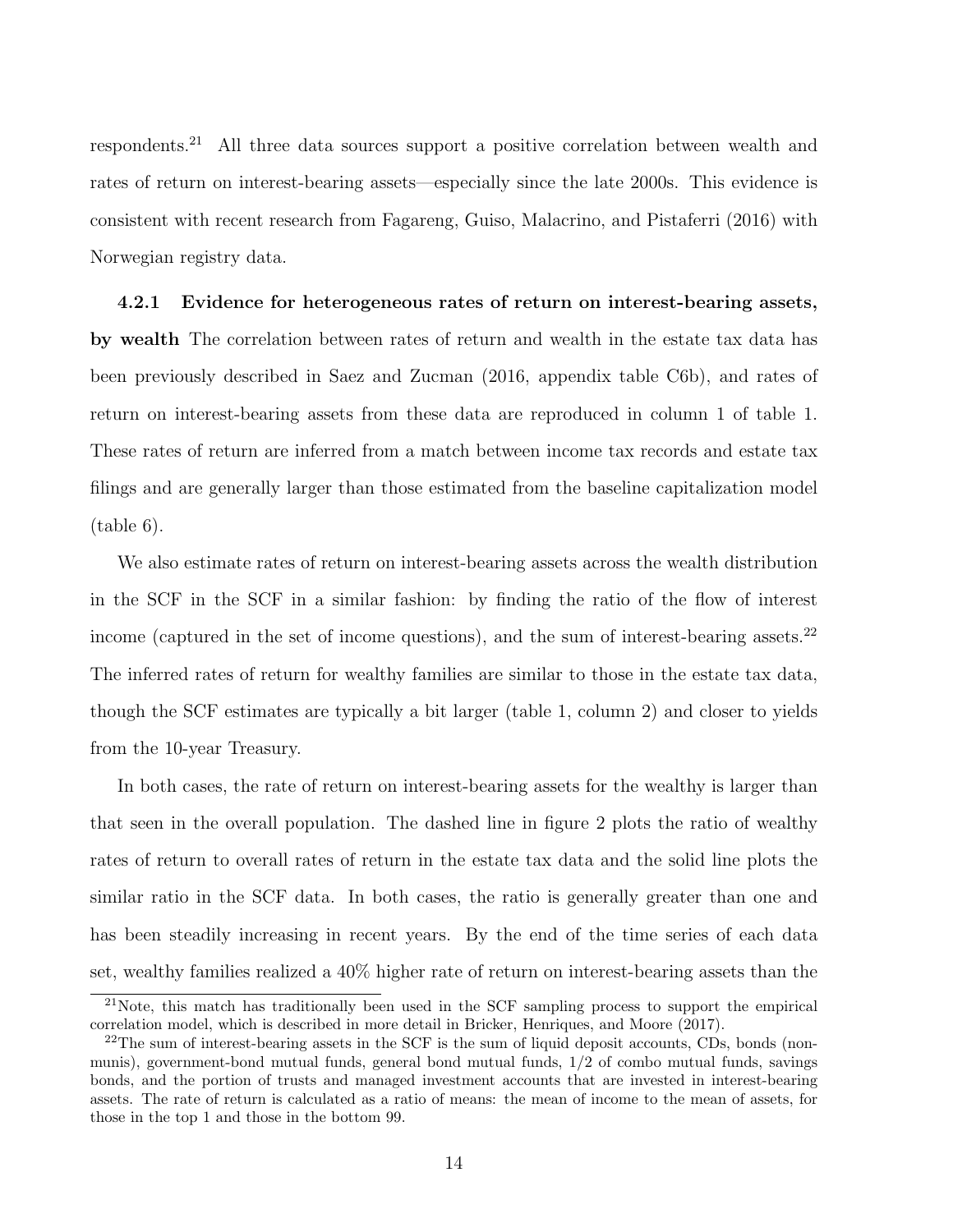respondents.[21] All three data sources support a positive correlation between wealth and rates of return on interest-bearing assets—especially since the late 2000s. This evidence is consistent with recent research from Fagareng, Guiso, Malacrino, and Pistaferri (2016) with Norwegian registry data.

#### 4.2.1 Evidence for heterogeneous rates of return on interest-bearing assets, by wealth

The correlation between rates of return and wealth in the estate tax data has been previously described in Saez and Zucman (2016, appendix table C6b), and rates of return on interest-bearing assets from these data are reproduced in column 1 of table 1. These rates of return are inferred from a match between income tax records and estate tax filings and are generally larger than those estimated from the baseline capitalization model (table 6).

We also estimate rates of return on interest-bearing assets across the wealth distribution in the SCF in the SCF in a similar fashion: by finding the ratio of the flow of interest income (captured in the set of income questions), and the sum of interest-bearing assets.[22] The inferred rates of return for wealthy families are similar to those in the estate tax data, though the SCF estimates are typically a bit larger (table 1, column 2) and closer to yields from the 10-year Treasury.

In both cases, the rate of return on interest-bearing assets for the wealthy is larger than that seen in the overall population. The dashed line in figure 2 plots the ratio of wealthy rates of return to overall rates of return in the estate tax data and the solid line plots the similar ratio in the SCF data. In both cases, the ratio is generally greater than one and has been steadily increasing in recent years. By the end of the time series of each data set, wealthy families realized a 40% higher rate of return on interest-bearing assets than the

[21] Note, this match has traditionally been used in the SCF sampling process to support the empirical correlation model, which is described in more detail in Bricker, Henriques, and Moore (2017).

[22] The sum of interest-bearing assets in the SCF is the sum of liquid deposit accounts, CDs, bonds (non-munis), government-bond mutual funds, general bond mutual funds, 1/2 of combo mutual funds, savings bonds, and the portion of trusts and managed investment accounts that are invested in interest-bearing assets. The rate of return is calculated as a ratio of means: the mean of income to the mean of assets, for those in the top 1 and those in the bottom 99.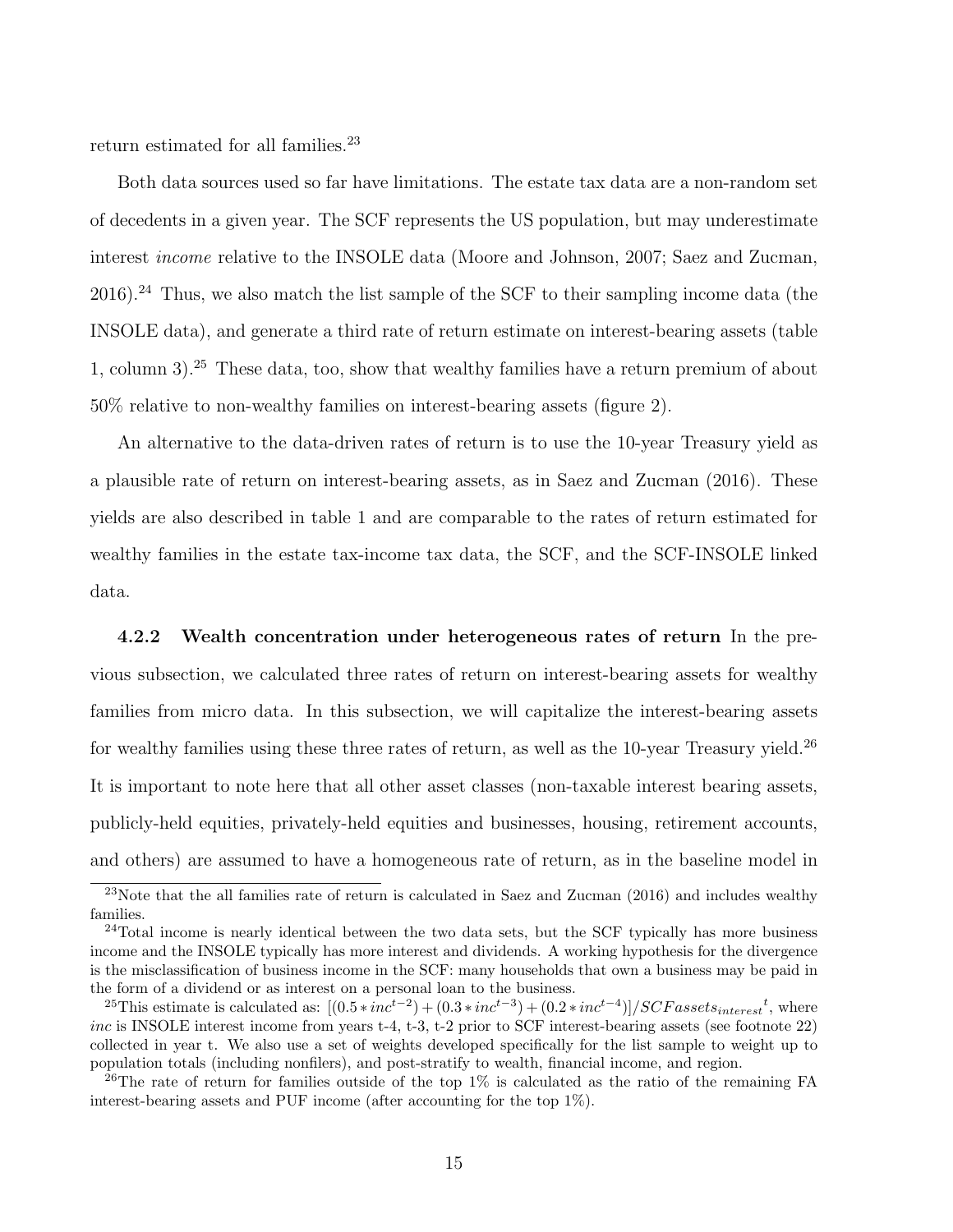return estimated for all families.[23]

Both data sources used so far have limitations. The estate tax data are a non-random set of decedents in a given year. The SCF represents the US population, but may underestimate interest *income* relative to the INSOLE data (Moore and Johnson, 2007; Saez and Zucman, 2016).[24] Thus, we also match the list sample of the SCF to their sampling income data (the INSOLE data), and generate a third rate of return estimate on interest-bearing assets (table 1, column 3).[25] These data, too, show that wealthy families have a return premium of about 50% relative to non-wealthy families on interest-bearing assets (figure 2).

An alternative to the data-driven rates of return is to use the 10-year Treasury yield as a plausible rate of return on interest-bearing assets, as in Saez and Zucman (2016). These yields are also described in table 1 and are comparable to the rates of return estimated for wealthy families in the estate tax-income tax data, the SCF, and the SCF-INSOLE linked data.

**4.2.2 Wealth concentration under heterogeneous rates of return** In the previous subsection, we calculated three rates of return on interest-bearing assets for wealthy families from micro data. In this subsection, we will capitalize the interest-bearing assets for wealthy families using these three rates of return, as well as the 10-year Treasury yield.[26] It is important to note here that all other asset classes (non-taxable interest bearing assets, publicly-held equities, privately-held equities and businesses, housing, retirement accounts, and others) are assumed to have a homogeneous rate of return, as in the baseline model in

---

[23] Note that the all families rate of return is calculated in Saez and Zucman (2016) and includes wealthy families.

[24] Total income is nearly identical between the two data sets, but the SCF typically has more business income and the INSOLE typically has more interest and dividends. A working hypothesis for the divergence is the misclassification of business income in the SCF: many households that own a business may be paid in the form of a dividend or as interest on a personal loan to the business.

[25] This estimate is calculated as: $[(0.5 * inc^{t-2}) + (0.3 * inc^{t-3}) + (0.2 * inc^{t-4})]/SCFassets_{interest}{}^{t}$, where *inc* is INSOLE interest income from years t-4, t-3, t-2 prior to SCF interest-bearing assets (see footnote 22) collected in year t. We also use a set of weights developed specifically for the list sample to weight up to population totals (including nonfilers), and post-stratify to wealth, financial income, and region.

[26] The rate of return for families outside of the top 1% is calculated as the ratio of the remaining FA interest-bearing assets and PUF income (after accounting for the top 1%).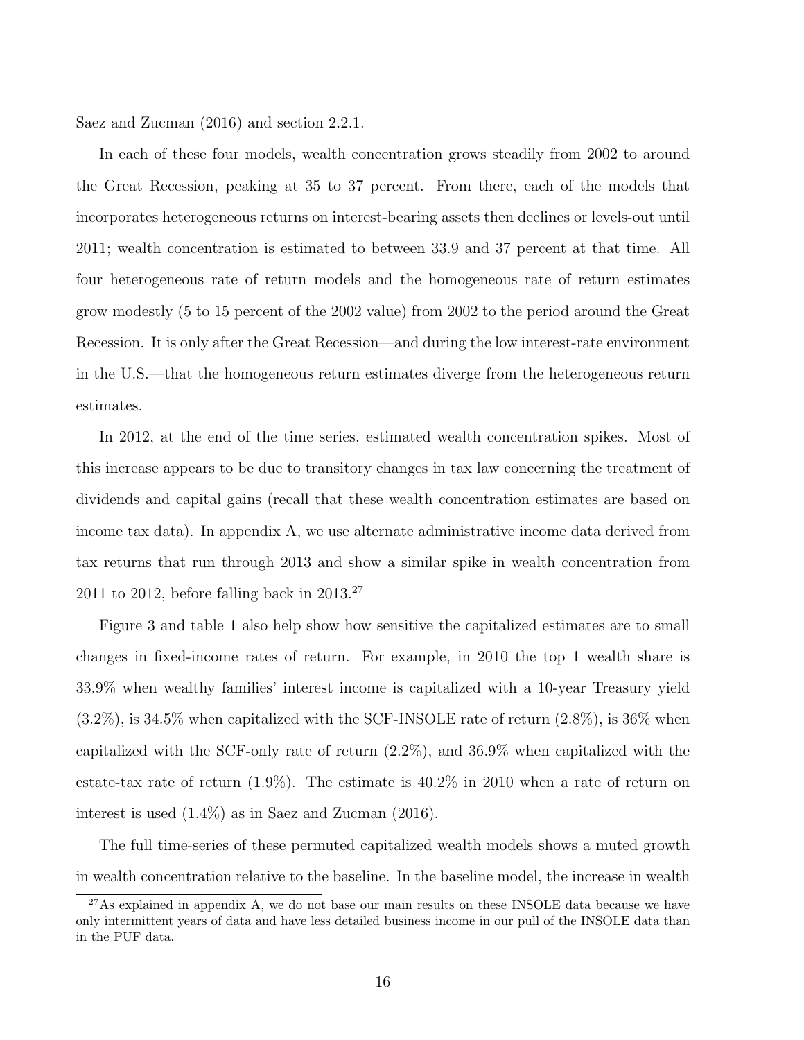Saez and Zucman (2016) and section 2.2.1.

In each of these four models, wealth concentration grows steadily from 2002 to around the Great Recession, peaking at 35 to 37 percent. From there, each of the models that incorporates heterogeneous returns on interest-bearing assets then declines or levels-out until 2011; wealth concentration is estimated to between 33.9 and 37 percent at that time. All four heterogeneous rate of return models and the homogeneous rate of return estimates grow modestly (5 to 15 percent of the 2002 value) from 2002 to the period around the Great Recession. It is only after the Great Recession—and during the low interest-rate environment in the U.S.—that the homogeneous return estimates diverge from the heterogeneous return estimates.

In 2012, at the end of the time series, estimated wealth concentration spikes. Most of this increase appears to be due to transitory changes in tax law concerning the treatment of dividends and capital gains (recall that these wealth concentration estimates are based on income tax data). In appendix A, we use alternate administrative income data derived from tax returns that run through 2013 and show a similar spike in wealth concentration from 2011 to 2012, before falling back in 2013.[27]

Figure 3 and table 1 also help show how sensitive the capitalized estimates are to small changes in fixed-income rates of return. For example, in 2010 the top 1 wealth share is 33.9% when wealthy families' interest income is capitalized with a 10-year Treasury yield (3.2%), is 34.5% when capitalized with the SCF-INSOLE rate of return (2.8%), is 36% when capitalized with the SCF-only rate of return (2.2%), and 36.9% when capitalized with the estate-tax rate of return (1.9%). The estimate is 40.2% in 2010 when a rate of return on interest is used (1.4%) as in Saez and Zucman (2016).

The full time-series of these permuted capitalized wealth models shows a muted growth in wealth concentration relative to the baseline. In the baseline model, the increase in wealth

[27] As explained in appendix A, we do not base our main results on these INSOLE data because we have only intermittent years of data and have less detailed business income in our pull of the INSOLE data than in the PUF data.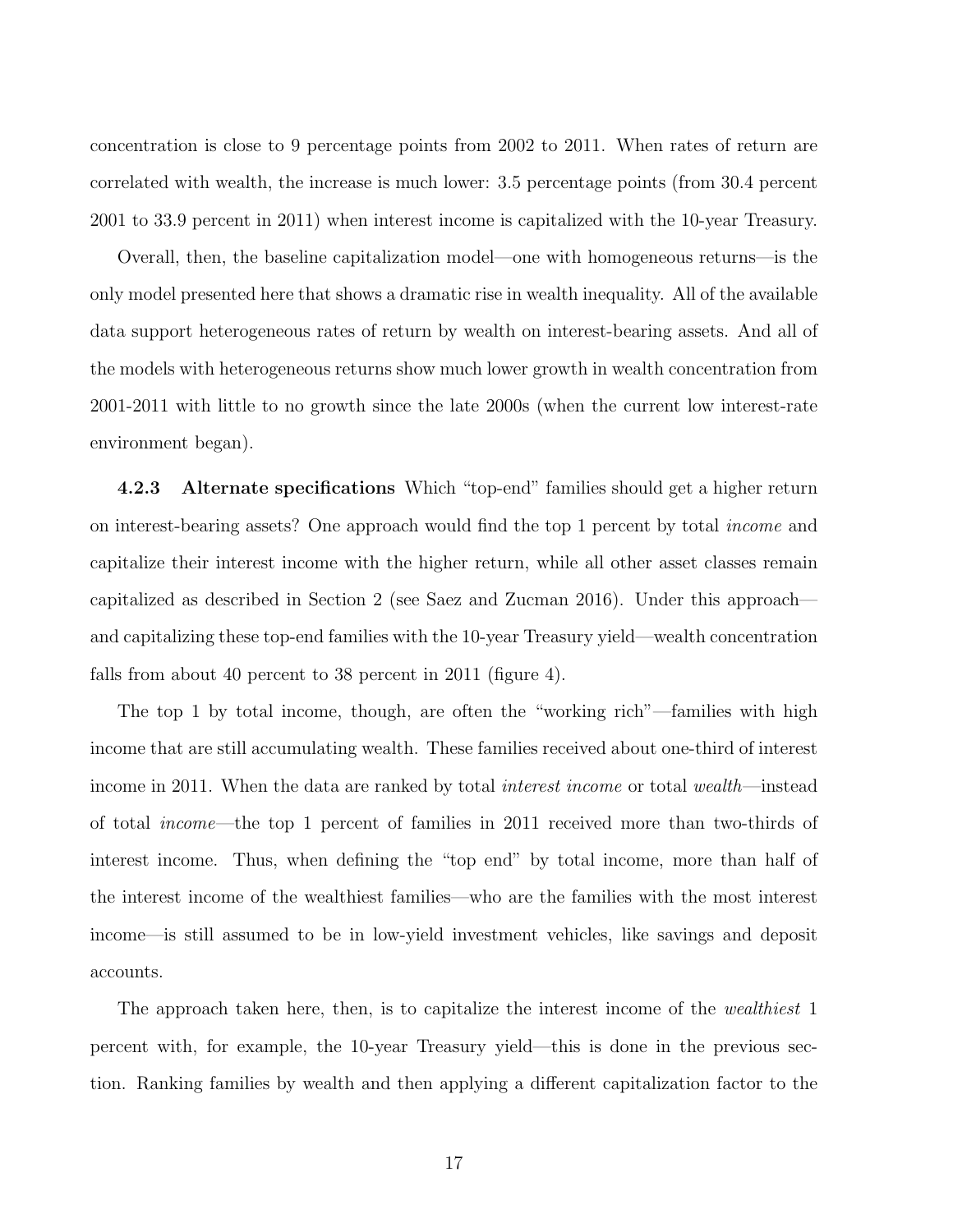concentration is close to 9 percentage points from 2002 to 2011. When rates of return are correlated with wealth, the increase is much lower: 3.5 percentage points (from 30.4 percent 2001 to 33.9 percent in 2011) when interest income is capitalized with the 10-year Treasury.

Overall, then, the baseline capitalization model—one with homogeneous returns—is the only model presented here that shows a dramatic rise in wealth inequality. All of the available data support heterogeneous rates of return by wealth on interest-bearing assets. And all of the models with heterogeneous returns show much lower growth in wealth concentration from 2001-2011 with little to no growth since the late 2000s (when the current low interest-rate environment began).

**4.2.3 Alternate specifications** Which "top-end" families should get a higher return on interest-bearing assets? One approach would find the top 1 percent by total *income* and capitalize their interest income with the higher return, while all other asset classes remain capitalized as described in Section 2 (see Saez and Zucman 2016). Under this approach—and capitalizing these top-end families with the 10-year Treasury yield—wealth concentration falls from about 40 percent to 38 percent in 2011 (figure 4).

The top 1 by total income, though, are often the "working rich"—families with high income that are still accumulating wealth. These families received about one-third of interest income in 2011. When the data are ranked by total *interest income* or total *wealth*—instead of total *income*—the top 1 percent of families in 2011 received more than two-thirds of interest income. Thus, when defining the "top end" by total income, more than half of the interest income of the wealthiest families—who are the families with the most interest income—is still assumed to be in low-yield investment vehicles, like savings and deposit accounts.

The approach taken here, then, is to capitalize the interest income of the *wealthiest* 1 percent with, for example, the 10-year Treasury yield—this is done in the previous section. Ranking families by wealth and then applying a different capitalization factor to the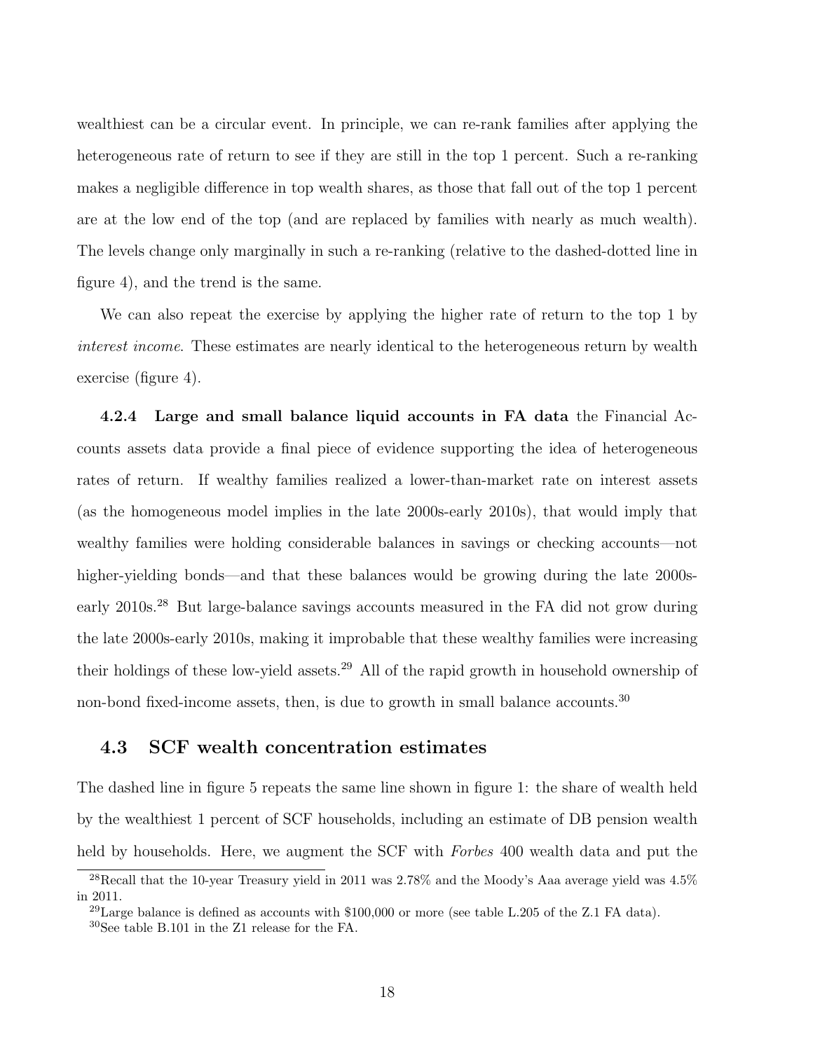wealthiest can be a circular event. In principle, we can re-rank families after applying the heterogeneous rate of return to see if they are still in the top 1 percent. Such a re-ranking makes a negligible difference in top wealth shares, as those that fall out of the top 1 percent are at the low end of the top (and are replaced by families with nearly as much wealth). The levels change only marginally in such a re-ranking (relative to the dashed-dotted line in figure 4), and the trend is the same.

We can also repeat the exercise by applying the higher rate of return to the top 1 by *interest income*. These estimates are nearly identical to the heterogeneous return by wealth exercise (figure 4).

**4.2.4 Large and small balance liquid accounts in FA data** the Financial Accounts assets data provide a final piece of evidence supporting the idea of heterogeneous rates of return. If wealthy families realized a lower-than-market rate on interest assets (as the homogeneous model implies in the late 2000s-early 2010s), that would imply that wealthy families were holding considerable balances in savings or checking accounts—not higher-yielding bonds—and that these balances would be growing during the late 2000s-early 2010s.[28] But large-balance savings accounts measured in the FA did not grow during the late 2000s-early 2010s, making it improbable that these wealthy families were increasing their holdings of these low-yield assets.[29] All of the rapid growth in household ownership of non-bond fixed-income assets, then, is due to growth in small balance accounts.[30]

## 4.3 SCF wealth concentration estimates

The dashed line in figure 5 repeats the same line shown in figure 1: the share of wealth held by the wealthiest 1 percent of SCF households, including an estimate of DB pension wealth held by households. Here, we augment the SCF with *Forbes* 400 wealth data and put the

[28] Recall that the 10-year Treasury yield in 2011 was 2.78% and the Moody's Aaa average yield was 4.5% in 2011.

[29] Large balance is defined as accounts with $100,000 or more (see table L.205 of the Z.1 FA data).

[30] See table B.101 in the Z1 release for the FA.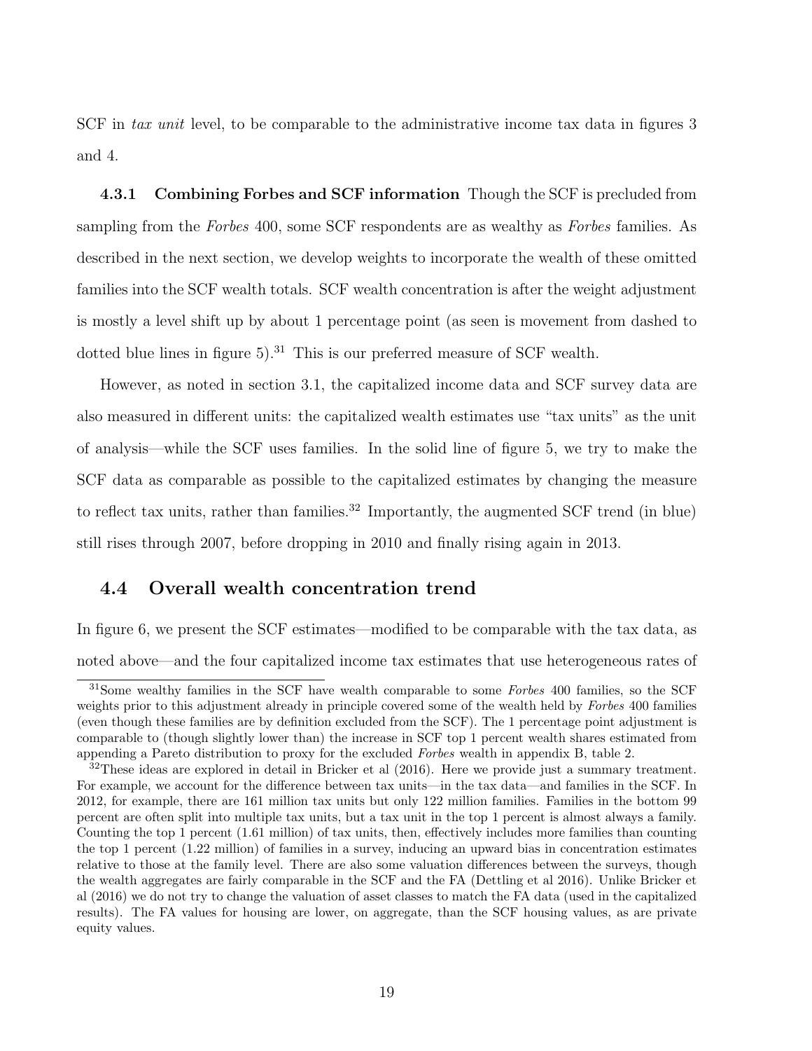SCF in *tax unit* level, to be comparable to the administrative income tax data in figures 3 and 4.

### 4.3.1 Combining Forbes and SCF information

Though the SCF is precluded from sampling from the *Forbes* 400, some SCF respondents are as wealthy as *Forbes* families. As described in the next section, we develop weights to incorporate the wealth of these omitted families into the SCF wealth totals. SCF wealth concentration is after the weight adjustment is mostly a level shift up by about 1 percentage point (as seen is movement from dashed to dotted blue lines in figure 5).[31] This is our preferred measure of SCF wealth.

However, as noted in section 3.1, the capitalized income data and SCF survey data are also measured in different units: the capitalized wealth estimates use "tax units" as the unit of analysis—while the SCF uses families. In the solid line of figure 5, we try to make the SCF data as comparable as possible to the capitalized estimates by changing the measure to reflect tax units, rather than families.[32] Importantly, the augmented SCF trend (in blue) still rises through 2007, before dropping in 2010 and finally rising again in 2013.

## 4.4 Overall wealth concentration trend

In figure 6, we present the SCF estimates—modified to be comparable with the tax data, as noted above—and the four capitalized income tax estimates that use heterogeneous rates of

---

[31] Some wealthy families in the SCF have wealth comparable to some *Forbes* 400 families, so the SCF weights prior to this adjustment already in principle covered some of the wealth held by *Forbes* 400 families (even though these families are by definition excluded from the SCF). The 1 percentage point adjustment is comparable to (though slightly lower than) the increase in SCF top 1 percent wealth shares estimated from appending a Pareto distribution to proxy for the excluded *Forbes* wealth in appendix B, table 2.

[32] These ideas are explored in detail in Bricker et al (2016). Here we provide just a summary treatment. For example, we account for the difference between tax units—in the tax data—and families in the SCF. In 2012, for example, there are 161 million tax units but only 122 million families. Families in the bottom 99 percent are often split into multiple tax units, but a tax unit in the top 1 percent is almost always a family. Counting the top 1 percent (1.61 million) of tax units, then, effectively includes more families than counting the top 1 percent (1.22 million) of families in a survey, inducing an upward bias in concentration estimates relative to those at the family level. There are also some valuation differences between the surveys, though the wealth aggregates are fairly comparable in the SCF and the FA (Dettling et al 2016). Unlike Bricker et al (2016) we do not try to change the valuation of asset classes to match the FA data (used in the capitalized results). The FA values for housing are lower, on aggregate, than the SCF housing values, as are private equity values.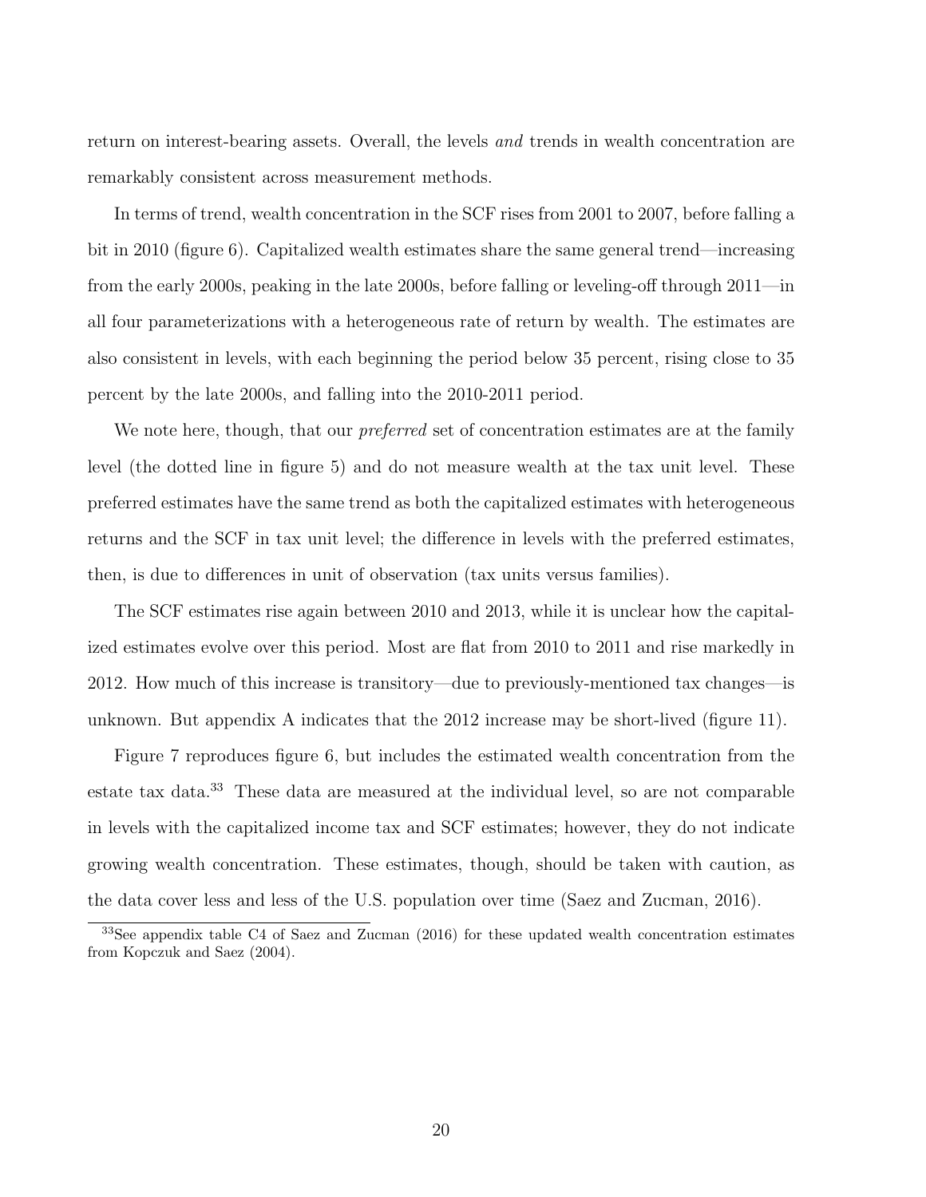return on interest-bearing assets. Overall, the levels *and* trends in wealth concentration are remarkably consistent across measurement methods.

In terms of trend, wealth concentration in the SCF rises from 2001 to 2007, before falling a bit in 2010 (figure 6). Capitalized wealth estimates share the same general trend—increasing from the early 2000s, peaking in the late 2000s, before falling or leveling-off through 2011—in all four parameterizations with a heterogeneous rate of return by wealth. The estimates are also consistent in levels, with each beginning the period below 35 percent, rising close to 35 percent by the late 2000s, and falling into the 2010-2011 period.

We note here, though, that our *preferred* set of concentration estimates are at the family level (the dotted line in figure 5) and do not measure wealth at the tax unit level. These preferred estimates have the same trend as both the capitalized estimates with heterogeneous returns and the SCF in tax unit level; the difference in levels with the preferred estimates, then, is due to differences in unit of observation (tax units versus families).

The SCF estimates rise again between 2010 and 2013, while it is unclear how the capitalized estimates evolve over this period. Most are flat from 2010 to 2011 and rise markedly in 2012. How much of this increase is transitory—due to previously-mentioned tax changes—is unknown. But appendix A indicates that the 2012 increase may be short-lived (figure 11).

Figure 7 reproduces figure 6, but includes the estimated wealth concentration from the estate tax data.[33] These data are measured at the individual level, so are not comparable in levels with the capitalized income tax and SCF estimates; however, they do not indicate growing wealth concentration. These estimates, though, should be taken with caution, as the data cover less and less of the U.S. population over time (Saez and Zucman, 2016).

[33] See appendix table C4 of Saez and Zucman (2016) for these updated wealth concentration estimates from Kopczuk and Saez (2004).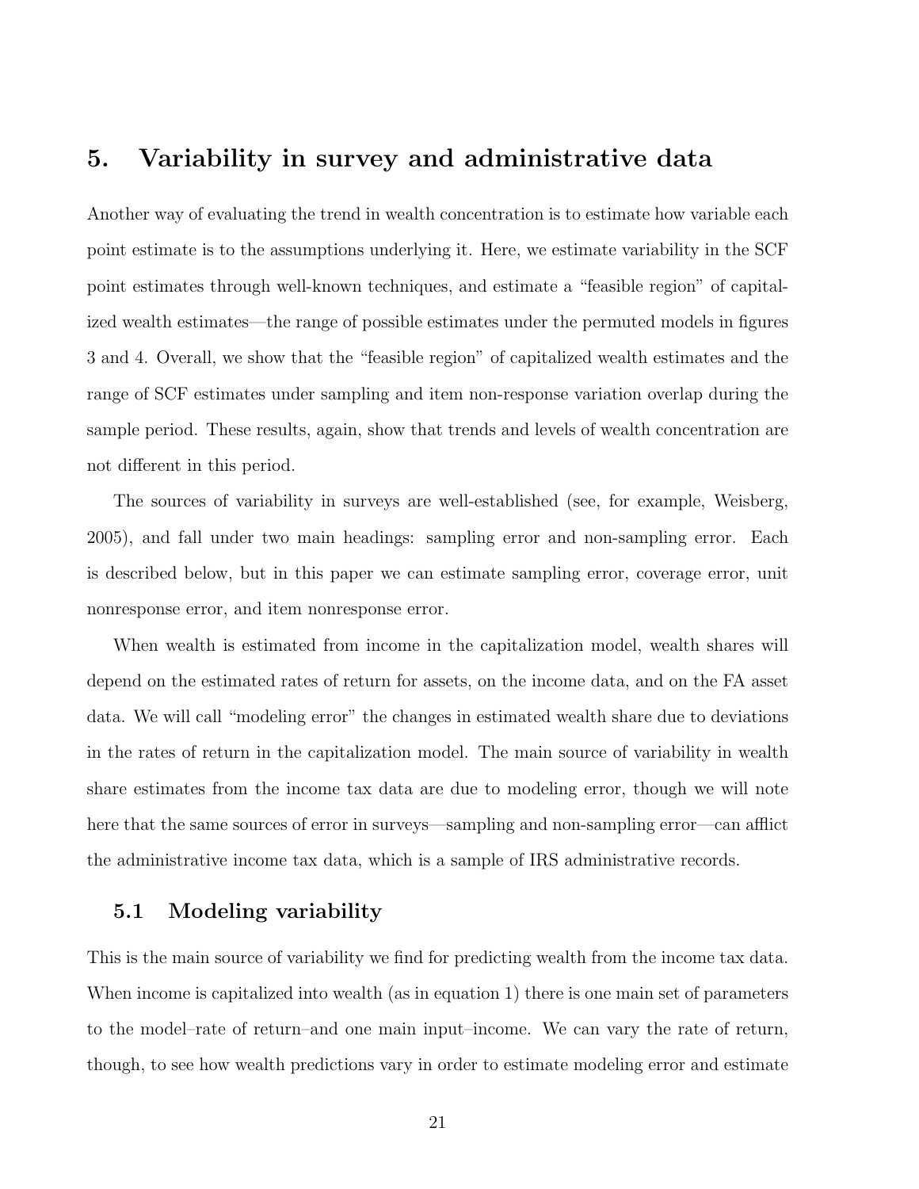# 5. Variability in survey and administrative data

Another way of evaluating the trend in wealth concentration is to estimate how variable each point estimate is to the assumptions underlying it. Here, we estimate variability in the SCF point estimates through well-known techniques, and estimate a "feasible region" of capitalized wealth estimates—the range of possible estimates under the permuted models in figures 3 and 4. Overall, we show that the "feasible region" of capitalized wealth estimates and the range of SCF estimates under sampling and item non-response variation overlap during the sample period. These results, again, show that trends and levels of wealth concentration are not different in this period.

The sources of variability in surveys are well-established (see, for example, Weisberg, 2005), and fall under two main headings: sampling error and non-sampling error. Each is described below, but in this paper we can estimate sampling error, coverage error, unit nonresponse error, and item nonresponse error.

When wealth is estimated from income in the capitalization model, wealth shares will depend on the estimated rates of return for assets, on the income data, and on the FA asset data. We will call "modeling error" the changes in estimated wealth share due to deviations in the rates of return in the capitalization model. The main source of variability in wealth share estimates from the income tax data are due to modeling error, though we will note here that the same sources of error in surveys—sampling and non-sampling error—can afflict the administrative income tax data, which is a sample of IRS administrative records.

## 5.1 Modeling variability

This is the main source of variability we find for predicting wealth from the income tax data. When income is capitalized into wealth (as in equation 1) there is one main set of parameters to the model–rate of return–and one main input–income. We can vary the rate of return, though, to see how wealth predictions vary in order to estimate modeling error and estimate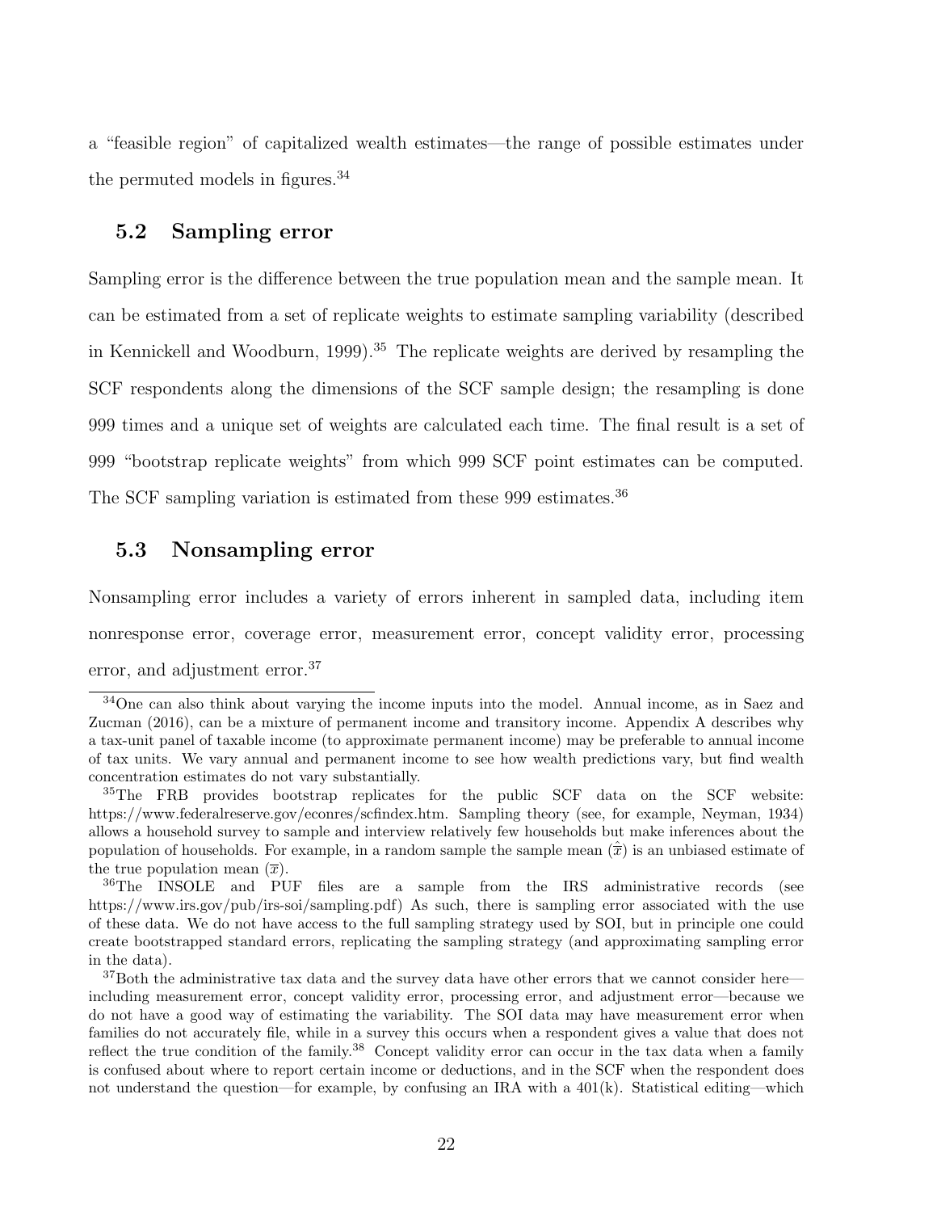a "feasible region" of capitalized wealth estimates—the range of possible estimates under the permuted models in figures.[34]

## 5.2 Sampling error

Sampling error is the difference between the true population mean and the sample mean. It can be estimated from a set of replicate weights to estimate sampling variability (described in Kennickell and Woodburn, 1999).[35] The replicate weights are derived by resampling the SCF respondents along the dimensions of the SCF sample design; the resampling is done 999 times and a unique set of weights are calculated each time. The final result is a set of 999 "bootstrap replicate weights" from which 999 SCF point estimates can be computed. The SCF sampling variation is estimated from these 999 estimates.[36]

## 5.3 Nonsampling error

Nonsampling error includes a variety of errors inherent in sampled data, including item nonresponse error, coverage error, measurement error, concept validity error, processing error, and adjustment error.[37]

---

[34] One can also think about varying the income inputs into the model. Annual income, as in Saez and Zucman (2016), can be a mixture of permanent income and transitory income. Appendix A describes why a tax-unit panel of taxable income (to approximate permanent income) may be preferable to annual income of tax units. We vary annual and permanent income to see how wealth predictions vary, but find wealth concentration estimates do not vary substantially.

[35] The FRB provides bootstrap replicates for the public SCF data on the SCF website: https://www.federalreserve.gov/econres/scfindex.htm. Sampling theory (see, for example, Neyman, 1934) allows a household survey to sample and interview relatively few households but make inferences about the population of households. For example, in a random sample the sample mean ($\hat{\overline{x}}$) is an unbiased estimate of the true population mean ($\overline{x}$).

[36] The INSOLE and PUF files are a sample from the IRS administrative records (see https://www.irs.gov/pub/irs-soi/sampling.pdf) As such, there is sampling error associated with the use of these data. We do not have access to the full sampling strategy used by SOI, but in principle one could create bootstrapped standard errors, replicating the sampling strategy (and approximating sampling error in the data).

[37] Both the administrative tax data and the survey data have other errors that we cannot consider here—including measurement error, concept validity error, processing error, and adjustment error—because we do not have a good way of estimating the variability. The SOI data may have measurement error when families do not accurately file, while in a survey this occurs when a respondent gives a value that does not reflect the true condition of the family.[38] Concept validity error can occur in the tax data when a family is confused about where to report certain income or deductions, and in the SCF when the respondent does not understand the question—for example, by confusing an IRA with a 401(k). Statistical editing—which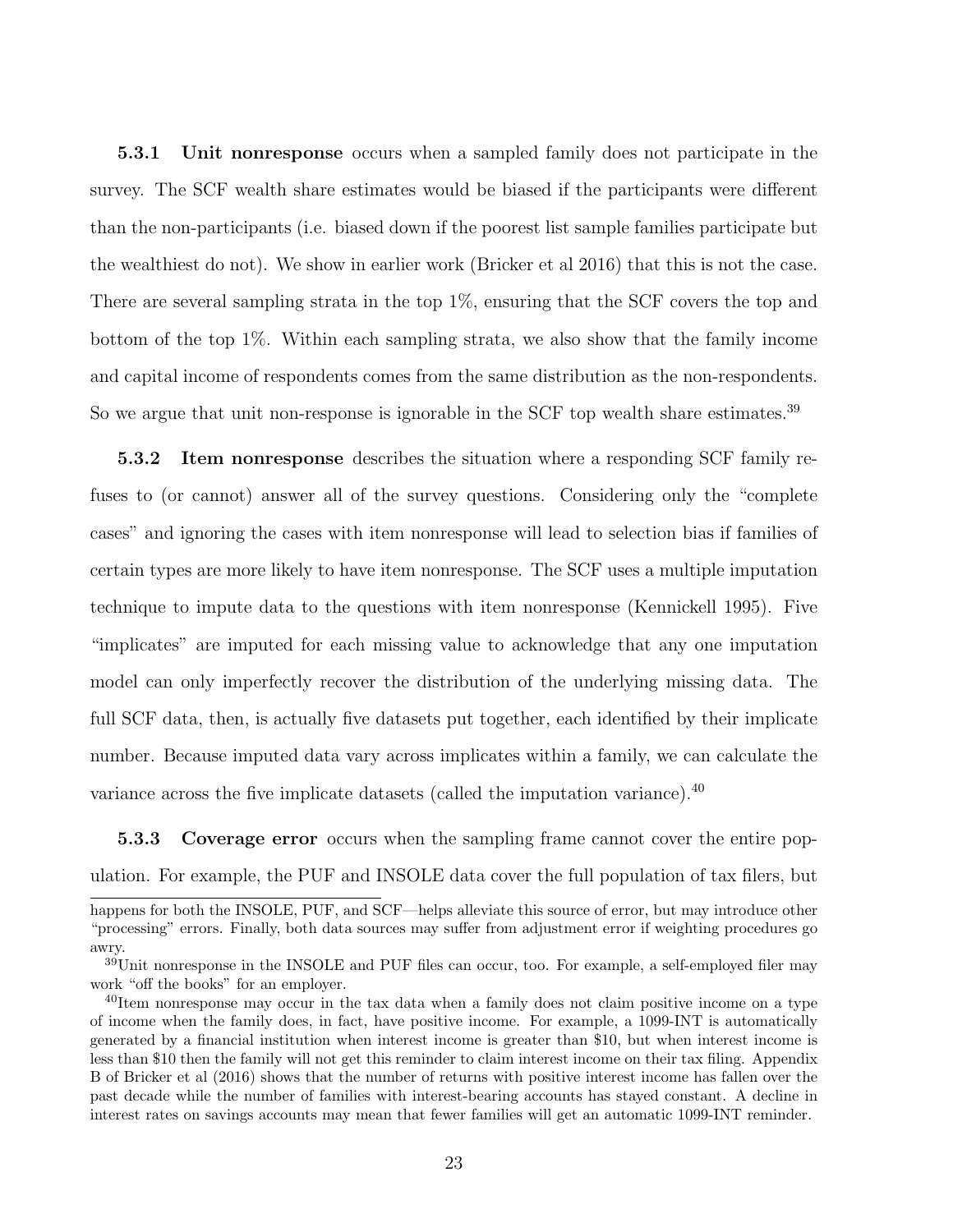**5.3.1 Unit nonresponse** occurs when a sampled family does not participate in the survey. The SCF wealth share estimates would be biased if the participants were different than the non-participants (i.e. biased down if the poorest list sample families participate but the wealthiest do not). We show in earlier work (Bricker et al 2016) that this is not the case. There are several sampling strata in the top 1%, ensuring that the SCF covers the top and bottom of the top 1%. Within each sampling strata, we also show that the family income and capital income of respondents comes from the same distribution as the non-respondents. So we argue that unit non-response is ignorable in the SCF top wealth share estimates.[39]

**5.3.2 Item nonresponse** describes the situation where a responding SCF family refuses to (or cannot) answer all of the survey questions. Considering only the "complete cases" and ignoring the cases with item nonresponse will lead to selection bias if families of certain types are more likely to have item nonresponse. The SCF uses a multiple imputation technique to impute data to the questions with item nonresponse (Kennickell 1995). Five "implicates" are imputed for each missing value to acknowledge that any one imputation model can only imperfectly recover the distribution of the underlying missing data. The full SCF data, then, is actually five datasets put together, each identified by their implicate number. Because imputed data vary across implicates within a family, we can calculate the variance across the five implicate datasets (called the imputation variance).[40]

**5.3.3 Coverage error** occurs when the sampling frame cannot cover the entire population. For example, the PUF and INSOLE data cover the full population of tax filers, but

happens for both the INSOLE, PUF, and SCF—helps alleviate this source of error, but may introduce other "processing" errors. Finally, both data sources may suffer from adjustment error if weighting procedures go awry.

[39] Unit nonresponse in the INSOLE and PUF files can occur, too. For example, a self-employed filer may work "off the books" for an employer.

[40] Item nonresponse may occur in the tax data when a family does not claim positive income on a type of income when the family does, in fact, have positive income. For example, a 1099-INT is automatically generated by a financial institution when interest income is greater than $10, but when interest income is less than $10 then the family will not get this reminder to claim interest income on their tax filing. Appendix B of Bricker et al (2016) shows that the number of returns with positive interest income has fallen over the past decade while the number of families with interest-bearing accounts has stayed constant. A decline in interest rates on savings accounts may mean that fewer families will get an automatic 1099-INT reminder.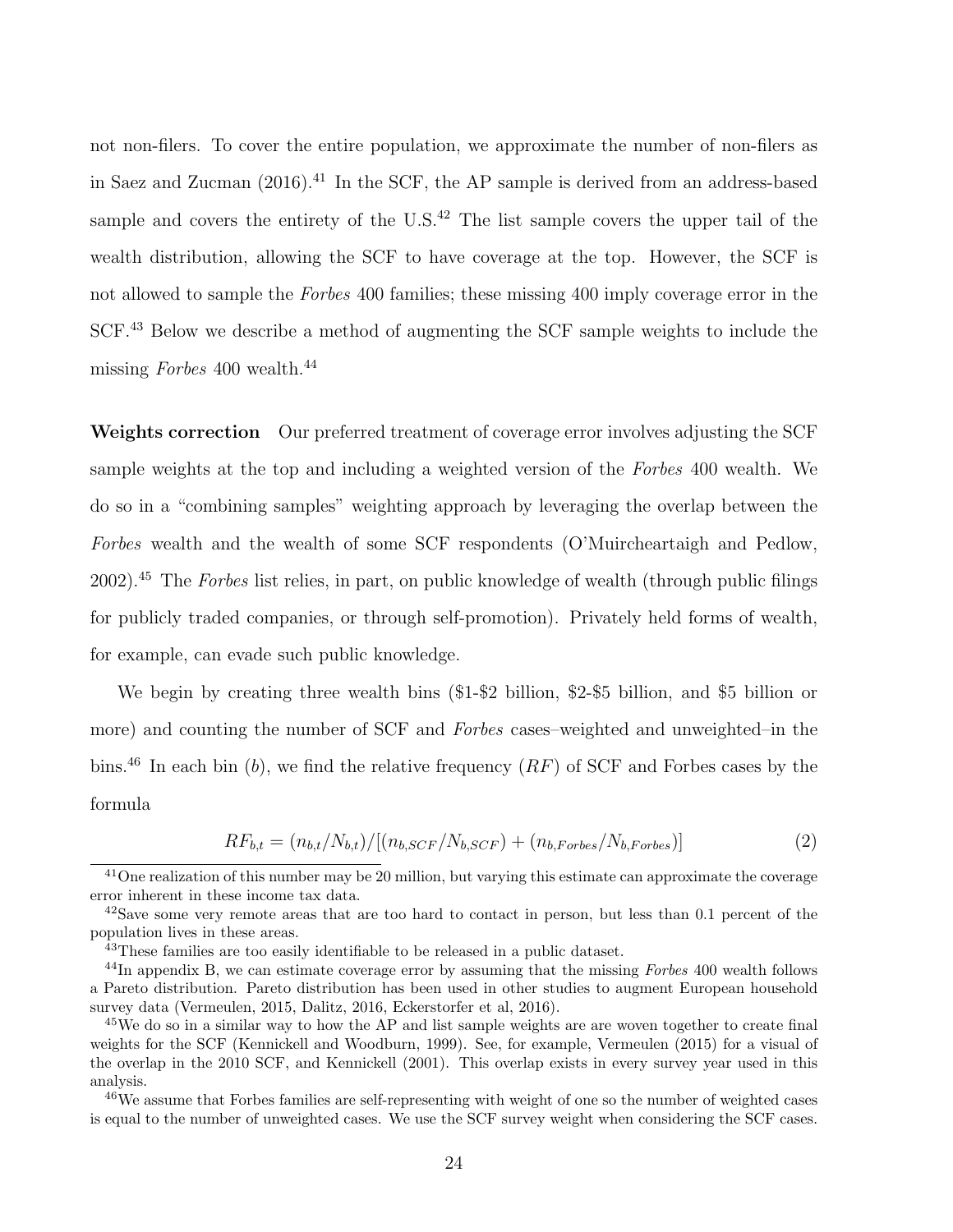not non-filers. To cover the entire population, we approximate the number of non-filers as in Saez and Zucman (2016).[41] In the SCF, the AP sample is derived from an address-based sample and covers the entirety of the U.S.[42] The list sample covers the upper tail of the wealth distribution, allowing the SCF to have coverage at the top. However, the SCF is not allowed to sample the *Forbes* 400 families; these missing 400 imply coverage error in the SCF.[43] Below we describe a method of augmenting the SCF sample weights to include the missing *Forbes* 400 wealth.[44]

**Weights correction** Our preferred treatment of coverage error involves adjusting the SCF sample weights at the top and including a weighted version of the *Forbes* 400 wealth. We do so in a "combining samples" weighting approach by leveraging the overlap between the *Forbes* wealth and the wealth of some SCF respondents (O'Muircheartaigh and Pedlow, 2002).[45] The *Forbes* list relies, in part, on public knowledge of wealth (through public filings for publicly traded companies, or through self-promotion). Privately held forms of wealth, for example, can evade such public knowledge.

We begin by creating three wealth bins ($1-$2 billion, $2-$5 billion, and $5 billion or more) and counting the number of SCF and *Forbes* cases–weighted and unweighted–in the bins.[46] In each bin ($b$), we find the relative frequency ($RF$) of SCF and Forbes cases by the formula

$$RF_{b,t} = (n_{b,t}/N_{b,t})/[(n_{b,SCF}/N_{b,SCF}) + (n_{b,Forbes}/N_{b,Forbes})] \tag{2}$$

[41] One realization of this number may be 20 million, but varying this estimate can approximate the coverage error inherent in these income tax data.

[42] Save some very remote areas that are too hard to contact in person, but less than 0.1 percent of the population lives in these areas.

[43] These families are too easily identifiable to be released in a public dataset.

[44] In appendix B, we can estimate coverage error by assuming that the missing *Forbes* 400 wealth follows a Pareto distribution. Pareto distribution has been used in other studies to augment European household survey data (Vermeulen, 2015, Dalitz, 2016, Eckerstorfer et al, 2016).

[45] We do so in a similar way to how the AP and list sample weights are are woven together to create final weights for the SCF (Kennickell and Woodburn, 1999). See, for example, Vermeulen (2015) for a visual of the overlap in the 2010 SCF, and Kennickell (2001). This overlap exists in every survey year used in this analysis.

[46] We assume that Forbes families are self-representing with weight of one so the number of weighted cases is equal to the number of unweighted cases. We use the SCF survey weight when considering the SCF cases.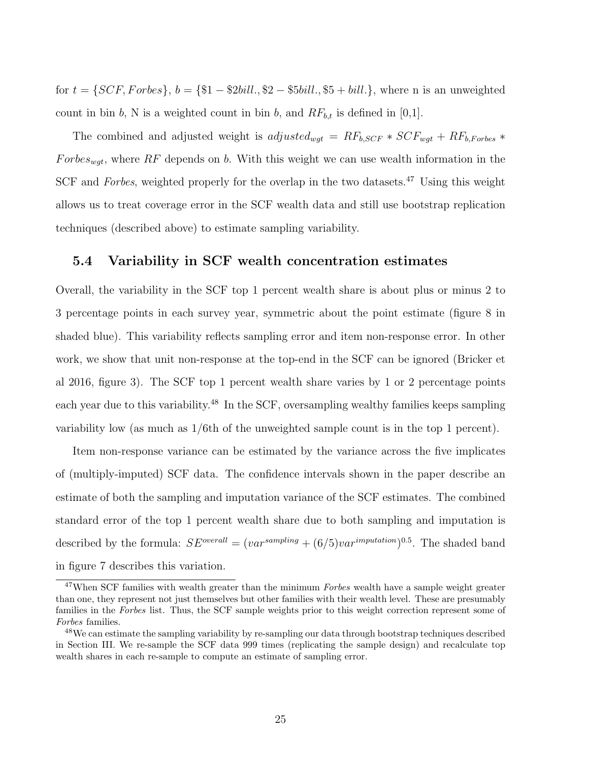for $t = \{SCF, Forbes\}$, $b = \{\$1 - \$2bill., \$2 - \$5bill., \$5 + bill.\}$, where n is an unweighted count in bin $b$, N is a weighted count in bin $b$, and $RF_{b,t}$ is defined in [0,1].

The combined and adjusted weight is $adjusted_{wgt} = RF_{b,SCF} * SCF_{wgt} + RF_{b,Forbes} * Forbes_{wgt}$, where $RF$ depends on $b$. With this weight we can use wealth information in the SCF and *Forbes*, weighted properly for the overlap in the two datasets.[47] Using this weight allows us to treat coverage error in the SCF wealth data and still use bootstrap replication techniques (described above) to estimate sampling variability.

## 5.4 Variability in SCF wealth concentration estimates

Overall, the variability in the SCF top 1 percent wealth share is about plus or minus 2 to 3 percentage points in each survey year, symmetric about the point estimate (figure 8 in shaded blue). This variability reflects sampling error and item non-response error. In other work, we show that unit non-response at the top-end in the SCF can be ignored (Bricker et al 2016, figure 3). The SCF top 1 percent wealth share varies by 1 or 2 percentage points each year due to this variability.[48] In the SCF, oversampling wealthy families keeps sampling variability low (as much as 1/6th of the unweighted sample count is in the top 1 percent).

Item non-response variance can be estimated by the variance across the five implicates of (multiply-imputed) SCF data. The confidence intervals shown in the paper describe an estimate of both the sampling and imputation variance of the SCF estimates. The combined standard error of the top 1 percent wealth share due to both sampling and imputation is described by the formula: $SE^{overall} = (var^{sampling} + (6/5)var^{imputation})^{0.5}$. The shaded band in figure 7 describes this variation.

[47] When SCF families with wealth greater than the minimum *Forbes* wealth have a sample weight greater than one, they represent not just themselves but other families with their wealth level. These are presumably families in the *Forbes* list. Thus, the SCF sample weights prior to this weight correction represent some of *Forbes* families.

[48] We can estimate the sampling variability by re-sampling our data through bootstrap techniques described in Section III. We re-sample the SCF data 999 times (replicating the sample design) and recalculate top wealth shares in each re-sample to compute an estimate of sampling error.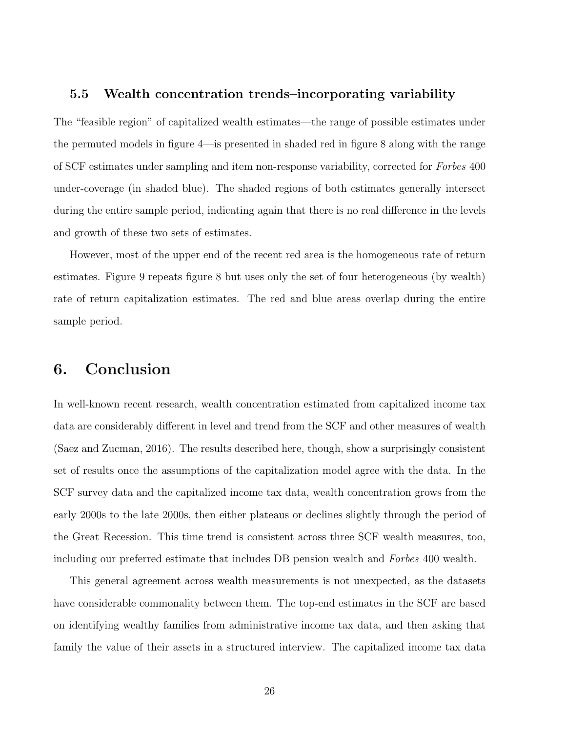### 5.5 Wealth concentration trends–incorporating variability

The "feasible region" of capitalized wealth estimates—the range of possible estimates under the permuted models in figure 4—is presented in shaded red in figure 8 along with the range of SCF estimates under sampling and item non-response variability, corrected for *Forbes* 400 under-coverage (in shaded blue). The shaded regions of both estimates generally intersect during the entire sample period, indicating again that there is no real difference in the levels and growth of these two sets of estimates.

However, most of the upper end of the recent red area is the homogeneous rate of return estimates. Figure 9 repeats figure 8 but uses only the set of four heterogeneous (by wealth) rate of return capitalization estimates. The red and blue areas overlap during the entire sample period.

## 6. Conclusion

In well-known recent research, wealth concentration estimated from capitalized income tax data are considerably different in level and trend from the SCF and other measures of wealth (Saez and Zucman, 2016). The results described here, though, show a surprisingly consistent set of results once the assumptions of the capitalization model agree with the data. In the SCF survey data and the capitalized income tax data, wealth concentration grows from the early 2000s to the late 2000s, then either plateaus or declines slightly through the period of the Great Recession. This time trend is consistent across three SCF wealth measures, too, including our preferred estimate that includes DB pension wealth and *Forbes* 400 wealth.

This general agreement across wealth measurements is not unexpected, as the datasets have considerable commonality between them. The top-end estimates in the SCF are based on identifying wealthy families from administrative income tax data, and then asking that family the value of their assets in a structured interview. The capitalized income tax data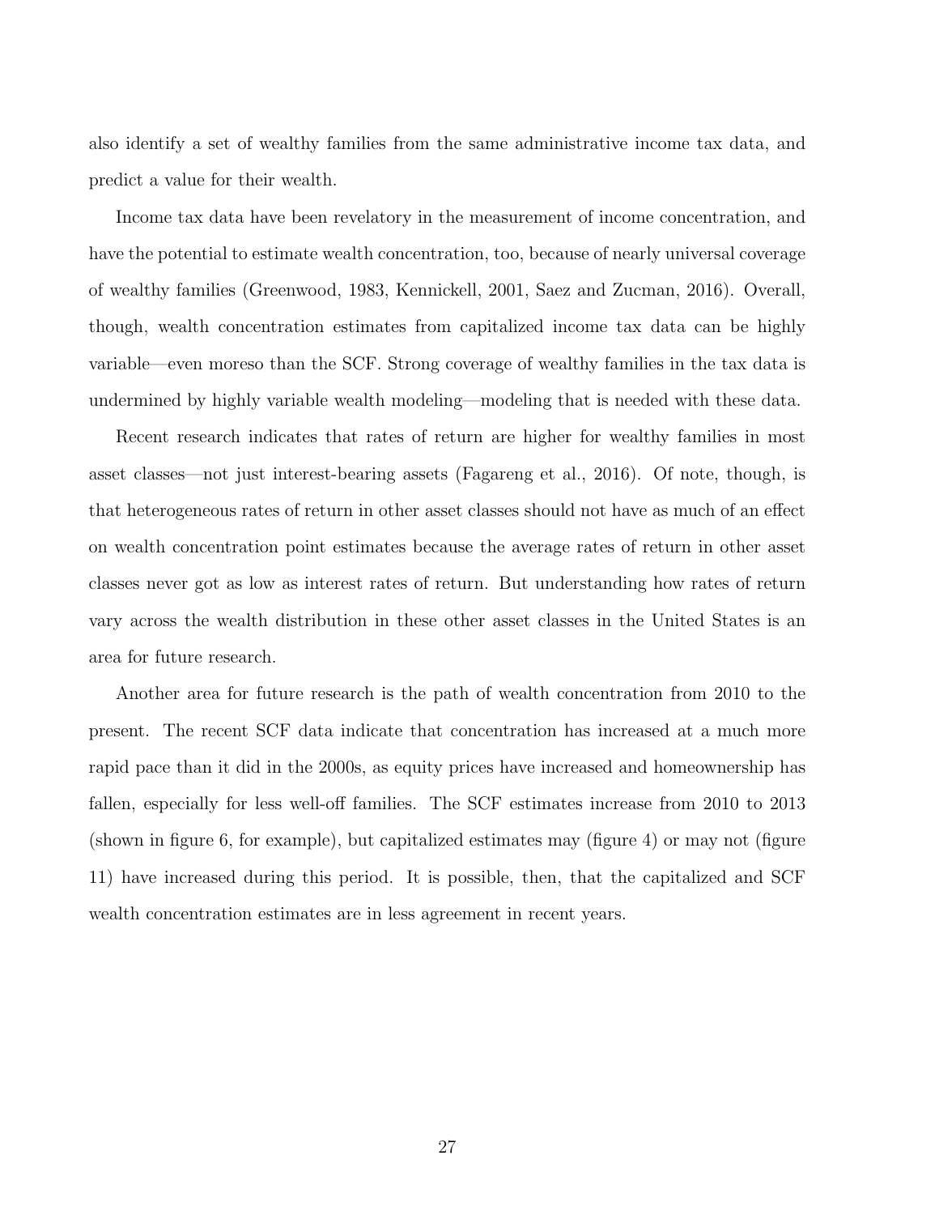also identify a set of wealthy families from the same administrative income tax data, and predict a value for their wealth.

Income tax data have been revelatory in the measurement of income concentration, and have the potential to estimate wealth concentration, too, because of nearly universal coverage of wealthy families (Greenwood, 1983, Kennickell, 2001, Saez and Zucman, 2016). Overall, though, wealth concentration estimates from capitalized income tax data can be highly variable—even moreso than the SCF. Strong coverage of wealthy families in the tax data is undermined by highly variable wealth modeling—modeling that is needed with these data.

Recent research indicates that rates of return are higher for wealthy families in most asset classes—not just interest-bearing assets (Fagareng et al., 2016). Of note, though, is that heterogeneous rates of return in other asset classes should not have as much of an effect on wealth concentration point estimates because the average rates of return in other asset classes never got as low as interest rates of return. But understanding how rates of return vary across the wealth distribution in these other asset classes in the United States is an area for future research.

Another area for future research is the path of wealth concentration from 2010 to the present. The recent SCF data indicate that concentration has increased at a much more rapid pace than it did in the 2000s, as equity prices have increased and homeownership has fallen, especially for less well-off families. The SCF estimates increase from 2010 to 2013 (shown in figure 6, for example), but capitalized estimates may (figure 4) or may not (figure 11) have increased during this period. It is possible, then, that the capitalized and SCF wealth concentration estimates are in less agreement in recent years.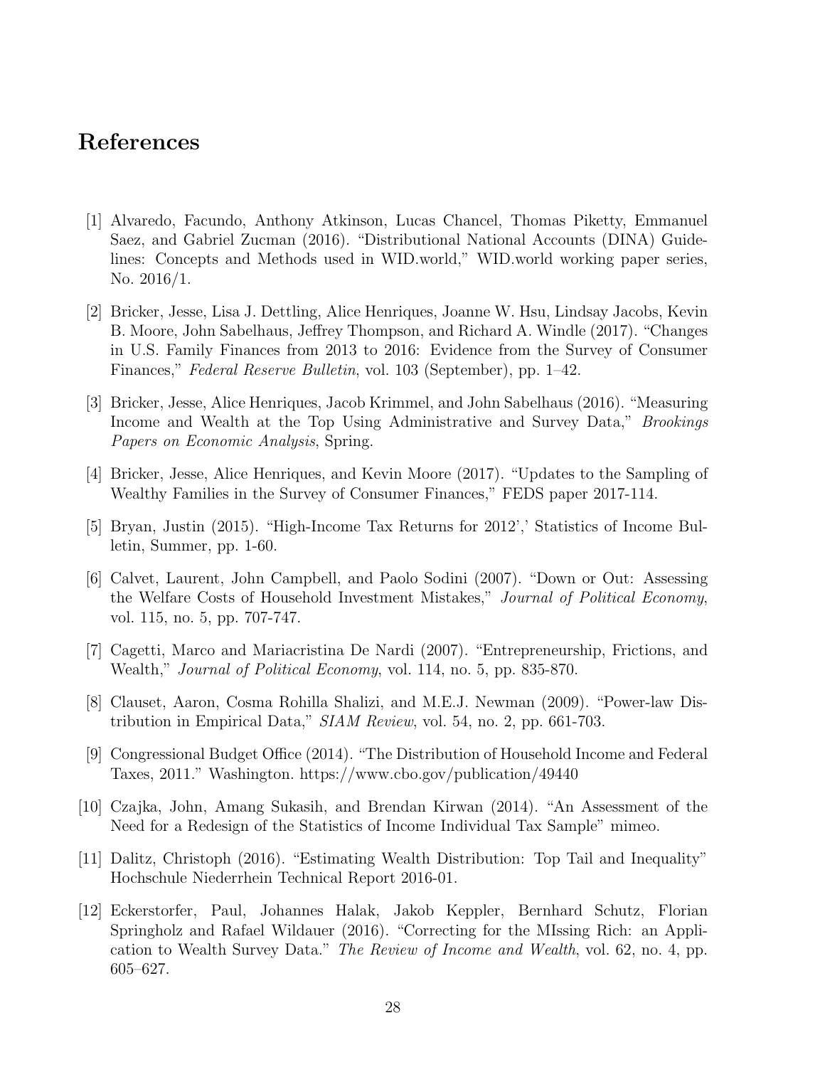# References

[1] Alvaredo, Facundo, Anthony Atkinson, Lucas Chancel, Thomas Piketty, Emmanuel Saez, and Gabriel Zucman (2016). "Distributional National Accounts (DINA) Guidelines: Concepts and Methods used in WID.world," WID.world working paper series, No. 2016/1.

[2] Bricker, Jesse, Lisa J. Dettling, Alice Henriques, Joanne W. Hsu, Lindsay Jacobs, Kevin B. Moore, John Sabelhaus, Jeffrey Thompson, and Richard A. Windle (2017). "Changes in U.S. Family Finances from 2013 to 2016: Evidence from the Survey of Consumer Finances," *Federal Reserve Bulletin*, vol. 103 (September), pp. 1–42.

[3] Bricker, Jesse, Alice Henriques, Jacob Krimmel, and John Sabelhaus (2016). "Measuring Income and Wealth at the Top Using Administrative and Survey Data," *Brookings Papers on Economic Analysis*, Spring.

[4] Bricker, Jesse, Alice Henriques, and Kevin Moore (2017). "Updates to the Sampling of Wealthy Families in the Survey of Consumer Finances," FEDS paper 2017-114.

[5] Bryan, Justin (2015). "High-Income Tax Returns for 2012',' Statistics of Income Bulletin, Summer, pp. 1-60.

[6] Calvet, Laurent, John Campbell, and Paolo Sodini (2007). "Down or Out: Assessing the Welfare Costs of Household Investment Mistakes," *Journal of Political Economy*, vol. 115, no. 5, pp. 707-747.

[7] Cagetti, Marco and Mariacristina De Nardi (2007). "Entrepreneurship, Frictions, and Wealth," *Journal of Political Economy*, vol. 114, no. 5, pp. 835-870.

[8] Clauset, Aaron, Cosma Rohilla Shalizi, and M.E.J. Newman (2009). "Power-law Distribution in Empirical Data," *SIAM Review*, vol. 54, no. 2, pp. 661-703.

[9] Congressional Budget Office (2014). "The Distribution of Household Income and Federal Taxes, 2011." Washington. https://www.cbo.gov/publication/49440

[10] Czajka, John, Amang Sukasih, and Brendan Kirwan (2014). "An Assessment of the Need for a Redesign of the Statistics of Income Individual Tax Sample" mimeo.

[11] Dalitz, Christoph (2016). "Estimating Wealth Distribution: Top Tail and Inequality" Hochschule Niederrhein Technical Report 2016-01.

[12] Eckerstorfer, Paul, Johannes Halak, Jakob Keppler, Bernhard Schutz, Florian Springholz and Rafael Wildauer (2016). "Correcting for the MIssing Rich: an Application to Wealth Survey Data." *The Review of Income and Wealth*, vol. 62, no. 4, pp. 605–627.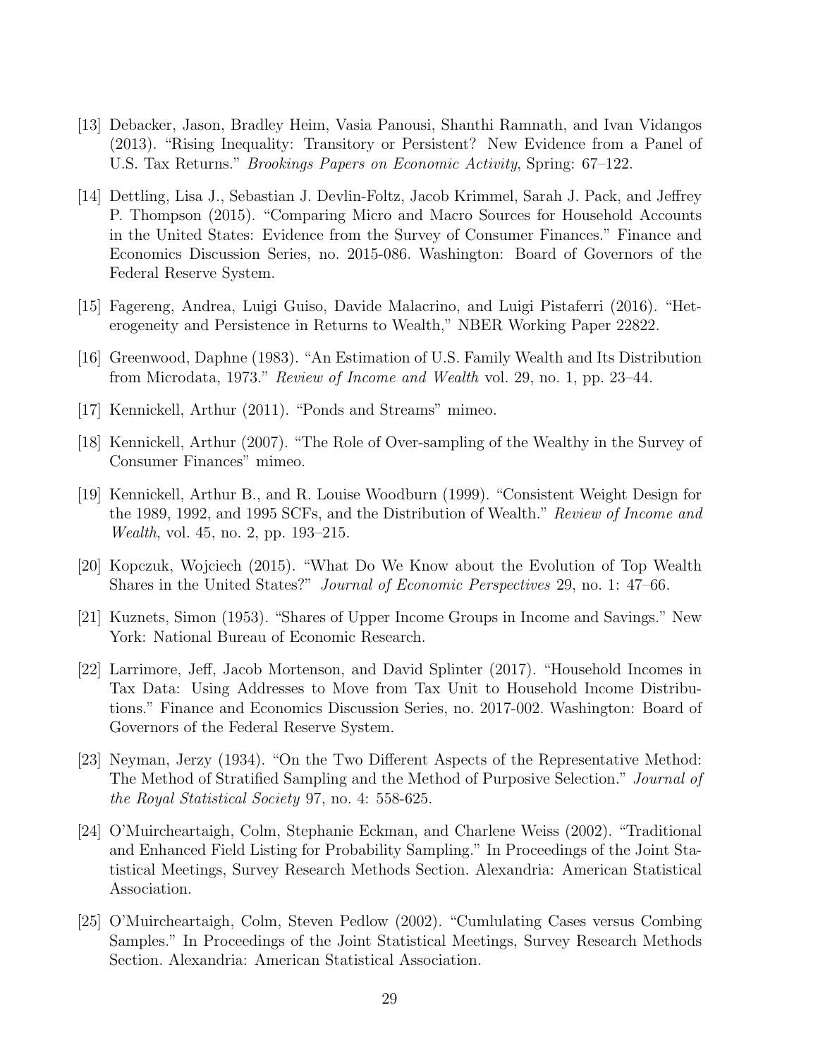[13] Debacker, Jason, Bradley Heim, Vasia Panousi, Shanthi Ramnath, and Ivan Vidangos (2013). "Rising Inequality: Transitory or Persistent? New Evidence from a Panel of U.S. Tax Returns." *Brookings Papers on Economic Activity*, Spring: 67–122.

[14] Dettling, Lisa J., Sebastian J. Devlin-Foltz, Jacob Krimmel, Sarah J. Pack, and Jeffrey P. Thompson (2015). "Comparing Micro and Macro Sources for Household Accounts in the United States: Evidence from the Survey of Consumer Finances." Finance and Economics Discussion Series, no. 2015-086. Washington: Board of Governors of the Federal Reserve System.

[15] Fagereng, Andrea, Luigi Guiso, Davide Malacrino, and Luigi Pistaferri (2016). "Heterogeneity and Persistence in Returns to Wealth," NBER Working Paper 22822.

[16] Greenwood, Daphne (1983). "An Estimation of U.S. Family Wealth and Its Distribution from Microdata, 1973." *Review of Income and Wealth* vol. 29, no. 1, pp. 23–44.

[17] Kennickell, Arthur (2011). "Ponds and Streams" mimeo.

[18] Kennickell, Arthur (2007). "The Role of Over-sampling of the Wealthy in the Survey of Consumer Finances" mimeo.

[19] Kennickell, Arthur B., and R. Louise Woodburn (1999). "Consistent Weight Design for the 1989, 1992, and 1995 SCFs, and the Distribution of Wealth." *Review of Income and Wealth*, vol. 45, no. 2, pp. 193–215.

[20] Kopczuk, Wojciech (2015). "What Do We Know about the Evolution of Top Wealth Shares in the United States?" *Journal of Economic Perspectives* 29, no. 1: 47–66.

[21] Kuznets, Simon (1953). "Shares of Upper Income Groups in Income and Savings." New York: National Bureau of Economic Research.

[22] Larrimore, Jeff, Jacob Mortenson, and David Splinter (2017). "Household Incomes in Tax Data: Using Addresses to Move from Tax Unit to Household Income Distributions." Finance and Economics Discussion Series, no. 2017-002. Washington: Board of Governors of the Federal Reserve System.

[23] Neyman, Jerzy (1934). "On the Two Different Aspects of the Representative Method: The Method of Stratified Sampling and the Method of Purposive Selection." *Journal of the Royal Statistical Society* 97, no. 4: 558-625.

[24] O'Muircheartaigh, Colm, Stephanie Eckman, and Charlene Weiss (2002). "Traditional and Enhanced Field Listing for Probability Sampling." In Proceedings of the Joint Statistical Meetings, Survey Research Methods Section. Alexandria: American Statistical Association.

[25] O'Muircheartaigh, Colm, Steven Pedlow (2002). "Cumlulating Cases versus Combing Samples." In Proceedings of the Joint Statistical Meetings, Survey Research Methods Section. Alexandria: American Statistical Association.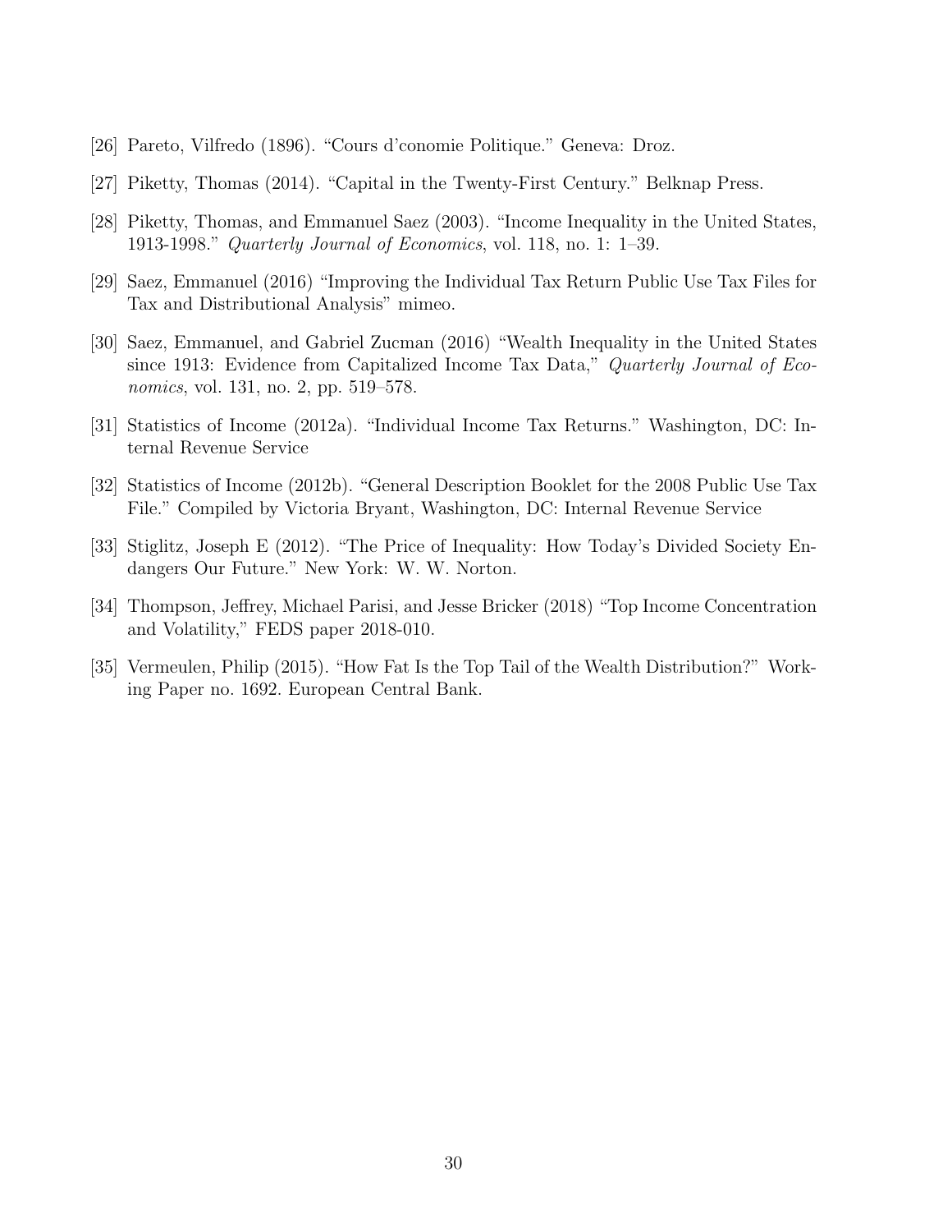[26] Pareto, Vilfredo (1896). "Cours d'conomie Politique." Geneva: Droz.

[27] Piketty, Thomas (2014). "Capital in the Twenty-First Century." Belknap Press.

[28] Piketty, Thomas, and Emmanuel Saez (2003). "Income Inequality in the United States, 1913-1998." *Quarterly Journal of Economics*, vol. 118, no. 1: 1–39.

[29] Saez, Emmanuel (2016) "Improving the Individual Tax Return Public Use Tax Files for Tax and Distributional Analysis" mimeo.

[30] Saez, Emmanuel, and Gabriel Zucman (2016) "Wealth Inequality in the United States since 1913: Evidence from Capitalized Income Tax Data," *Quarterly Journal of Economics*, vol. 131, no. 2, pp. 519–578.

[31] Statistics of Income (2012a). "Individual Income Tax Returns." Washington, DC: Internal Revenue Service

[32] Statistics of Income (2012b). "General Description Booklet for the 2008 Public Use Tax File." Compiled by Victoria Bryant, Washington, DC: Internal Revenue Service

[33] Stiglitz, Joseph E (2012). "The Price of Inequality: How Today's Divided Society Endangers Our Future." New York: W. W. Norton.

[34] Thompson, Jeffrey, Michael Parisi, and Jesse Bricker (2018) "Top Income Concentration and Volatility," FEDS paper 2018-010.

[35] Vermeulen, Philip (2015). "How Fat Is the Top Tail of the Wealth Distribution?" Working Paper no. 1692. European Central Bank.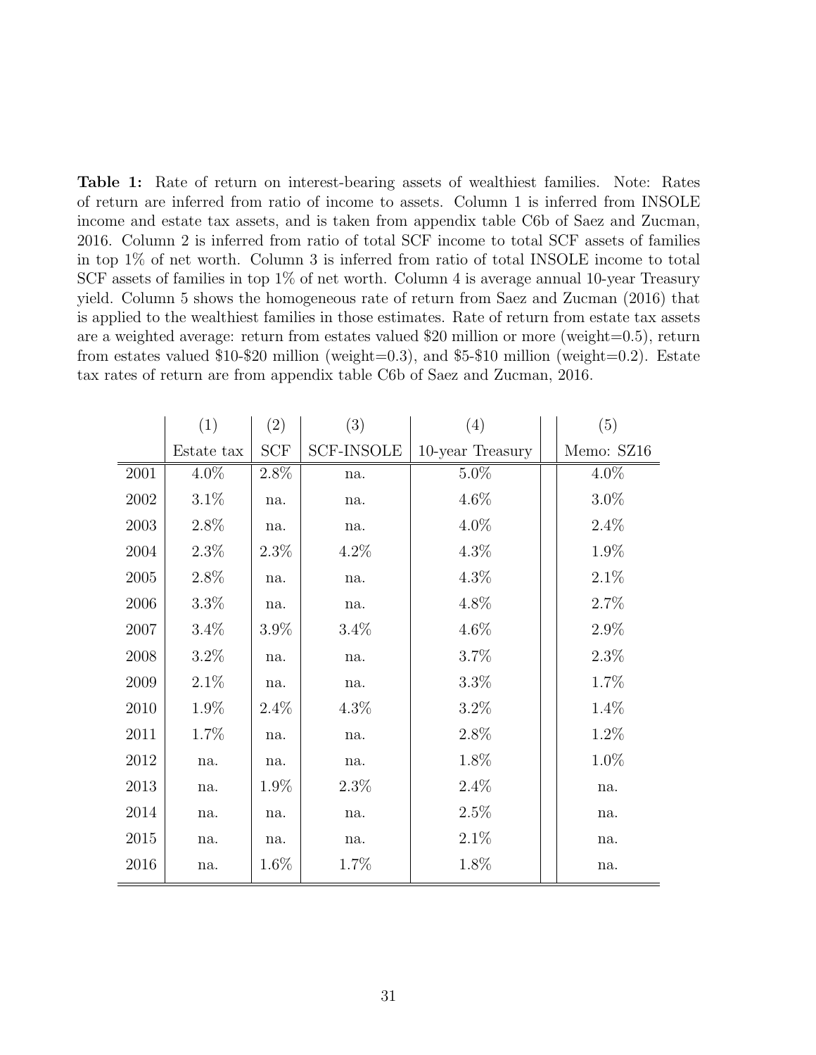**Table 1:** Rate of return on interest-bearing assets of wealthiest families. Note: Rates of return are inferred from ratio of income to assets. Column 1 is inferred from INSOLE income and estate tax assets, and is taken from appendix table C6b of Saez and Zucman, 2016. Column 2 is inferred from ratio of total SCF income to total SCF assets of families in top 1% of net worth. Column 3 is inferred from ratio of total INSOLE income to total SCF assets of families in top 1% of net worth. Column 4 is average annual 10-year Treasury yield. Column 5 shows the homogeneous rate of return from Saez and Zucman (2016) that is applied to the wealthiest families in those estimates. Rate of return from estate tax assets are a weighted average: return from estates valued $20 million or more (weight=0.5), return from estates valued $10-$20 million (weight=0.3), and $5-$10 million (weight=0.2). Estate tax rates of return are from appendix table C6b of Saez and Zucman, 2016.

| | (1) | (2) | (3) | (4) | (5) |
|---|---|---|---|---|---|
| | Estate tax | SCF | SCF-INSOLE | 10-year Treasury | Memo: SZ16 |
| 2001 | 4.0% | 2.8% | na. | 5.0% | 4.0% |
| 2002 | 3.1% | na. | na. | 4.6% | 3.0% |
| 2003 | 2.8% | na. | na. | 4.0% | 2.4% |
| 2004 | 2.3% | 2.3% | 4.2% | 4.3% | 1.9% |
| 2005 | 2.8% | na. | na. | 4.3% | 2.1% |
| 2006 | 3.3% | na. | na. | 4.8% | 2.7% |
| 2007 | 3.4% | 3.9% | 3.4% | 4.6% | 2.9% |
| 2008 | 3.2% | na. | na. | 3.7% | 2.3% |
| 2009 | 2.1% | na. | na. | 3.3% | 1.7% |
| 2010 | 1.9% | 2.4% | 4.3% | 3.2% | 1.4% |
| 2011 | 1.7% | na. | na. | 2.8% | 1.2% |
| 2012 | na. | na. | na. | 1.8% | 1.0% |
| 2013 | na. | 1.9% | 2.3% | 2.4% | na. |
| 2014 | na. | na. | na. | 2.5% | na. |
| 2015 | na. | na. | na. | 2.1% | na. |
| 2016 | na. | 1.6% | 1.7% | 1.8% | na. |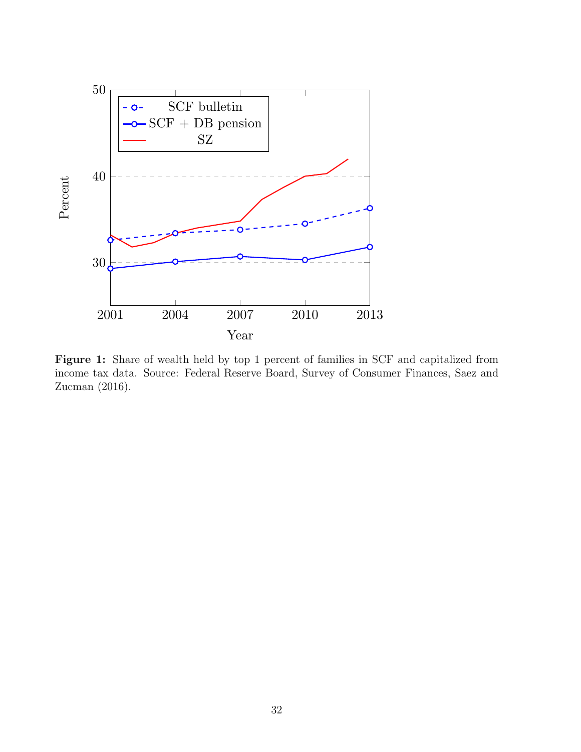**Figure 1:** Share of wealth held by top 1 percent of families in SCF and capitalized from income tax data. Source: Federal Reserve Board, Survey of Consumer Finances, Saez and Zucman (2016).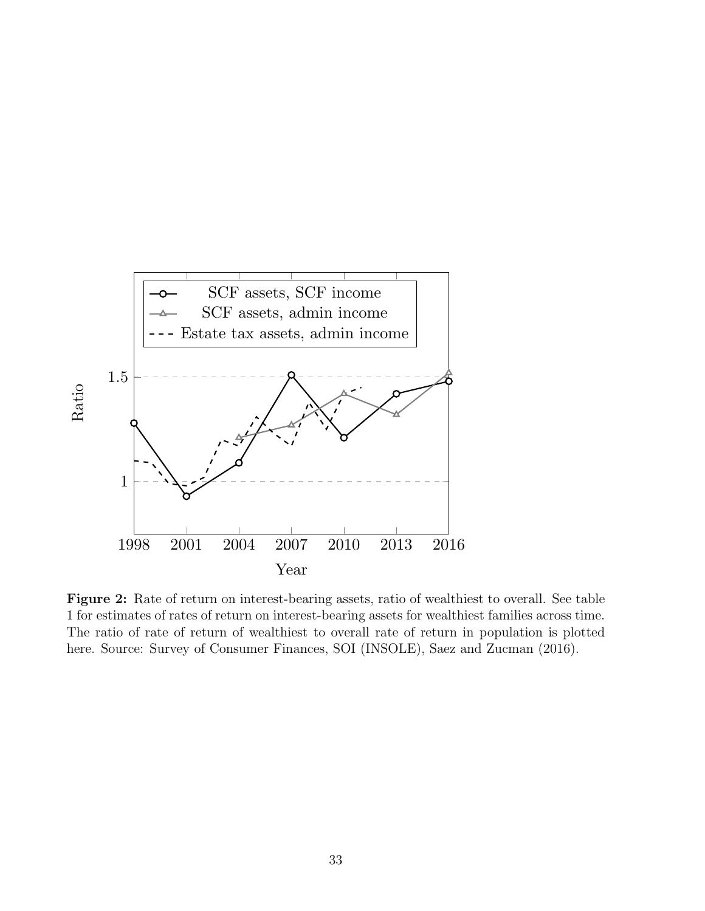**Figure 2:** Rate of return on interest-bearing assets, ratio of wealthiest to overall. See table 1 for estimates of rates of return on interest-bearing assets for wealthiest families across time. The ratio of rate of return of wealthiest to overall rate of return in population is plotted here. Source: Survey of Consumer Finances, SOI (INSOLE), Saez and Zucman (2016).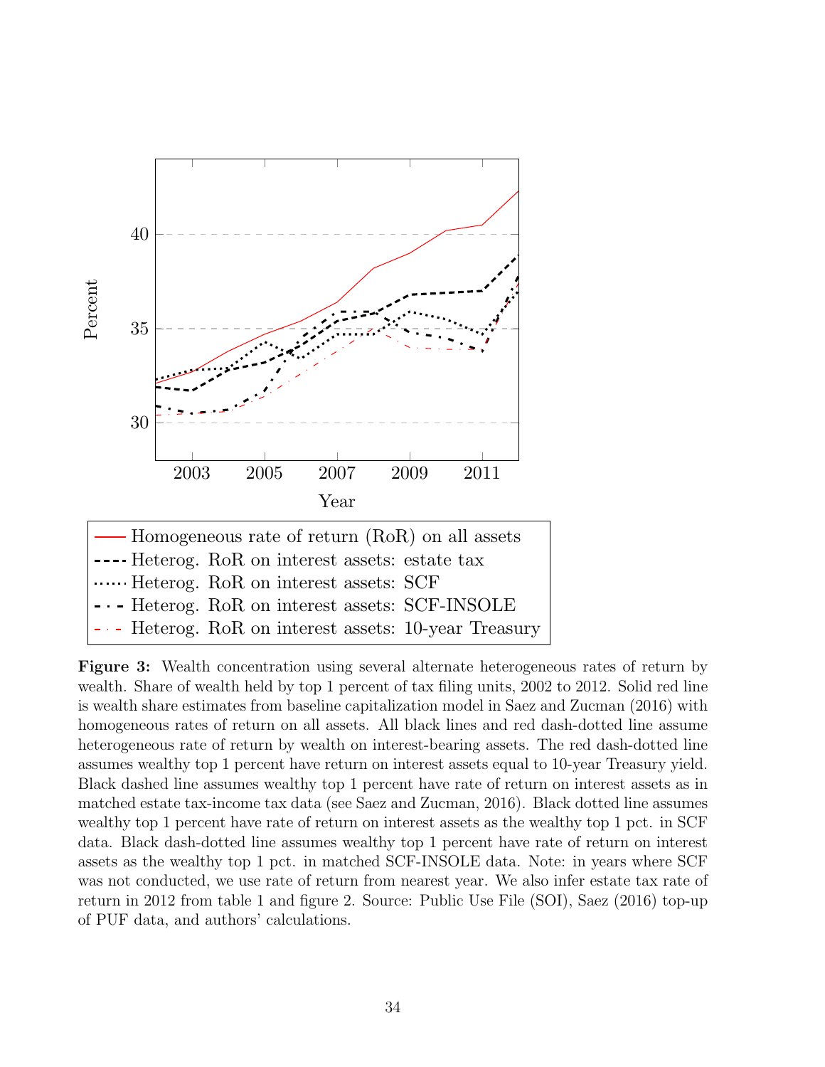**Figure 3:** Wealth concentration using several alternate heterogeneous rates of return by wealth. Share of wealth held by top 1 percent of tax filing units, 2002 to 2012. Solid red line is wealth share estimates from baseline capitalization model in Saez and Zucman (2016) with homogeneous rates of return on all assets. All black lines and red dash-dotted line assume heterogeneous rate of return by wealth on interest-bearing assets. The red dash-dotted line assumes wealthy top 1 percent have return on interest assets equal to 10-year Treasury yield. Black dashed line assumes wealthy top 1 percent have rate of return on interest assets as in matched estate tax-income tax data (see Saez and Zucman, 2016). Black dotted line assumes wealthy top 1 percent have rate of return on interest assets as the wealthy top 1 pct. in SCF data. Black dash-dotted line assumes wealthy top 1 percent have rate of return on interest assets as the wealthy top 1 pct. in matched SCF-INSOLE data. Note: in years where SCF was not conducted, we use rate of return from nearest year. We also infer estate tax rate of return in 2012 from table 1 and figure 2. Source: Public Use File (SOI), Saez (2016) top-up of PUF data, and authors' calculations.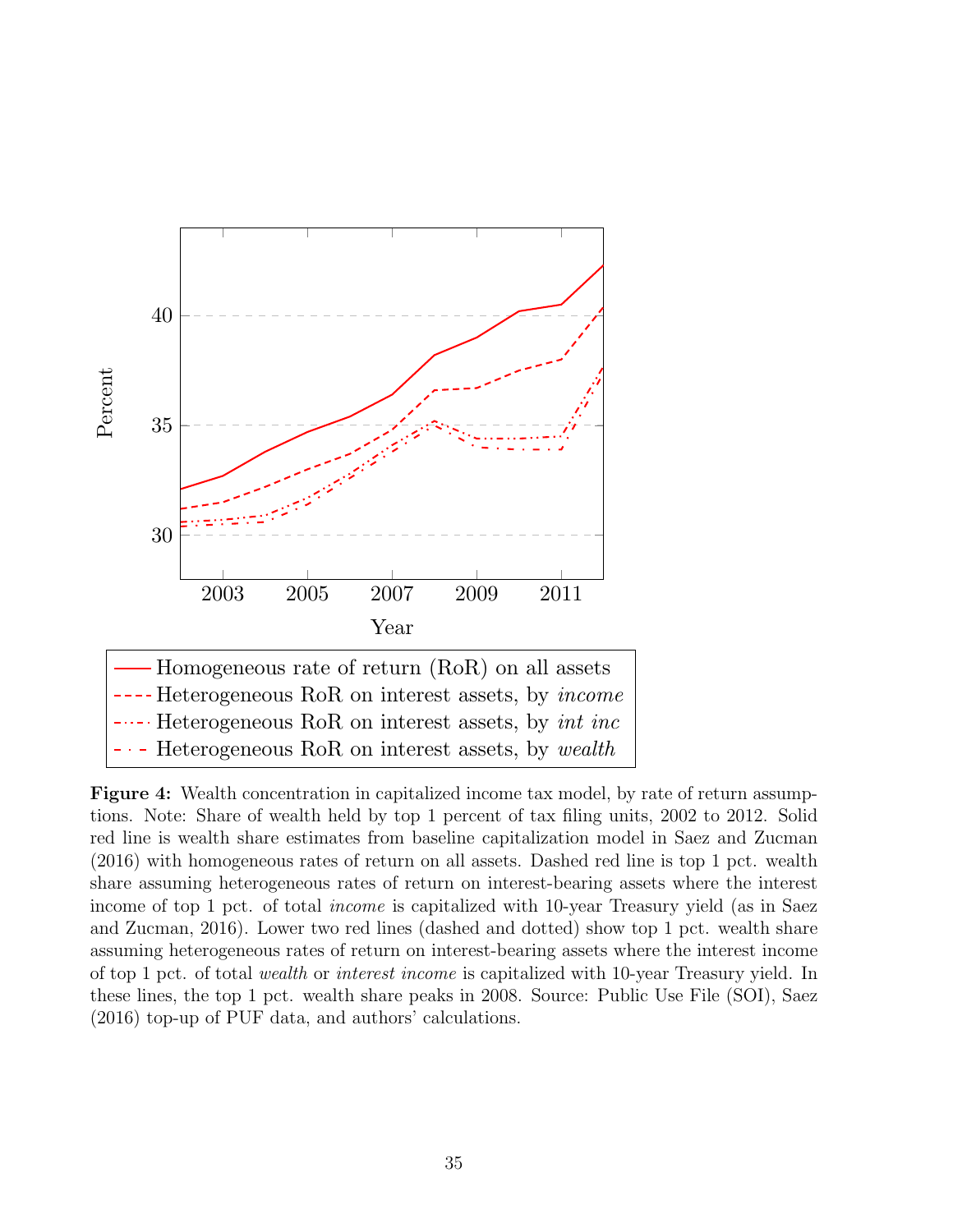**Figure 4:** Wealth concentration in capitalized income tax model, by rate of return assumptions. Note: Share of wealth held by top 1 percent of tax filing units, 2002 to 2012. Solid red line is wealth share estimates from baseline capitalization model in Saez and Zucman (2016) with homogeneous rates of return on all assets. Dashed red line is top 1 pct. wealth share assuming heterogeneous rates of return on interest-bearing assets where the interest income of top 1 pct. of total *income* is capitalized with 10-year Treasury yield (as in Saez and Zucman, 2016). Lower two red lines (dashed and dotted) show top 1 pct. wealth share assuming heterogeneous rates of return on interest-bearing assets where the interest income of top 1 pct. of total *wealth* or *interest income* is capitalized with 10-year Treasury yield. In these lines, the top 1 pct. wealth share peaks in 2008. Source: Public Use File (SOI), Saez (2016) top-up of PUF data, and authors' calculations.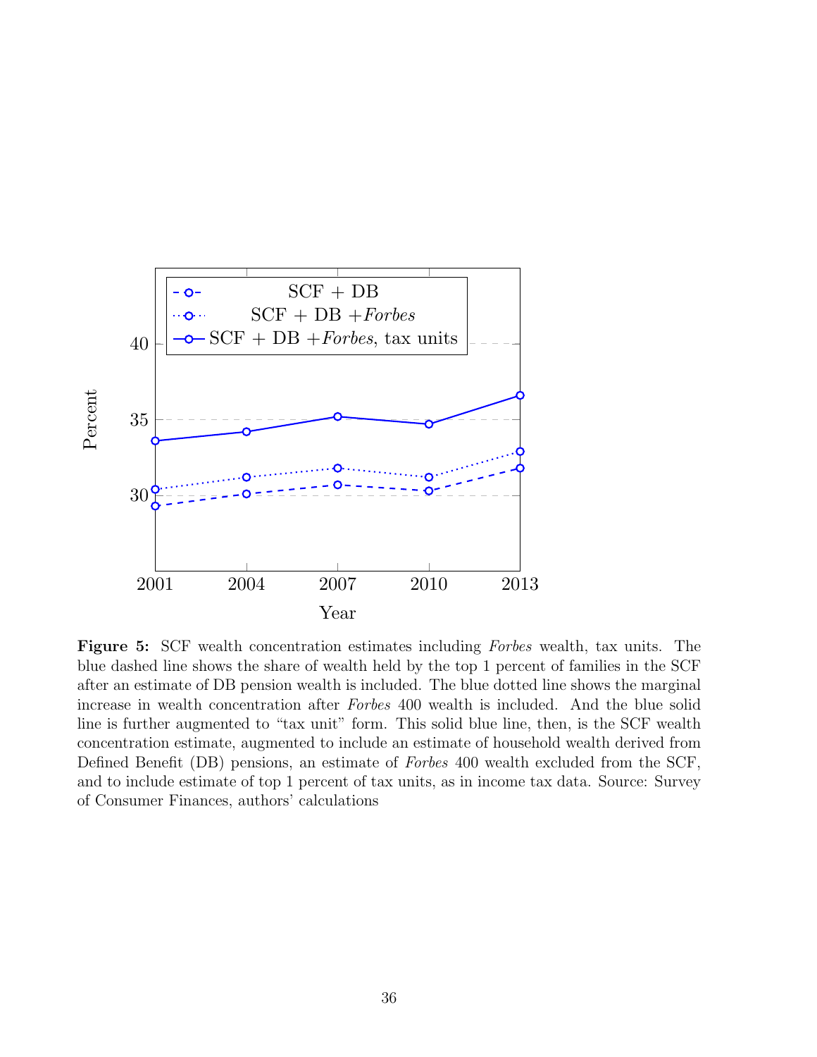**Figure 5:** SCF wealth concentration estimates including *Forbes* wealth, tax units. The blue dashed line shows the share of wealth held by the top 1 percent of families in the SCF after an estimate of DB pension wealth is included. The blue dotted line shows the marginal increase in wealth concentration after *Forbes* 400 wealth is included. And the blue solid line is further augmented to "tax unit" form. This solid blue line, then, is the SCF wealth concentration estimate, augmented to include an estimate of household wealth derived from Defined Benefit (DB) pensions, an estimate of *Forbes* 400 wealth excluded from the SCF, and to include estimate of top 1 percent of tax units, as in income tax data. Source: Survey of Consumer Finances, authors' calculations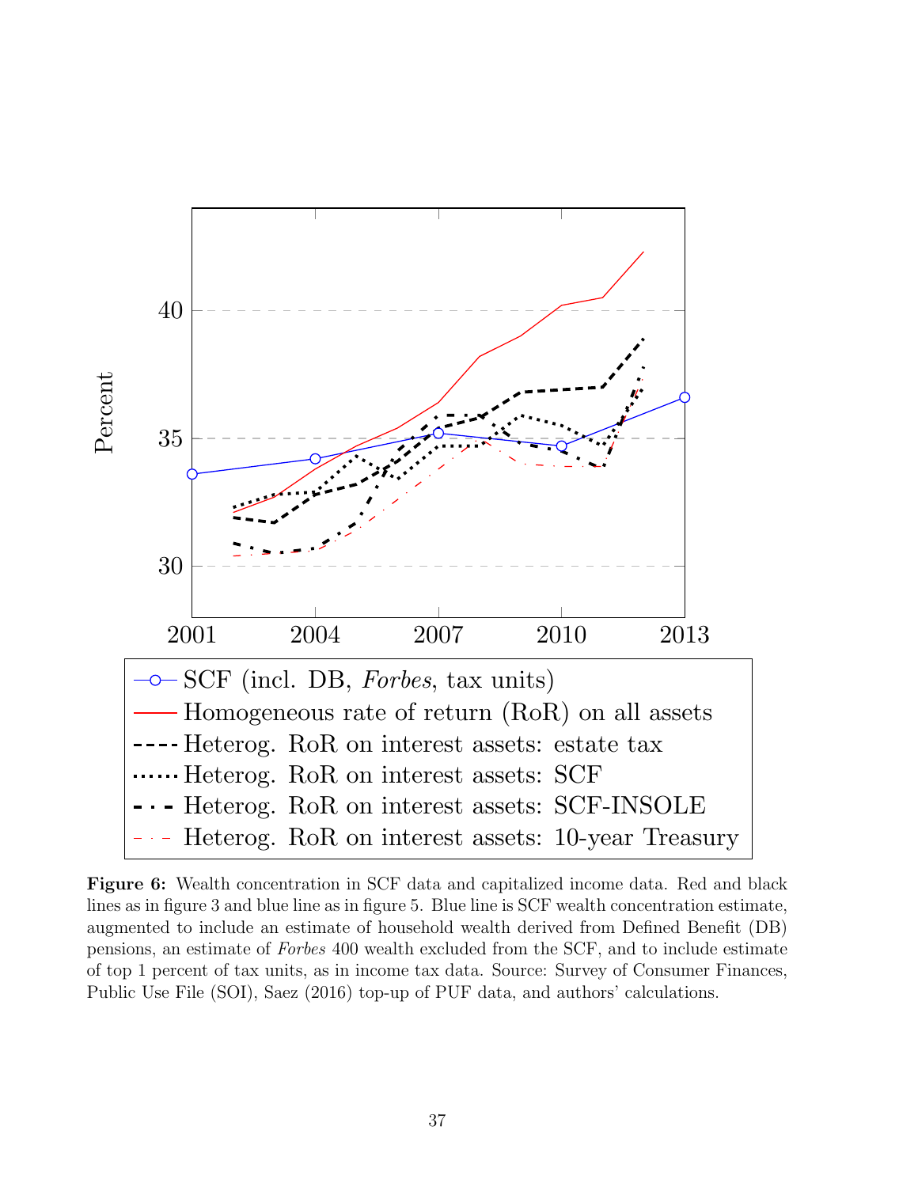**Figure 6:** Wealth concentration in SCF data and capitalized income data. Red and black lines as in figure 3 and blue line as in figure 5. Blue line is SCF wealth concentration estimate, augmented to include an estimate of household wealth derived from Defined Benefit (DB) pensions, an estimate of *Forbes* 400 wealth excluded from the SCF, and to include estimate of top 1 percent of tax units, as in income tax data. Source: Survey of Consumer Finances, Public Use File (SOI), Saez (2016) top-up of PUF data, and authors' calculations.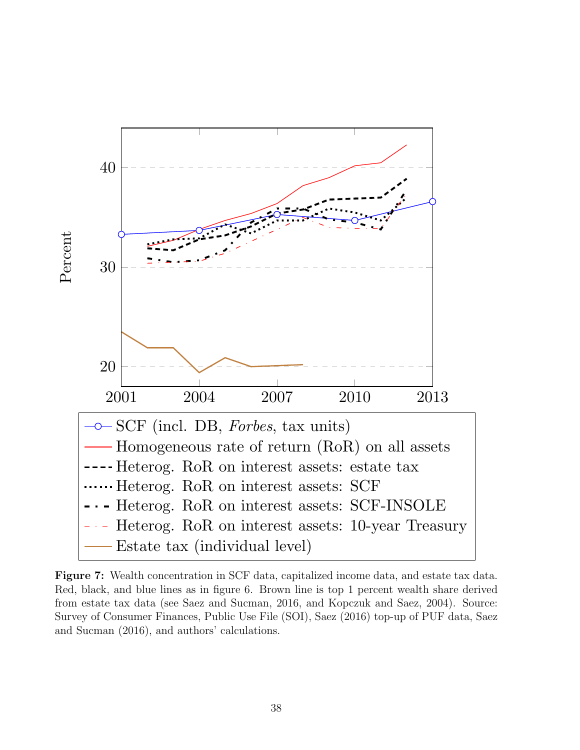**Figure 7:** Wealth concentration in SCF data, capitalized income data, and estate tax data. Red, black, and blue lines as in figure 6. Brown line is top 1 percent wealth share derived from estate tax data (see Saez and Sucman, 2016, and Kopczuk and Saez, 2004). Source: Survey of Consumer Finances, Public Use File (SOI), Saez (2016) top-up of PUF data, Saez and Sucman (2016), and authors' calculations.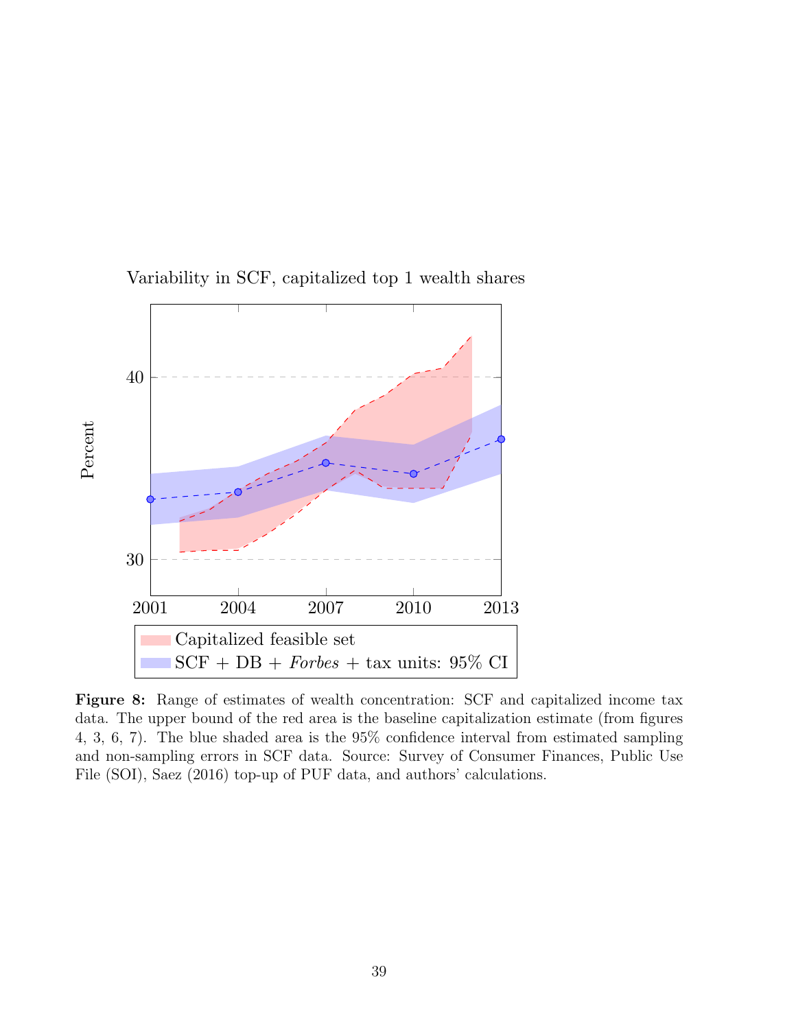Variability in SCF, capitalized top 1 wealth shares

**Figure 8:** Range of estimates of wealth concentration: SCF and capitalized income tax data. The upper bound of the red area is the baseline capitalization estimate (from figures 4, 3, 6, 7). The blue shaded area is the 95% confidence interval from estimated sampling and non-sampling errors in SCF data. Source: Survey of Consumer Finances, Public Use File (SOI), Saez (2016) top-up of PUF data, and authors' calculations.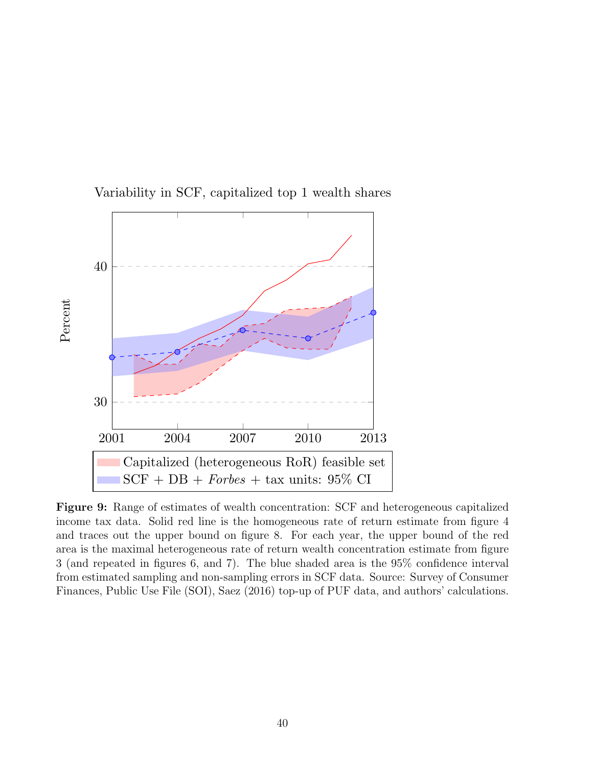**Figure 9:** Range of estimates of wealth concentration: SCF and heterogeneous capitalized income tax data. Solid red line is the homogeneous rate of return estimate from figure 4 and traces out the upper bound on figure 8. For each year, the upper bound of the red area is the maximal heterogeneous rate of return wealth concentration estimate from figure 3 (and repeated in figures 6, and 7). The blue shaded area is the 95% confidence interval from estimated sampling and non-sampling errors in SCF data. Source: Survey of Consumer Finances, Public Use File (SOI), Saez (2016) top-up of PUF data, and authors' calculations.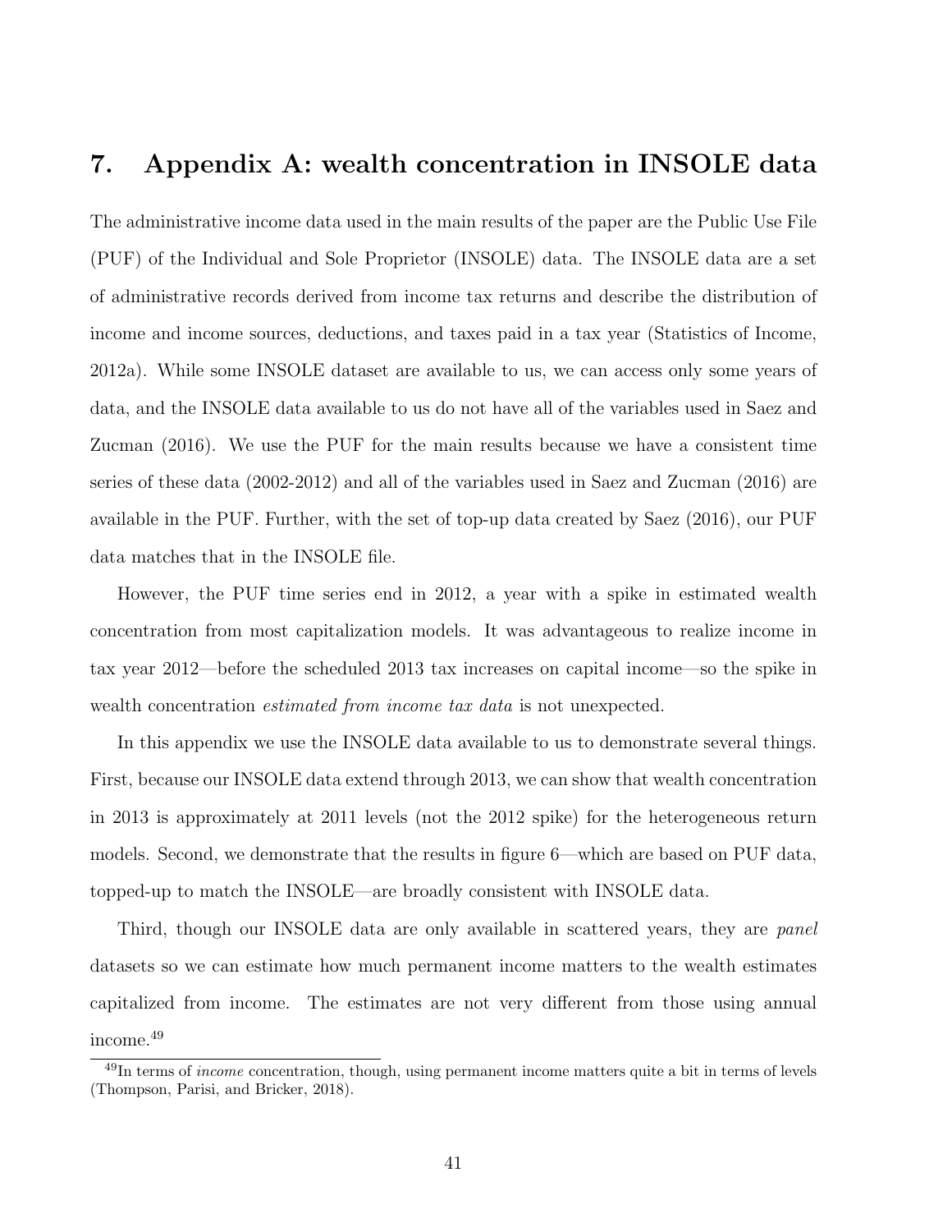# 7. Appendix A: wealth concentration in INSOLE data

The administrative income data used in the main results of the paper are the Public Use File (PUF) of the Individual and Sole Proprietor (INSOLE) data. The INSOLE data are a set of administrative records derived from income tax returns and describe the distribution of income and income sources, deductions, and taxes paid in a tax year (Statistics of Income, 2012a). While some INSOLE dataset are available to us, we can access only some years of data, and the INSOLE data available to us do not have all of the variables used in Saez and Zucman (2016). We use the PUF for the main results because we have a consistent time series of these data (2002-2012) and all of the variables used in Saez and Zucman (2016) are available in the PUF. Further, with the set of top-up data created by Saez (2016), our PUF data matches that in the INSOLE file.

However, the PUF time series end in 2012, a year with a spike in estimated wealth concentration from most capitalization models. It was advantageous to realize income in tax year 2012—before the scheduled 2013 tax increases on capital income—so the spike in wealth concentration *estimated from income tax data* is not unexpected.

In this appendix we use the INSOLE data available to us to demonstrate several things. First, because our INSOLE data extend through 2013, we can show that wealth concentration in 2013 is approximately at 2011 levels (not the 2012 spike) for the heterogeneous return models. Second, we demonstrate that the results in figure 6—which are based on PUF data, topped-up to match the INSOLE—are broadly consistent with INSOLE data.

Third, though our INSOLE data are only available in scattered years, they are *panel* datasets so we can estimate how much permanent income matters to the wealth estimates capitalized from income. The estimates are not very different from those using annual income.[49]

[49] In terms of *income* concentration, though, using permanent income matters quite a bit in terms of levels (Thompson, Parisi, and Bricker, 2018).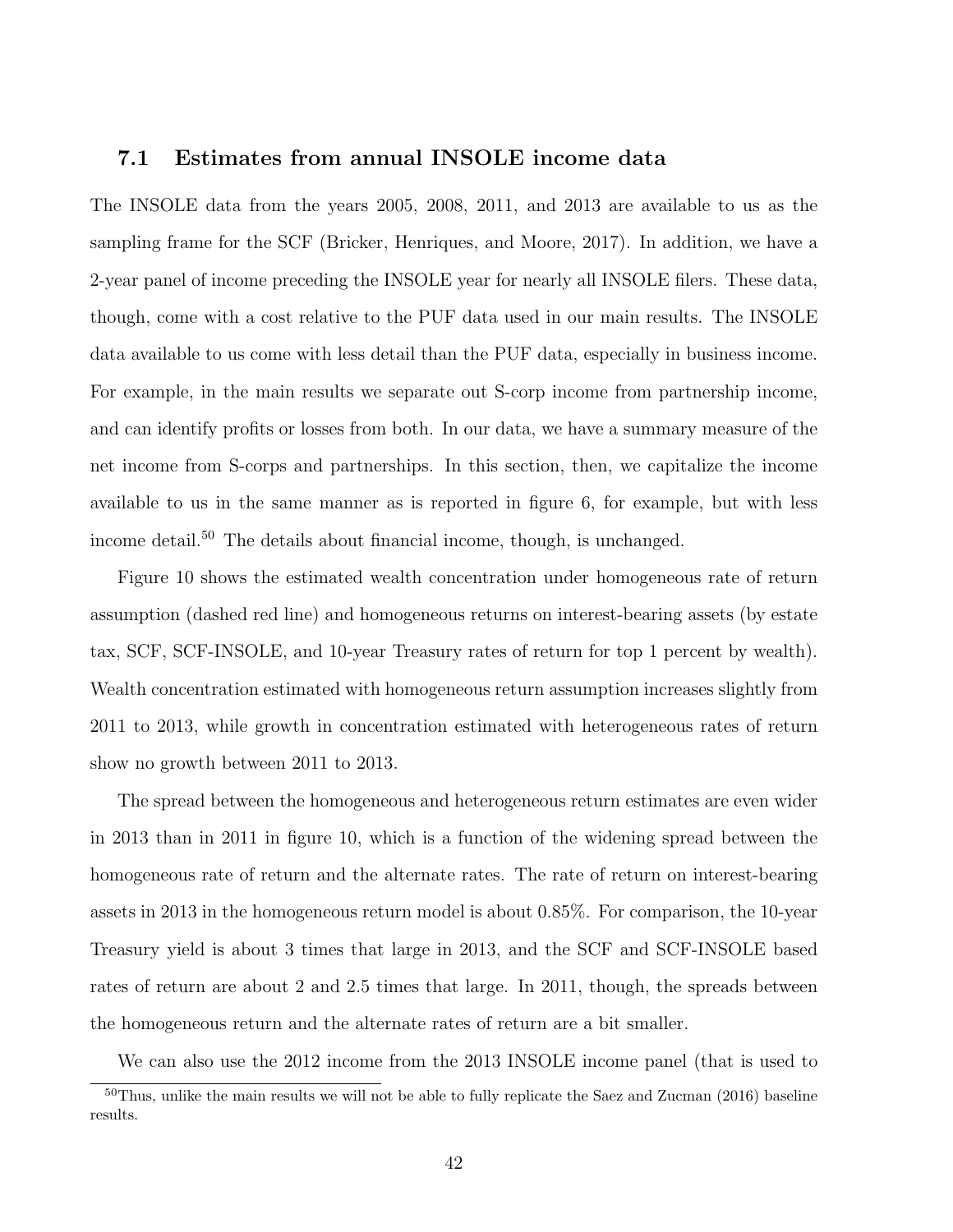### 7.1 Estimates from annual INSOLE income data

The INSOLE data from the years 2005, 2008, 2011, and 2013 are available to us as the sampling frame for the SCF (Bricker, Henriques, and Moore, 2017). In addition, we have a 2-year panel of income preceding the INSOLE year for nearly all INSOLE filers. These data, though, come with a cost relative to the PUF data used in our main results. The INSOLE data available to us come with less detail than the PUF data, especially in business income. For example, in the main results we separate out S-corp income from partnership income, and can identify profits or losses from both. In our data, we have a summary measure of the net income from S-corps and partnerships. In this section, then, we capitalize the income available to us in the same manner as is reported in figure 6, for example, but with less income detail.[50] The details about financial income, though, is unchanged.

Figure 10 shows the estimated wealth concentration under homogeneous rate of return assumption (dashed red line) and homogeneous returns on interest-bearing assets (by estate tax, SCF, SCF-INSOLE, and 10-year Treasury rates of return for top 1 percent by wealth). Wealth concentration estimated with homogeneous return assumption increases slightly from 2011 to 2013, while growth in concentration estimated with heterogeneous rates of return show no growth between 2011 to 2013.

The spread between the homogeneous and heterogeneous return estimates are even wider in 2013 than in 2011 in figure 10, which is a function of the widening spread between the homogeneous rate of return and the alternate rates. The rate of return on interest-bearing assets in 2013 in the homogeneous return model is about 0.85%. For comparison, the 10-year Treasury yield is about 3 times that large in 2013, and the SCF and SCF-INSOLE based rates of return are about 2 and 2.5 times that large. In 2011, though, the spreads between the homogeneous return and the alternate rates of return are a bit smaller.

We can also use the 2012 income from the 2013 INSOLE income panel (that is used to

[50] Thus, unlike the main results we will not be able to fully replicate the Saez and Zucman (2016) baseline results.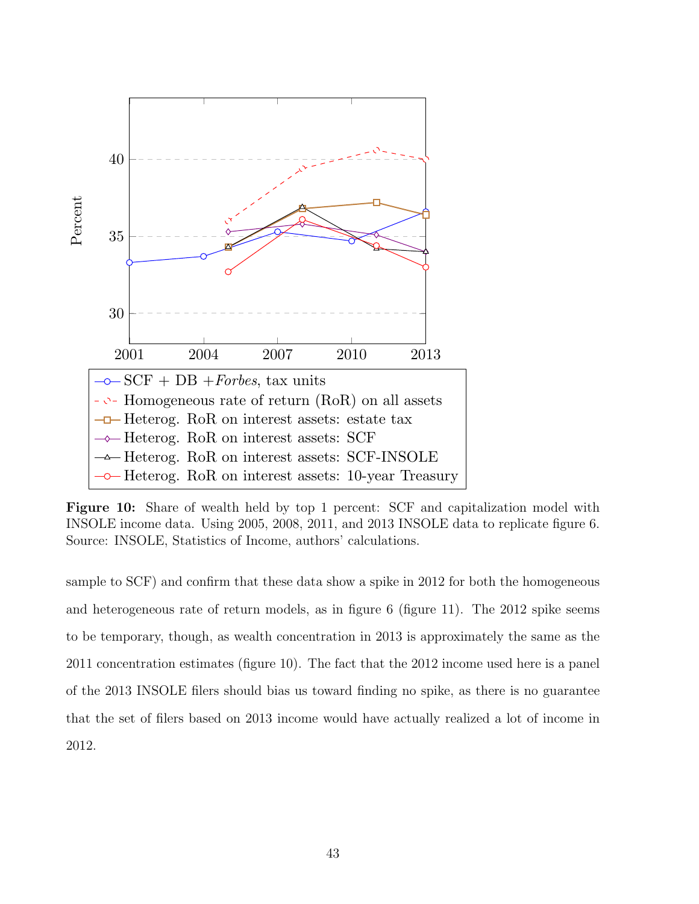**Figure 10:** Share of wealth held by top 1 percent: SCF and capitalization model with INSOLE income data. Using 2005, 2008, 2011, and 2013 INSOLE data to replicate figure 6. Source: INSOLE, Statistics of Income, authors' calculations.

sample to SCF) and confirm that these data show a spike in 2012 for both the homogeneous and heterogeneous rate of return models, as in figure 6 (figure 11). The 2012 spike seems to be temporary, though, as wealth concentration in 2013 is approximately the same as the 2011 concentration estimates (figure 10). The fact that the 2012 income used here is a panel of the 2013 INSOLE filers should bias us toward finding no spike, as there is no guarantee that the set of filers based on 2013 income would have actually realized a lot of income in 2012.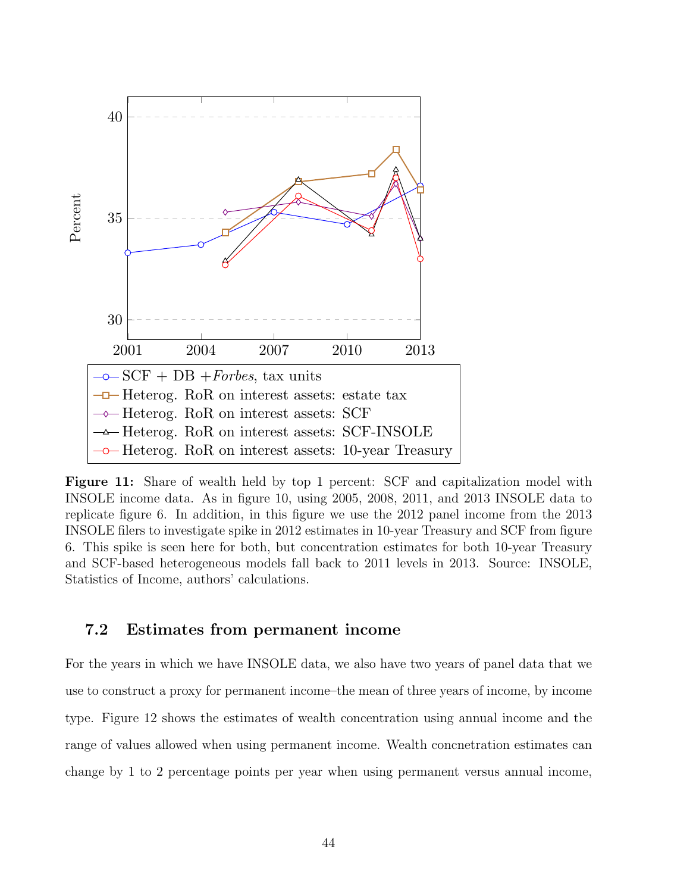**Figure 11:** Share of wealth held by top 1 percent: SCF and capitalization model with INSOLE income data. As in figure 10, using 2005, 2008, 2011, and 2013 INSOLE data to replicate figure 6. In addition, in this figure we use the 2012 panel income from the 2013 INSOLE filers to investigate spike in 2012 estimates in 10-year Treasury and SCF from figure 6. This spike is seen here for both, but concentration estimates for both 10-year Treasury and SCF-based heterogeneous models fall back to 2011 levels in 2013. Source: INSOLE, Statistics of Income, authors' calculations.

### 7.2 Estimates from permanent income

For the years in which we have INSOLE data, we also have two years of panel data that we use to construct a proxy for permanent income–the mean of three years of income, by income type. Figure 12 shows the estimates of wealth concentration using annual income and the range of values allowed when using permanent income. Wealth concnetration estimates can change by 1 to 2 percentage points per year when using permanent versus annual income,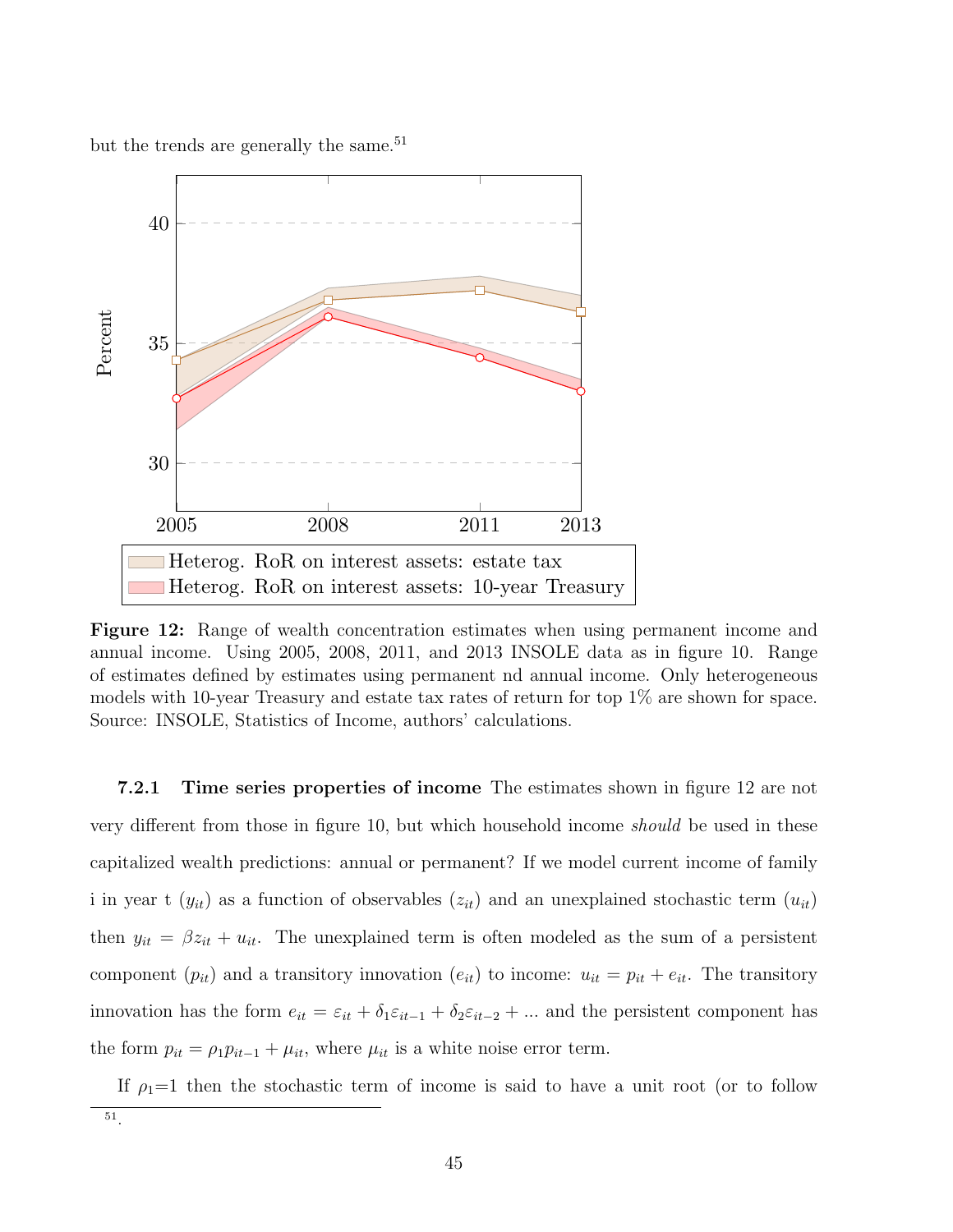but the trends are generally the same.[51]

**Figure 12:** Range of wealth concentration estimates when using permanent income and annual income. Using 2005, 2008, 2011, and 2013 INSOLE data as in figure 10. Range of estimates defined by estimates using permanent nd annual income. Only heterogeneous models with 10-year Treasury and estate tax rates of return for top 1% are shown for space. Source: INSOLE, Statistics of Income, authors' calculations.

**7.2.1 Time series properties of income** The estimates shown in figure 12 are not very different from those in figure 10, but which household income *should* be used in these capitalized wealth predictions: annual or permanent? If we model current income of family i in year t ($y_{it}$) as a function of observables ($z_{it}$) and an unexplained stochastic term ($u_{it}$) then $y_{it} = \beta z_{it} + u_{it}$. The unexplained term is often modeled as the sum of a persistent component ($p_{it}$) and a transitory innovation ($e_{it}$) to income: $u_{it} = p_{it} + e_{it}$. The transitory innovation has the form $e_{it} = \varepsilon_{it} + \delta_1 \varepsilon_{it-1} + \delta_2 \varepsilon_{it-2} + ...$ and the persistent component has the form $p_{it} = \rho_1 p_{it-1} + \mu_{it}$, where $\mu_{it}$ is a white noise error term.

If $\rho_1$=1 then the stochastic term of income is said to have a unit root (or to follow

[51].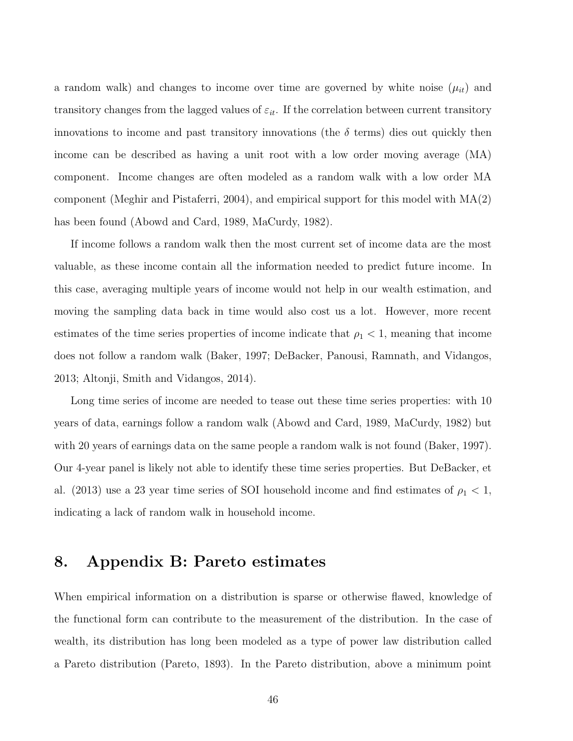a random walk) and changes to income over time are governed by white noise ($\mu_{it}$) and transitory changes from the lagged values of $\varepsilon_{it}$. If the correlation between current transitory innovations to income and past transitory innovations (the $\delta$ terms) dies out quickly then income can be described as having a unit root with a low order moving average (MA) component. Income changes are often modeled as a random walk with a low order MA component (Meghir and Pistaferri, 2004), and empirical support for this model with MA(2) has been found (Abowd and Card, 1989, MaCurdy, 1982).

If income follows a random walk then the most current set of income data are the most valuable, as these income contain all the information needed to predict future income. In this case, averaging multiple years of income would not help in our wealth estimation, and moving the sampling data back in time would also cost us a lot. However, more recent estimates of the time series properties of income indicate that $\rho_1 < 1$, meaning that income does not follow a random walk (Baker, 1997; DeBacker, Panousi, Ramnath, and Vidangos, 2013; Altonji, Smith and Vidangos, 2014).

Long time series of income are needed to tease out these time series properties: with 10 years of data, earnings follow a random walk (Abowd and Card, 1989, MaCurdy, 1982) but with 20 years of earnings data on the same people a random walk is not found (Baker, 1997). Our 4-year panel is likely not able to identify these time series properties. But DeBacker, et al. (2013) use a 23 year time series of SOI household income and find estimates of $\rho_1 < 1$, indicating a lack of random walk in household income.

## 8. Appendix B: Pareto estimates

When empirical information on a distribution is sparse or otherwise flawed, knowledge of the functional form can contribute to the measurement of the distribution. In the case of wealth, its distribution has long been modeled as a type of power law distribution called a Pareto distribution (Pareto, 1893). In the Pareto distribution, above a minimum point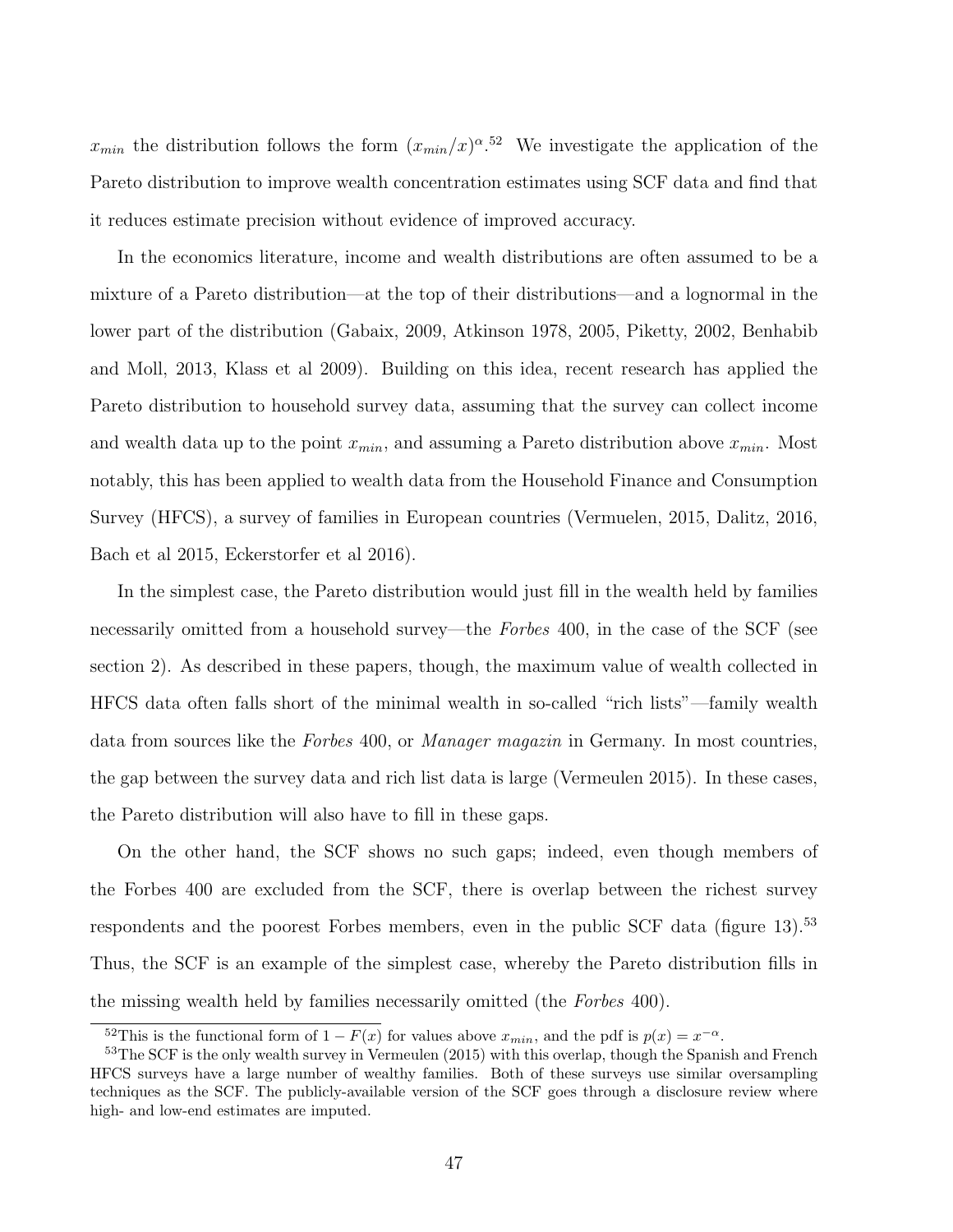$x_{min}$ the distribution follows the form $(x_{min}/x)^{\alpha}$.[52] We investigate the application of the Pareto distribution to improve wealth concentration estimates using SCF data and find that it reduces estimate precision without evidence of improved accuracy.

In the economics literature, income and wealth distributions are often assumed to be a mixture of a Pareto distribution—at the top of their distributions—and a lognormal in the lower part of the distribution (Gabaix, 2009, Atkinson 1978, 2005, Piketty, 2002, Benhabib and Moll, 2013, Klass et al 2009). Building on this idea, recent research has applied the Pareto distribution to household survey data, assuming that the survey can collect income and wealth data up to the point $x_{min}$, and assuming a Pareto distribution above $x_{min}$. Most notably, this has been applied to wealth data from the Household Finance and Consumption Survey (HFCS), a survey of families in European countries (Vermuelen, 2015, Dalitz, 2016, Bach et al 2015, Eckerstorfer et al 2016).

In the simplest case, the Pareto distribution would just fill in the wealth held by families necessarily omitted from a household survey—the *Forbes* 400, in the case of the SCF (see section 2). As described in these papers, though, the maximum value of wealth collected in HFCS data often falls short of the minimal wealth in so-called "rich lists"—family wealth data from sources like the *Forbes* 400, or *Manager magazin* in Germany. In most countries, the gap between the survey data and rich list data is large (Vermeulen 2015). In these cases, the Pareto distribution will also have to fill in these gaps.

On the other hand, the SCF shows no such gaps; indeed, even though members of the Forbes 400 are excluded from the SCF, there is overlap between the richest survey respondents and the poorest Forbes members, even in the public SCF data (figure 13).[53] Thus, the SCF is an example of the simplest case, whereby the Pareto distribution fills in the missing wealth held by families necessarily omitted (the *Forbes* 400).

[52] This is the functional form of $1 - F(x)$ for values above $x_{min}$, and the pdf is $p(x) = x^{-\alpha}$.

[53] The SCF is the only wealth survey in Vermeulen (2015) with this overlap, though the Spanish and French HFCS surveys have a large number of wealthy families. Both of these surveys use similar oversampling techniques as the SCF. The publicly-available version of the SCF goes through a disclosure review where high- and low-end estimates are imputed.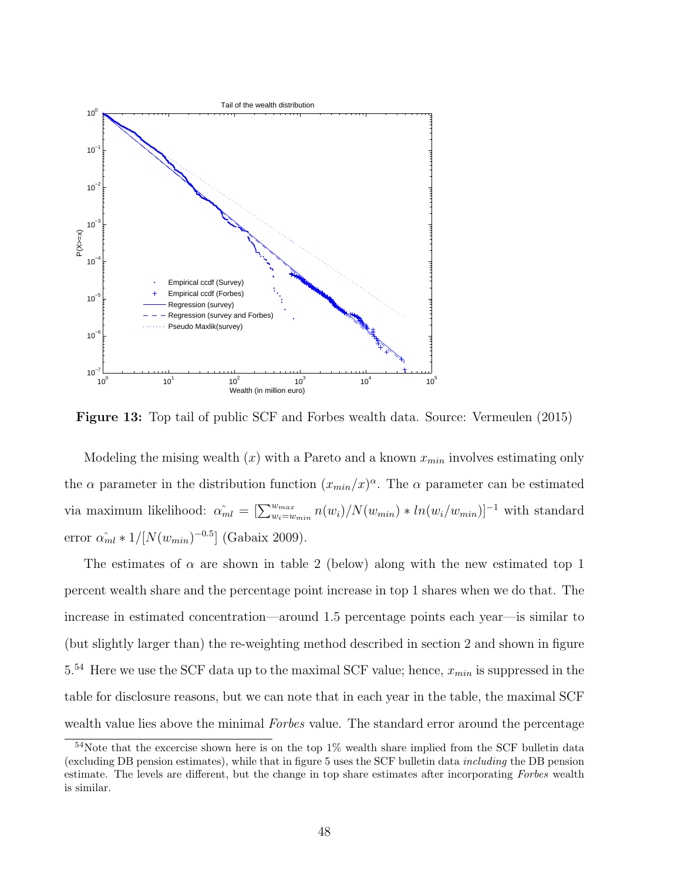**Figure 13:** Top tail of public SCF and Forbes wealth data. Source: Vermeulen (2015)

Modeling the mising wealth ($x$) with a Pareto and a known $x_{min}$ involves estimating only the $\alpha$ parameter in the distribution function $(x_{min}/x)^{\alpha}$. The $\alpha$ parameter can be estimated via maximum likelihood: $\hat{\alpha_{ml}} = [\sum_{w_i=w_{min}}^{w_{max}} n(w_i)/N(w_{min}) * ln(w_i/w_{min})]^{-1}$ with standard error $\hat{\alpha_{ml}} * 1/[N(w_{min})^{-0.5}]$ (Gabaix 2009).

The estimates of $\alpha$ are shown in table 2 (below) along with the new estimated top 1 percent wealth share and the percentage point increase in top 1 shares when we do that. The increase in estimated concentration—around 1.5 percentage points each year—is similar to (but slightly larger than) the re-weighting method described in section 2 and shown in figure 5.[54] Here we use the SCF data up to the maximal SCF value; hence, $x_{min}$ is suppressed in the table for disclosure reasons, but we can note that in each year in the table, the maximal SCF wealth value lies above the minimal *Forbes* value. The standard error around the percentage

[54] Note that the excercise shown here is on the top 1% wealth share implied from the SCF bulletin data (excluding DB pension estimates), while that in figure 5 uses the SCF bulletin data *including* the DB pension estimate. The levels are different, but the change in top share estimates after incorporating *Forbes* wealth is similar.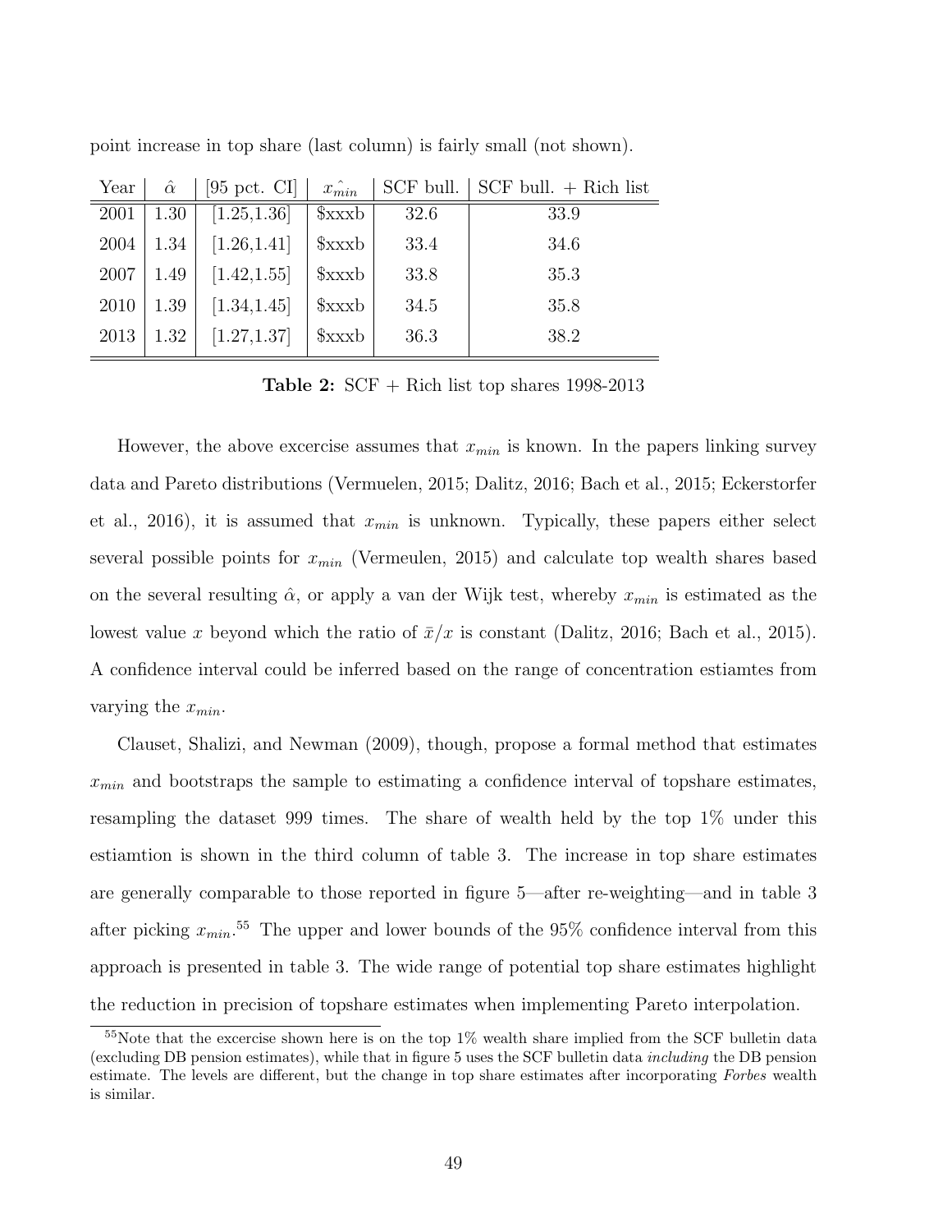point increase in top share (last column) is fairly small (not shown).

| Year | $\hat{\alpha}$ | [95 pct. CI] | $\hat{x_{min}}$ | SCF bull. | SCF bull. + Rich list |
|---|---|---|---|---|---|
| 2001 | 1.30 | [1.25,1.36] | $xxxb | 32.6 | 33.9 |
| 2004 | 1.34 | [1.26,1.41] | $xxxb | 33.4 | 34.6 |
| 2007 | 1.49 | [1.42,1.55] | $xxxb | 33.8 | 35.3 |
| 2010 | 1.39 | [1.34,1.45] | $xxxb | 34.5 | 35.8 |
| 2013 | 1.32 | [1.27,1.37] | $xxxb | 36.3 | 38.2 |

**Table 2:** SCF + Rich list top shares 1998-2013

However, the above excercise assumes that $x_{min}$ is known. In the papers linking survey data and Pareto distributions (Vermuelen, 2015; Dalitz, 2016; Bach et al., 2015; Eckerstorfer et al., 2016), it is assumed that $x_{min}$ is unknown. Typically, these papers either select several possible points for $x_{min}$ (Vermeulen, 2015) and calculate top wealth shares based on the several resulting $\hat{\alpha}$, or apply a van der Wijk test, whereby $x_{min}$ is estimated as the lowest value $x$ beyond which the ratio of $\bar{x}/x$ is constant (Dalitz, 2016; Bach et al., 2015). A confidence interval could be inferred based on the range of concentration estiamtes from varying the $x_{min}$.

Clauset, Shalizi, and Newman (2009), though, propose a formal method that estimates $x_{min}$ and bootstraps the sample to estimating a confidence interval of topshare estimates, resampling the dataset 999 times. The share of wealth held by the top 1% under this estiamtion is shown in the third column of table 3. The increase in top share estimates are generally comparable to those reported in figure 5—after re-weighting—and in table 3 after picking $x_{min}$.[55] The upper and lower bounds of the 95% confidence interval from this approach is presented in table 3. The wide range of potential top share estimates highlight the reduction in precision of topshare estimates when implementing Pareto interpolation.

[55]Note that the excercise shown here is on the top 1% wealth share implied from the SCF bulletin data (excluding DB pension estimates), while that in figure 5 uses the SCF bulletin data *including* the DB pension estimate. The levels are different, but the change in top share estimates after incorporating *Forbes* wealth is similar.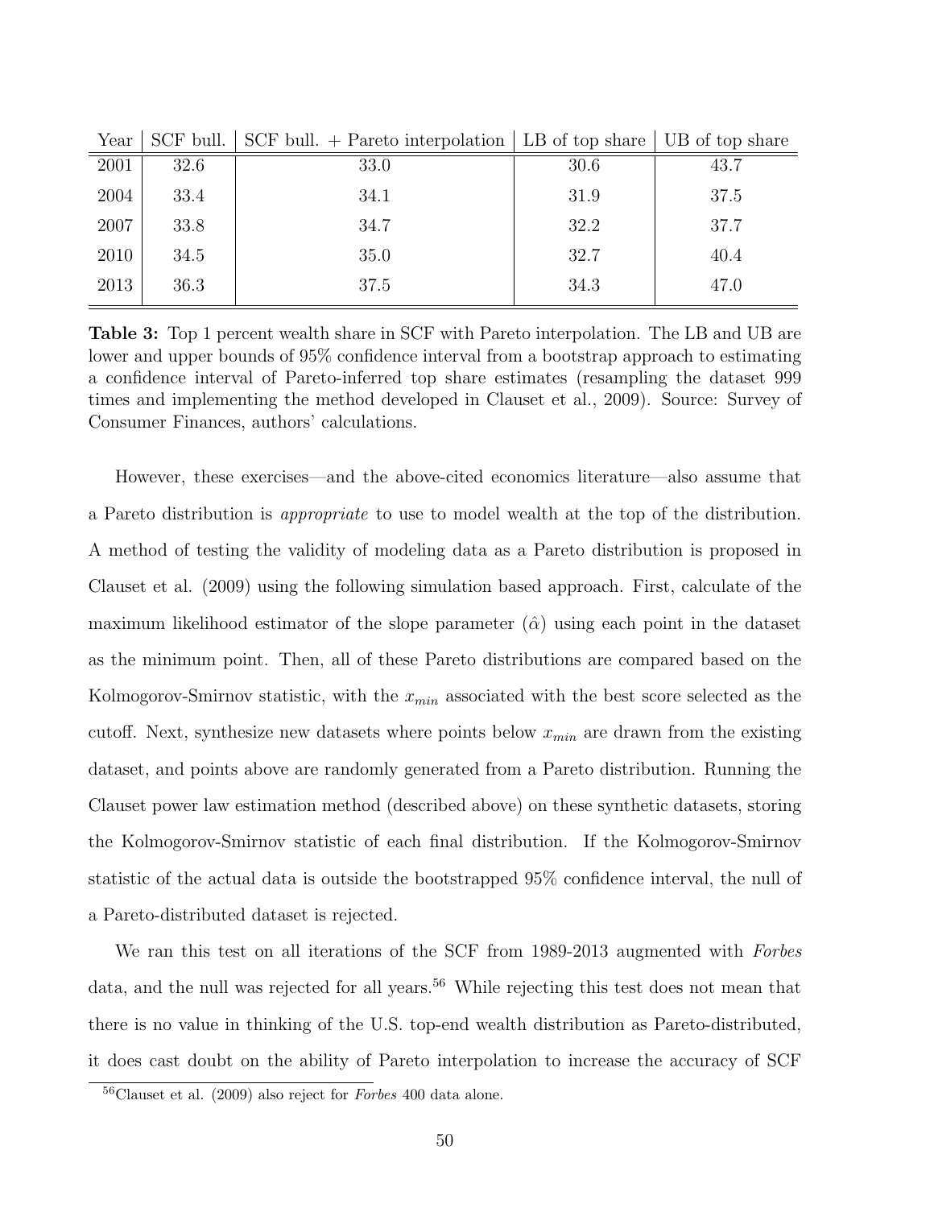| Year | SCF bull. | SCF bull. + Pareto interpolation | LB of top share | UB of top share |
|---|---|---|---|---|
| 2001 | 32.6 | 33.0 | 30.6 | 43.7 |
| 2004 | 33.4 | 34.1 | 31.9 | 37.5 |
| 2007 | 33.8 | 34.7 | 32.2 | 37.7 |
| 2010 | 34.5 | 35.0 | 32.7 | 40.4 |
| 2013 | 36.3 | 37.5 | 34.3 | 47.0 |

**Table 3:** Top 1 percent wealth share in SCF with Pareto interpolation. The LB and UB are lower and upper bounds of 95% confidence interval from a bootstrap approach to estimating a confidence interval of Pareto-inferred top share estimates (resampling the dataset 999 times and implementing the method developed in Clauset et al., 2009). Source: Survey of Consumer Finances, authors' calculations.

However, these exercises—and the above-cited economics literature—also assume that a Pareto distribution is *appropriate* to use to model wealth at the top of the distribution. A method of testing the validity of modeling data as a Pareto distribution is proposed in Clauset et al. (2009) using the following simulation based approach. First, calculate of the maximum likelihood estimator of the slope parameter ($\hat{\alpha}$) using each point in the dataset as the minimum point. Then, all of these Pareto distributions are compared based on the Kolmogorov-Smirnov statistic, with the $x_{min}$ associated with the best score selected as the cutoff. Next, synthesize new datasets where points below $x_{min}$ are drawn from the existing dataset, and points above are randomly generated from a Pareto distribution. Running the Clauset power law estimation method (described above) on these synthetic datasets, storing the Kolmogorov-Smirnov statistic of each final distribution. If the Kolmogorov-Smirnov statistic of the actual data is outside the bootstrapped 95% confidence interval, the null of a Pareto-distributed dataset is rejected.

We ran this test on all iterations of the SCF from 1989-2013 augmented with *Forbes* data, and the null was rejected for all years.[56] While rejecting this test does not mean that there is no value in thinking of the U.S. top-end wealth distribution as Pareto-distributed, it does cast doubt on the ability of Pareto interpolation to increase the accuracy of SCF

[56] Clauset et al. (2009) also reject for *Forbes* 400 data alone.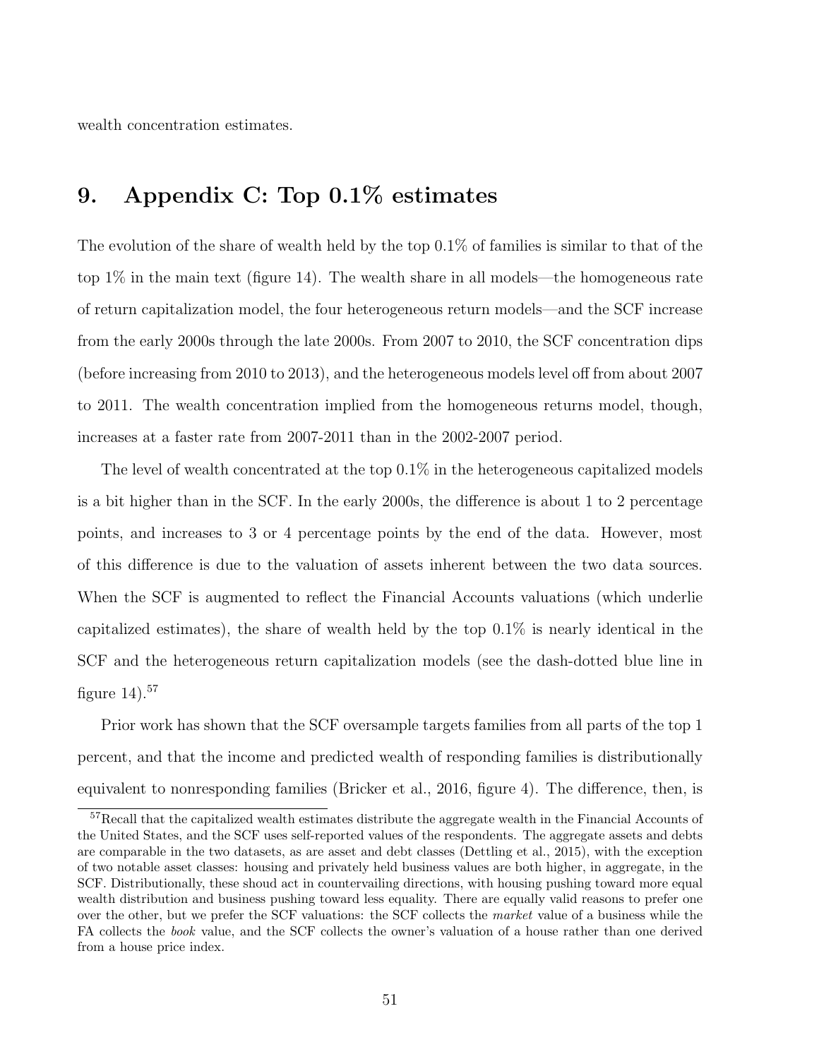wealth concentration estimates.

# 9. Appendix C: Top 0.1% estimates

The evolution of the share of wealth held by the top 0.1% of families is similar to that of the top 1% in the main text (figure 14). The wealth share in all models—the homogeneous rate of return capitalization model, the four heterogeneous return models—and the SCF increase from the early 2000s through the late 2000s. From 2007 to 2010, the SCF concentration dips (before increasing from 2010 to 2013), and the heterogeneous models level off from about 2007 to 2011. The wealth concentration implied from the homogeneous returns model, though, increases at a faster rate from 2007-2011 than in the 2002-2007 period.

The level of wealth concentrated at the top 0.1% in the heterogeneous capitalized models is a bit higher than in the SCF. In the early 2000s, the difference is about 1 to 2 percentage points, and increases to 3 or 4 percentage points by the end of the data. However, most of this difference is due to the valuation of assets inherent between the two data sources. When the SCF is augmented to reflect the Financial Accounts valuations (which underlie capitalized estimates), the share of wealth held by the top 0.1% is nearly identical in the SCF and the heterogeneous return capitalization models (see the dash-dotted blue line in figure 14).[57]

Prior work has shown that the SCF oversample targets families from all parts of the top 1 percent, and that the income and predicted wealth of responding families is distributionally equivalent to nonresponding families (Bricker et al., 2016, figure 4). The difference, then, is

[57]Recall that the capitalized wealth estimates distribute the aggregate wealth in the Financial Accounts of the United States, and the SCF uses self-reported values of the respondents. The aggregate assets and debts are comparable in the two datasets, as are asset and debt classes (Dettling et al., 2015), with the exception of two notable asset classes: housing and privately held business values are both higher, in aggregate, in the SCF. Distributionally, these shoud act in countervailing directions, with housing pushing toward more equal wealth distribution and business pushing toward less equality. There are equally valid reasons to prefer one over the other, but we prefer the SCF valuations: the SCF collects the *market* value of a business while the FA collects the *book* value, and the SCF collects the owner's valuation of a house rather than one derived from a house price index.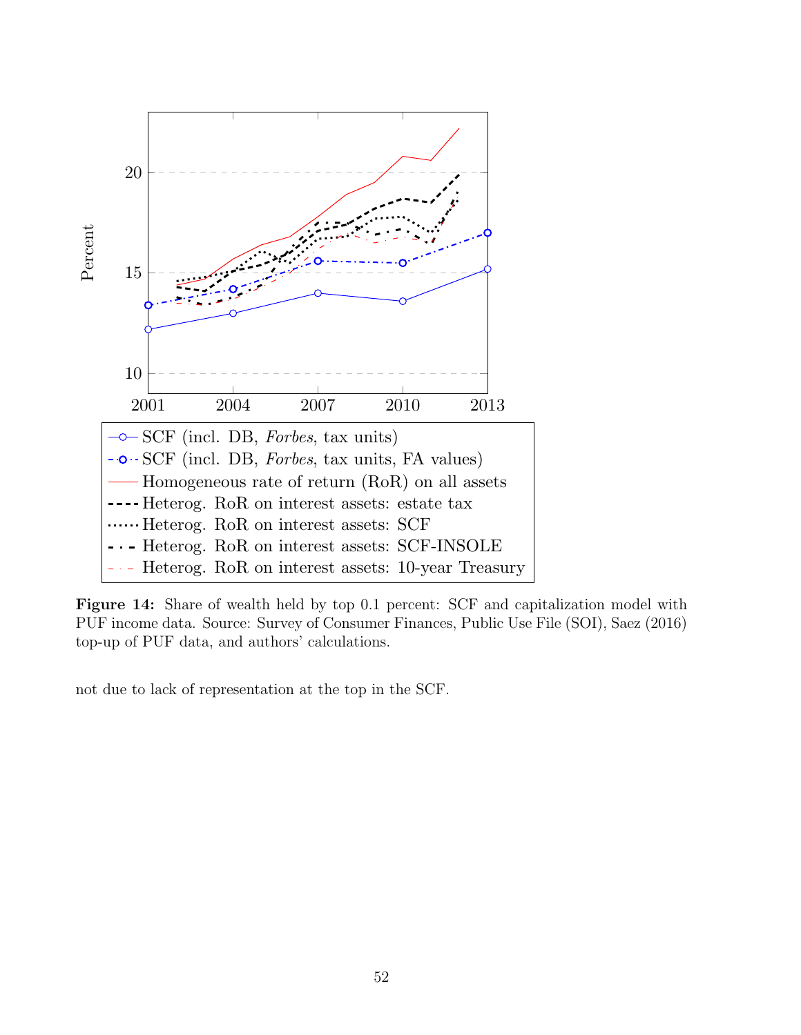Percent

20

15

10

2001

2004

2007

2010

2013

SCF (incl. DB, *Forbes*, tax units)

SCF (incl. DB, *Forbes*, tax units, FA values)

Homogeneous rate of return (RoR) on all assets

Heterog. RoR on interest assets: estate tax

Heterog. RoR on interest assets: SCF

Heterog. RoR on interest assets: SCF-INSOLE

Heterog. RoR on interest assets: 10-year Treasury

**Figure 14:** Share of wealth held by top 0.1 percent: SCF and capitalization model with PUF income data. Source: Survey of Consumer Finances, Public Use File (SOI), Saez (2016) top-up of PUF data, and authors' calculations.

not due to lack of representation at the top in the SCF.